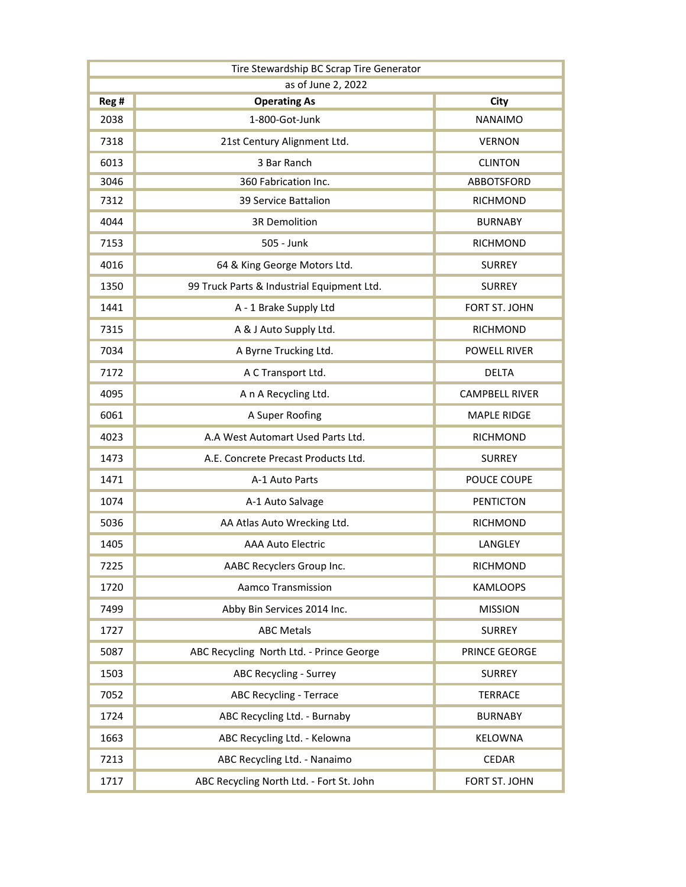| Tire Stewardship BC Scrap Tire Generator | | |
|---|---|---|
| as of June 2, 2022 | | |
| **Reg #** | **Operating As** | **City** |
| 2038 | 1-800-Got-Junk | NANAIMO |
| 7318 | 21st Century Alignment Ltd. | VERNON |
| 6013 | 3 Bar Ranch | CLINTON |
| 3046 | 360 Fabrication Inc. | ABBOTSFORD |
| 7312 | 39 Service Battalion | RICHMOND |
| 4044 | 3R Demolition | BURNABY |
| 7153 | 505 - Junk | RICHMOND |
| 4016 | 64 & King George Motors Ltd. | SURREY |
| 1350 | 99 Truck Parts & Industrial Equipment Ltd. | SURREY |
| 1441 | A - 1 Brake Supply Ltd | FORT ST. JOHN |
| 7315 | A & J Auto Supply Ltd. | RICHMOND |
| 7034 | A Byrne Trucking Ltd. | POWELL RIVER |
| 7172 | A C Transport Ltd. | DELTA |
| 4095 | A n A Recycling Ltd. | CAMPBELL RIVER |
| 6061 | A Super Roofing | MAPLE RIDGE |
| 4023 | A.A West Automart Used Parts Ltd. | RICHMOND |
| 1473 | A.E. Concrete Precast Products Ltd. | SURREY |
| 1471 | A-1 Auto Parts | POUCE COUPE |
| 1074 | A-1 Auto Salvage | PENTICTON |
| 5036 | AA Atlas Auto Wrecking Ltd. | RICHMOND |
| 1405 | AAA Auto Electric | LANGLEY |
| 7225 | AABC Recyclers Group Inc. | RICHMOND |
| 1720 | Aamco Transmission | KAMLOOPS |
| 7499 | Abby Bin Services 2014 Inc. | MISSION |
| 1727 | ABC Metals | SURREY |
| 5087 | ABC Recycling North Ltd. - Prince George | PRINCE GEORGE |
| 1503 | ABC Recycling - Surrey | SURREY |
| 7052 | ABC Recycling - Terrace | TERRACE |
| 1724 | ABC Recycling Ltd. - Burnaby | BURNABY |
| 1663 | ABC Recycling Ltd. - Kelowna | KELOWNA |
| 7213 | ABC Recycling Ltd. - Nanaimo | CEDAR |
| 1717 | ABC Recycling North Ltd. - Fort St. John | FORT ST. JOHN |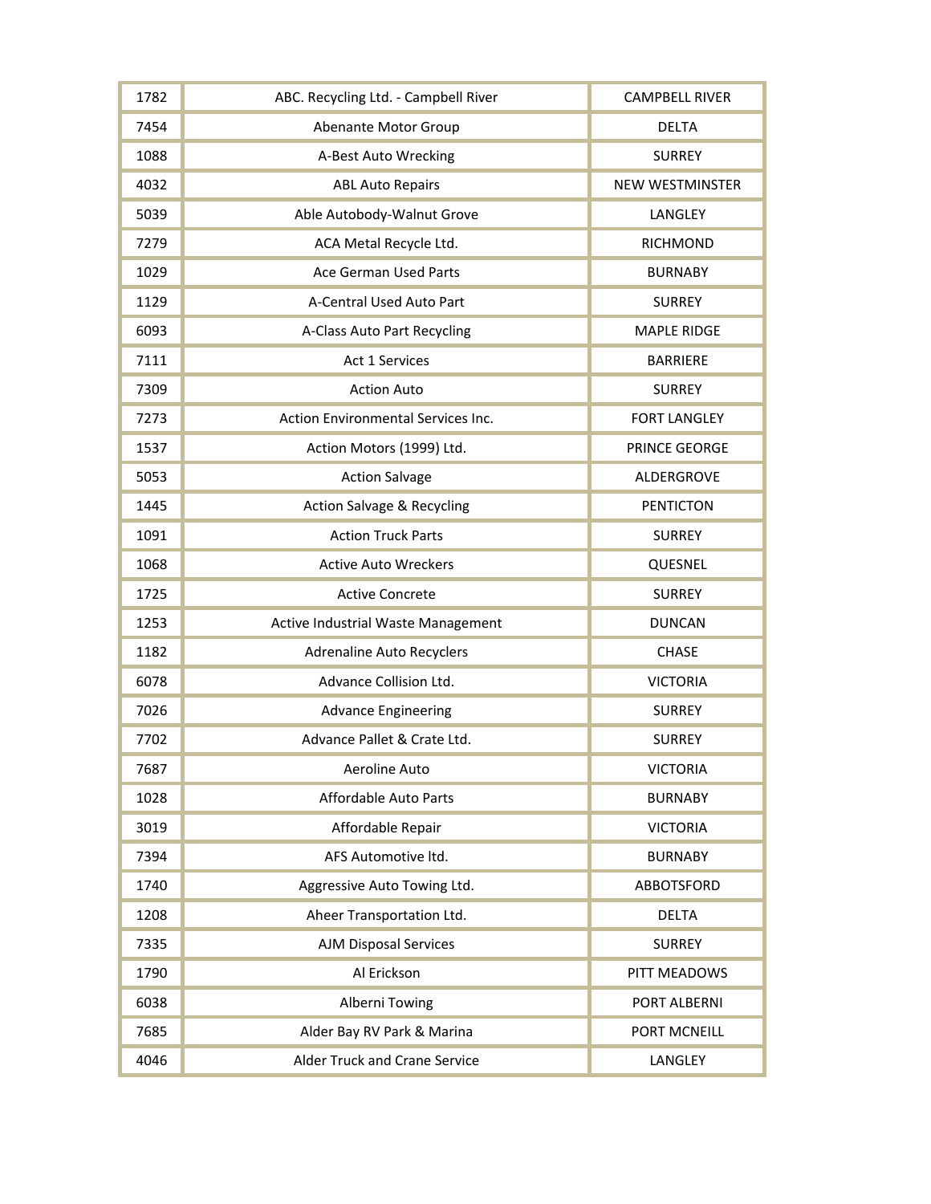| | | |
|---|---|---|
| 1782 | ABC. Recycling Ltd. - Campbell River | CAMPBELL RIVER |
| 7454 | Abenante Motor Group | DELTA |
| 1088 | A-Best Auto Wrecking | SURREY |
| 4032 | ABL Auto Repairs | NEW WESTMINSTER |
| 5039 | Able Autobody-Walnut Grove | LANGLEY |
| 7279 | ACA Metal Recycle Ltd. | RICHMOND |
| 1029 | Ace German Used Parts | BURNABY |
| 1129 | A-Central Used Auto Part | SURREY |
| 6093 | A-Class Auto Part Recycling | MAPLE RIDGE |
| 7111 | Act 1 Services | BARRIERE |
| 7309 | Action Auto | SURREY |
| 7273 | Action Environmental Services Inc. | FORT LANGLEY |
| 1537 | Action Motors (1999) Ltd. | PRINCE GEORGE |
| 5053 | Action Salvage | ALDERGROVE |
| 1445 | Action Salvage & Recycling | PENTICTON |
| 1091 | Action Truck Parts | SURREY |
| 1068 | Active Auto Wreckers | QUESNEL |
| 1725 | Active Concrete | SURREY |
| 1253 | Active Industrial Waste Management | DUNCAN |
| 1182 | Adrenaline Auto Recyclers | CHASE |
| 6078 | Advance Collision Ltd. | VICTORIA |
| 7026 | Advance Engineering | SURREY |
| 7702 | Advance Pallet & Crate Ltd. | SURREY |
| 7687 | Aeroline Auto | VICTORIA |
| 1028 | Affordable Auto Parts | BURNABY |
| 3019 | Affordable Repair | VICTORIA |
| 7394 | AFS Automotive ltd. | BURNABY |
| 1740 | Aggressive Auto Towing Ltd. | ABBOTSFORD |
| 1208 | Aheer Transportation Ltd. | DELTA |
| 7335 | AJM Disposal Services | SURREY |
| 1790 | Al Erickson | PITT MEADOWS |
| 6038 | Alberni Towing | PORT ALBERNI |
| 7685 | Alder Bay RV Park & Marina | PORT MCNEILL |
| 4046 | Alder Truck and Crane Service | LANGLEY |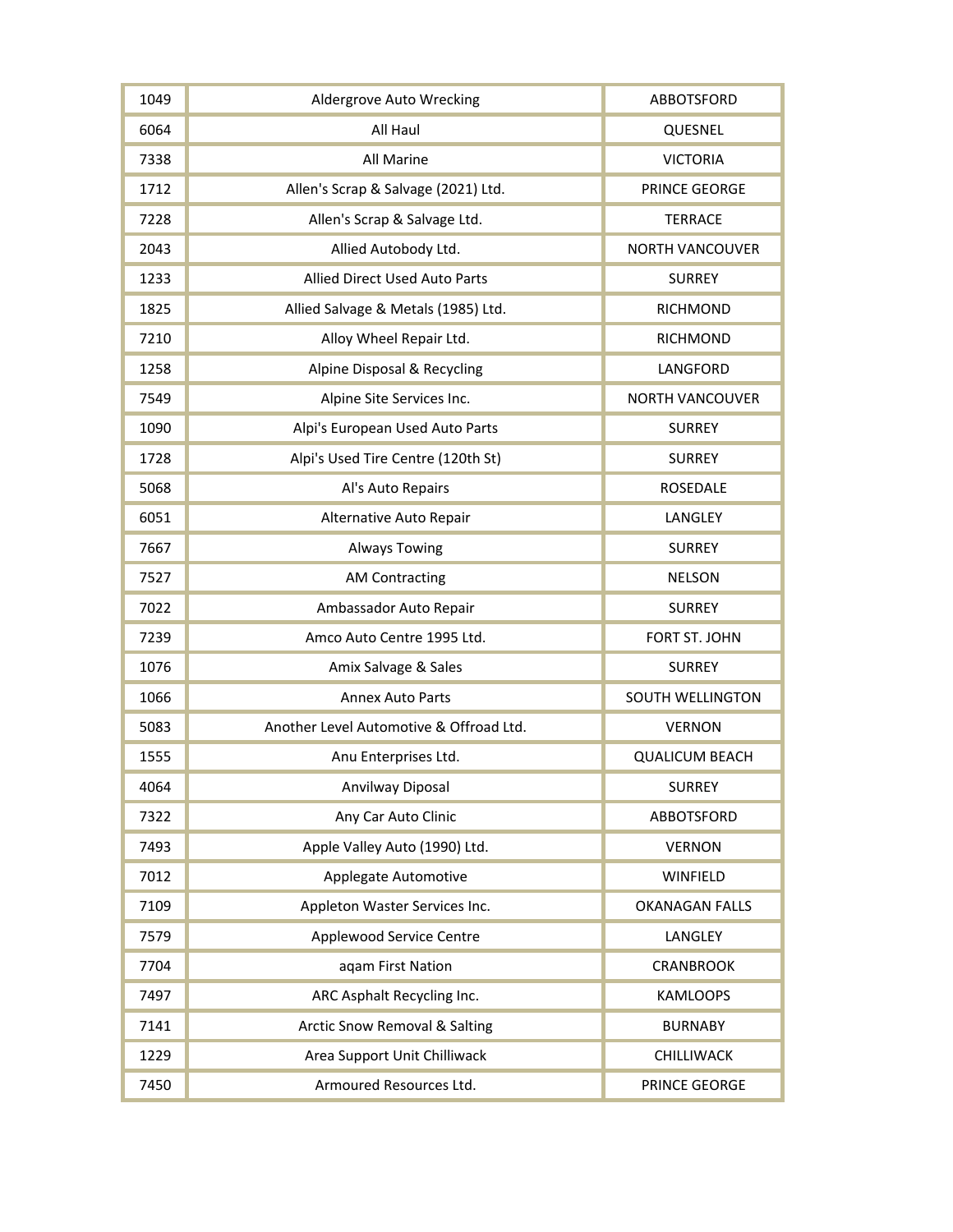| | | |
|---|---|---|
| 1049 | Aldergrove Auto Wrecking | ABBOTSFORD |
| 6064 | All Haul | QUESNEL |
| 7338 | All Marine | VICTORIA |
| 1712 | Allen's Scrap & Salvage (2021) Ltd. | PRINCE GEORGE |
| 7228 | Allen's Scrap & Salvage Ltd. | TERRACE |
| 2043 | Allied Autobody Ltd. | NORTH VANCOUVER |
| 1233 | Allied Direct Used Auto Parts | SURREY |
| 1825 | Allied Salvage & Metals (1985) Ltd. | RICHMOND |
| 7210 | Alloy Wheel Repair Ltd. | RICHMOND |
| 1258 | Alpine Disposal & Recycling | LANGFORD |
| 7549 | Alpine Site Services Inc. | NORTH VANCOUVER |
| 1090 | Alpi's European Used Auto Parts | SURREY |
| 1728 | Alpi's Used Tire Centre (120th St) | SURREY |
| 5068 | Al's Auto Repairs | ROSEDALE |
| 6051 | Alternative Auto Repair | LANGLEY |
| 7667 | Always Towing | SURREY |
| 7527 | AM Contracting | NELSON |
| 7022 | Ambassador Auto Repair | SURREY |
| 7239 | Amco Auto Centre 1995 Ltd. | FORT ST. JOHN |
| 1076 | Amix Salvage & Sales | SURREY |
| 1066 | Annex Auto Parts | SOUTH WELLINGTON |
| 5083 | Another Level Automotive & Offroad Ltd. | VERNON |
| 1555 | Anu Enterprises Ltd. | QUALICUM BEACH |
| 4064 | Anvilway Diposal | SURREY |
| 7322 | Any Car Auto Clinic | ABBOTSFORD |
| 7493 | Apple Valley Auto (1990) Ltd. | VERNON |
| 7012 | Applegate Automotive | WINFIELD |
| 7109 | Appleton Waster Services Inc. | OKANAGAN FALLS |
| 7579 | Applewood Service Centre | LANGLEY |
| 7704 | aqam First Nation | CRANBROOK |
| 7497 | ARC Asphalt Recycling Inc. | KAMLOOPS |
| 7141 | Arctic Snow Removal & Salting | BURNABY |
| 1229 | Area Support Unit Chilliwack | CHILLIWACK |
| 7450 | Armoured Resources Ltd. | PRINCE GEORGE |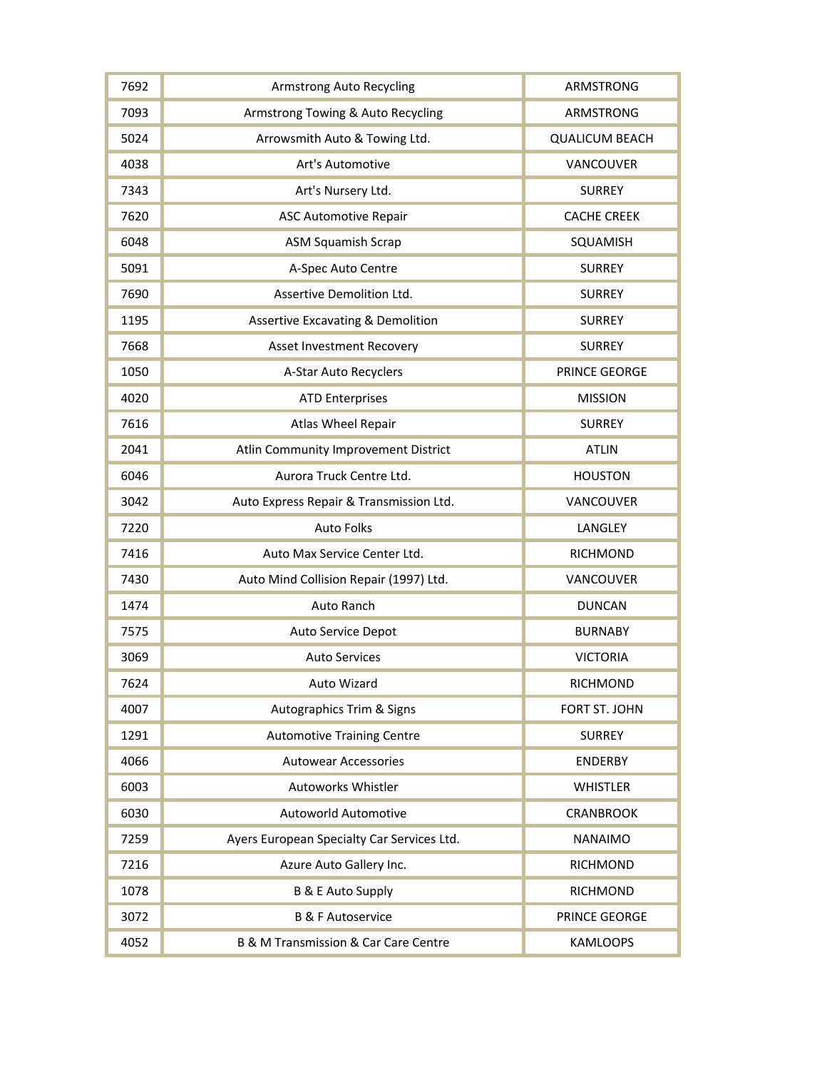| | | |
|---|---|---|
| 7692 | Armstrong Auto Recycling | ARMSTRONG |
| 7093 | Armstrong Towing & Auto Recycling | ARMSTRONG |
| 5024 | Arrowsmith Auto & Towing Ltd. | QUALICUM BEACH |
| 4038 | Art's Automotive | VANCOUVER |
| 7343 | Art's Nursery Ltd. | SURREY |
| 7620 | ASC Automotive Repair | CACHE CREEK |
| 6048 | ASM Squamish Scrap | SQUAMISH |
| 5091 | A-Spec Auto Centre | SURREY |
| 7690 | Assertive Demolition Ltd. | SURREY |
| 1195 | Assertive Excavating & Demolition | SURREY |
| 7668 | Asset Investment Recovery | SURREY |
| 1050 | A-Star Auto Recyclers | PRINCE GEORGE |
| 4020 | ATD Enterprises | MISSION |
| 7616 | Atlas Wheel Repair | SURREY |
| 2041 | Atlin Community Improvement District | ATLIN |
| 6046 | Aurora Truck Centre Ltd. | HOUSTON |
| 3042 | Auto Express Repair & Transmission Ltd. | VANCOUVER |
| 7220 | Auto Folks | LANGLEY |
| 7416 | Auto Max Service Center Ltd. | RICHMOND |
| 7430 | Auto Mind Collision Repair (1997) Ltd. | VANCOUVER |
| 1474 | Auto Ranch | DUNCAN |
| 7575 | Auto Service Depot | BURNABY |
| 3069 | Auto Services | VICTORIA |
| 7624 | Auto Wizard | RICHMOND |
| 4007 | Autographics Trim & Signs | FORT ST. JOHN |
| 1291 | Automotive Training Centre | SURREY |
| 4066 | Autowear Accessories | ENDERBY |
| 6003 | Autoworks Whistler | WHISTLER |
| 6030 | Autoworld Automotive | CRANBROOK |
| 7259 | Ayers European Specialty Car Services Ltd. | NANAIMO |
| 7216 | Azure Auto Gallery Inc. | RICHMOND |
| 1078 | B & E Auto Supply | RICHMOND |
| 3072 | B & F Autoservice | PRINCE GEORGE |
| 4052 | B & M Transmission & Car Care Centre | KAMLOOPS |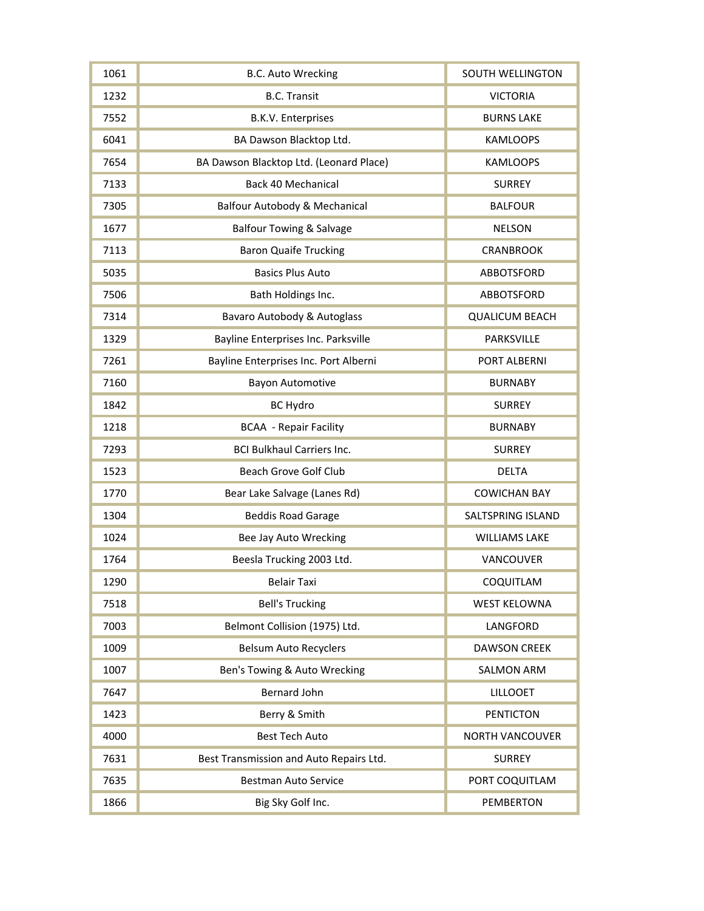| | | |
|---|---|---|
| 1061 | B.C. Auto Wrecking | SOUTH WELLINGTON |
| 1232 | B.C. Transit | VICTORIA |
| 7552 | B.K.V. Enterprises | BURNS LAKE |
| 6041 | BA Dawson Blacktop Ltd. | KAMLOOPS |
| 7654 | BA Dawson Blacktop Ltd. (Leonard Place) | KAMLOOPS |
| 7133 | Back 40 Mechanical | SURREY |
| 7305 | Balfour Autobody & Mechanical | BALFOUR |
| 1677 | Balfour Towing & Salvage | NELSON |
| 7113 | Baron Quaife Trucking | CRANBROOK |
| 5035 | Basics Plus Auto | ABBOTSFORD |
| 7506 | Bath Holdings Inc. | ABBOTSFORD |
| 7314 | Bavaro Autobody & Autoglass | QUALICUM BEACH |
| 1329 | Bayline Enterprises Inc. Parksville | PARKSVILLE |
| 7261 | Bayline Enterprises Inc. Port Alberni | PORT ALBERNI |
| 7160 | Bayon Automotive | BURNABY |
| 1842 | BC Hydro | SURREY |
| 1218 | BCAA - Repair Facility | BURNABY |
| 7293 | BCI Bulkhaul Carriers Inc. | SURREY |
| 1523 | Beach Grove Golf Club | DELTA |
| 1770 | Bear Lake Salvage (Lanes Rd) | COWICHAN BAY |
| 1304 | Beddis Road Garage | SALTSPRING ISLAND |
| 1024 | Bee Jay Auto Wrecking | WILLIAMS LAKE |
| 1764 | Beesla Trucking 2003 Ltd. | VANCOUVER |
| 1290 | Belair Taxi | COQUITLAM |
| 7518 | Bell's Trucking | WEST KELOWNA |
| 7003 | Belmont Collision (1975) Ltd. | LANGFORD |
| 1009 | Belsum Auto Recyclers | DAWSON CREEK |
| 1007 | Ben's Towing & Auto Wrecking | SALMON ARM |
| 7647 | Bernard John | LILLOOET |
| 1423 | Berry & Smith | PENTICTON |
| 4000 | Best Tech Auto | NORTH VANCOUVER |
| 7631 | Best Transmission and Auto Repairs Ltd. | SURREY |
| 7635 | Bestman Auto Service | PORT COQUITLAM |
| 1866 | Big Sky Golf Inc. | PEMBERTON |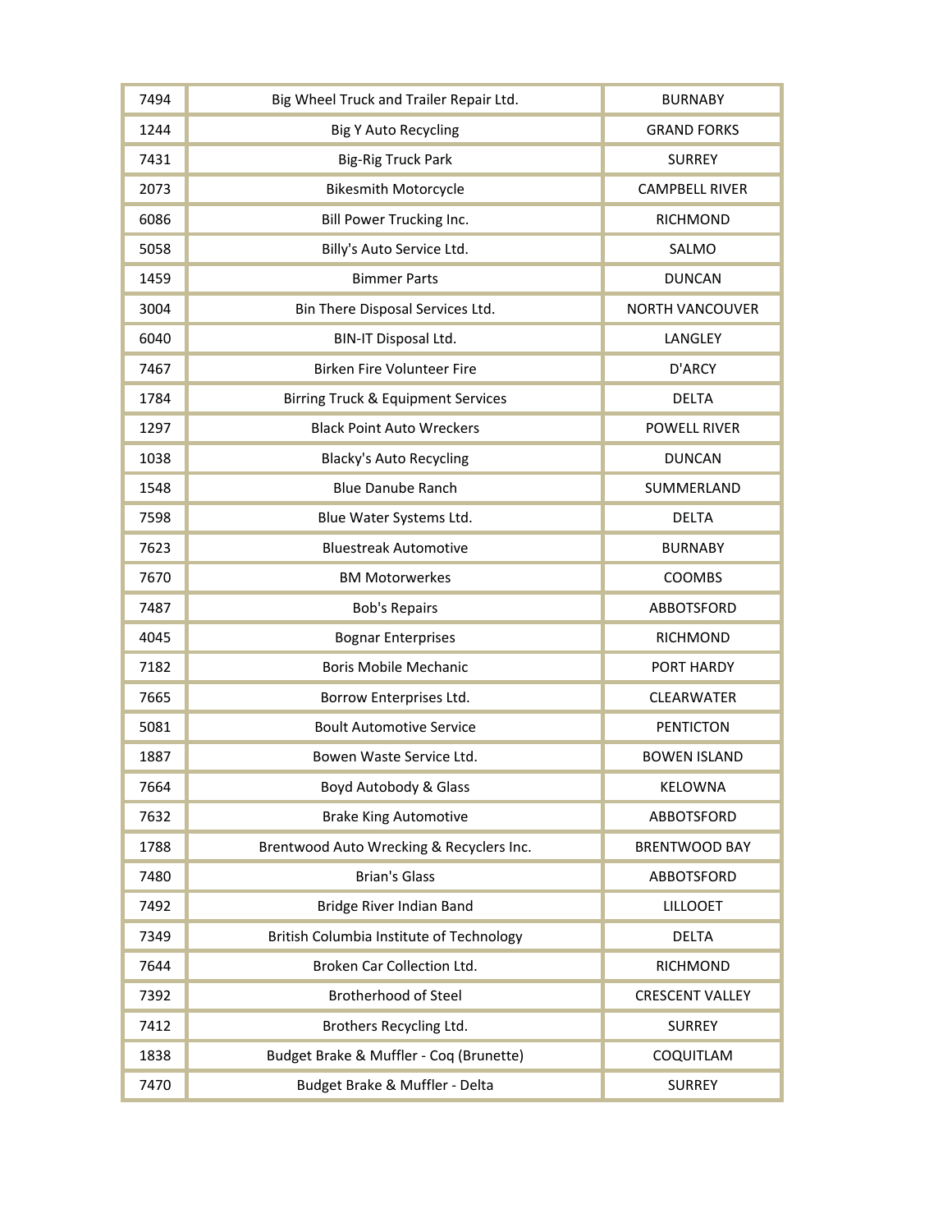| 7494 | Big Wheel Truck and Trailer Repair Ltd. | BURNABY |
|---|---|---|
| 1244 | Big Y Auto Recycling | GRAND FORKS |
| 7431 | Big-Rig Truck Park | SURREY |
| 2073 | Bikesmith Motorcycle | CAMPBELL RIVER |
| 6086 | Bill Power Trucking Inc. | RICHMOND |
| 5058 | Billy's Auto Service Ltd. | SALMO |
| 1459 | Bimmer Parts | DUNCAN |
| 3004 | Bin There Disposal Services Ltd. | NORTH VANCOUVER |
| 6040 | BIN-IT Disposal Ltd. | LANGLEY |
| 7467 | Birken Fire Volunteer Fire | D'ARCY |
| 1784 | Birring Truck & Equipment Services | DELTA |
| 1297 | Black Point Auto Wreckers | POWELL RIVER |
| 1038 | Blacky's Auto Recycling | DUNCAN |
| 1548 | Blue Danube Ranch | SUMMERLAND |
| 7598 | Blue Water Systems Ltd. | DELTA |
| 7623 | Bluestreak Automotive | BURNABY |
| 7670 | BM Motorwerkes | COOMBS |
| 7487 | Bob's Repairs | ABBOTSFORD |
| 4045 | Bognar Enterprises | RICHMOND |
| 7182 | Boris Mobile Mechanic | PORT HARDY |
| 7665 | Borrow Enterprises Ltd. | CLEARWATER |
| 5081 | Boult Automotive Service | PENTICTON |
| 1887 | Bowen Waste Service Ltd. | BOWEN ISLAND |
| 7664 | Boyd Autobody & Glass | KELOWNA |
| 7632 | Brake King Automotive | ABBOTSFORD |
| 1788 | Brentwood Auto Wrecking & Recyclers Inc. | BRENTWOOD BAY |
| 7480 | Brian's Glass | ABBOTSFORD |
| 7492 | Bridge River Indian Band | LILLOOET |
| 7349 | British Columbia Institute of Technology | DELTA |
| 7644 | Broken Car Collection Ltd. | RICHMOND |
| 7392 | Brotherhood of Steel | CRESCENT VALLEY |
| 7412 | Brothers Recycling Ltd. | SURREY |
| 1838 | Budget Brake & Muffler - Coq (Brunette) | COQUITLAM |
| 7470 | Budget Brake & Muffler - Delta | SURREY |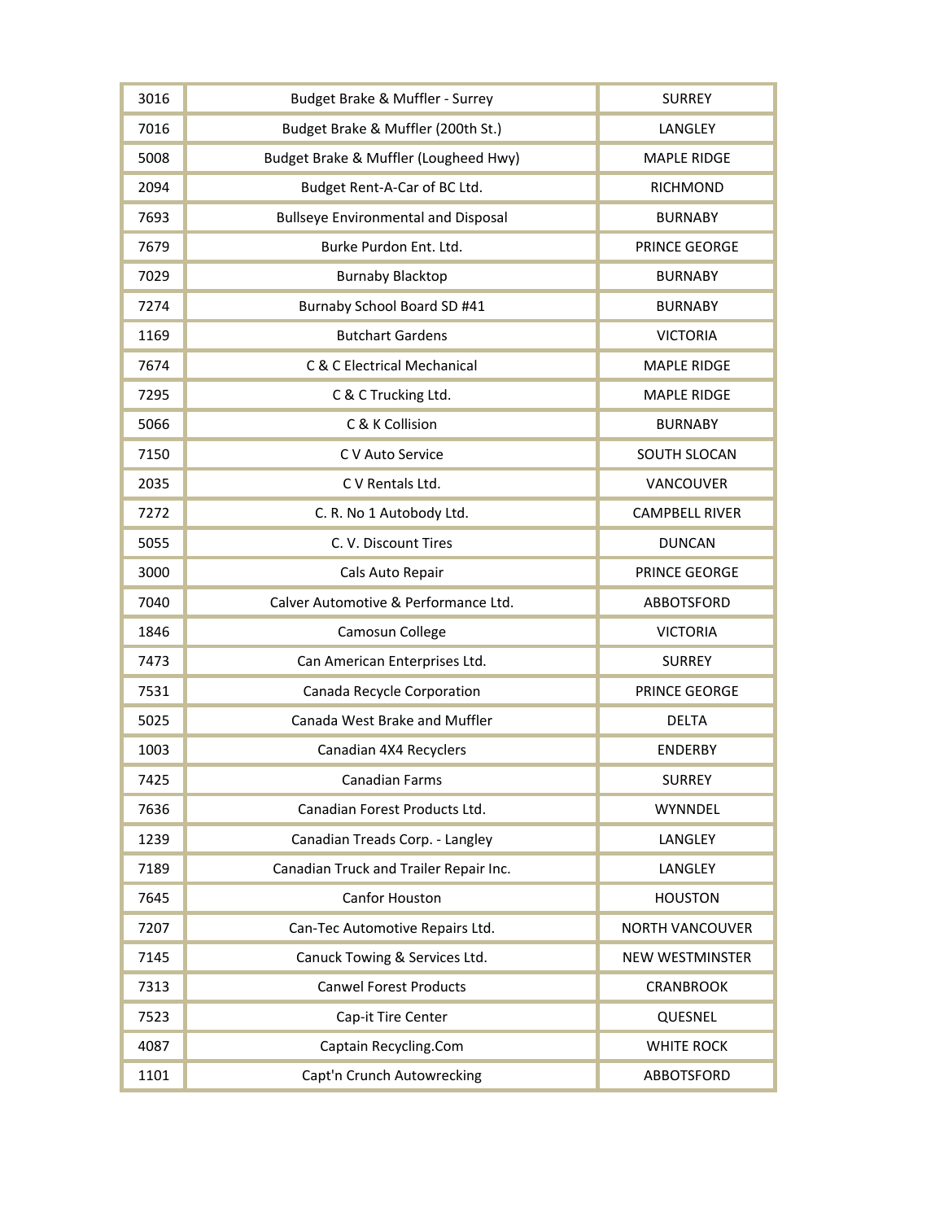| | | |
|---|---|---|
| 3016 | Budget Brake & Muffler - Surrey | SURREY |
| 7016 | Budget Brake & Muffler (200th St.) | LANGLEY |
| 5008 | Budget Brake & Muffler (Lougheed Hwy) | MAPLE RIDGE |
| 2094 | Budget Rent-A-Car of BC Ltd. | RICHMOND |
| 7693 | Bullseye Environmental and Disposal | BURNABY |
| 7679 | Burke Purdon Ent. Ltd. | PRINCE GEORGE |
| 7029 | Burnaby Blacktop | BURNABY |
| 7274 | Burnaby School Board SD #41 | BURNABY |
| 1169 | Butchart Gardens | VICTORIA |
| 7674 | C & C Electrical Mechanical | MAPLE RIDGE |
| 7295 | C & C Trucking Ltd. | MAPLE RIDGE |
| 5066 | C & K Collision | BURNABY |
| 7150 | C V Auto Service | SOUTH SLOCAN |
| 2035 | C V Rentals Ltd. | VANCOUVER |
| 7272 | C. R. No 1 Autobody Ltd. | CAMPBELL RIVER |
| 5055 | C. V. Discount Tires | DUNCAN |
| 3000 | Cals Auto Repair | PRINCE GEORGE |
| 7040 | Calver Automotive & Performance Ltd. | ABBOTSFORD |
| 1846 | Camosun College | VICTORIA |
| 7473 | Can American Enterprises Ltd. | SURREY |
| 7531 | Canada Recycle Corporation | PRINCE GEORGE |
| 5025 | Canada West Brake and Muffler | DELTA |
| 1003 | Canadian 4X4 Recyclers | ENDERBY |
| 7425 | Canadian Farms | SURREY |
| 7636 | Canadian Forest Products Ltd. | WYNNDEL |
| 1239 | Canadian Treads Corp. - Langley | LANGLEY |
| 7189 | Canadian Truck and Trailer Repair Inc. | LANGLEY |
| 7645 | Canfor Houston | HOUSTON |
| 7207 | Can-Tec Automotive Repairs Ltd. | NORTH VANCOUVER |
| 7145 | Canuck Towing & Services Ltd. | NEW WESTMINSTER |
| 7313 | Canwel Forest Products | CRANBROOK |
| 7523 | Cap-it Tire Center | QUESNEL |
| 4087 | Captain Recycling.Com | WHITE ROCK |
| 1101 | Capt'n Crunch Autowrecking | ABBOTSFORD |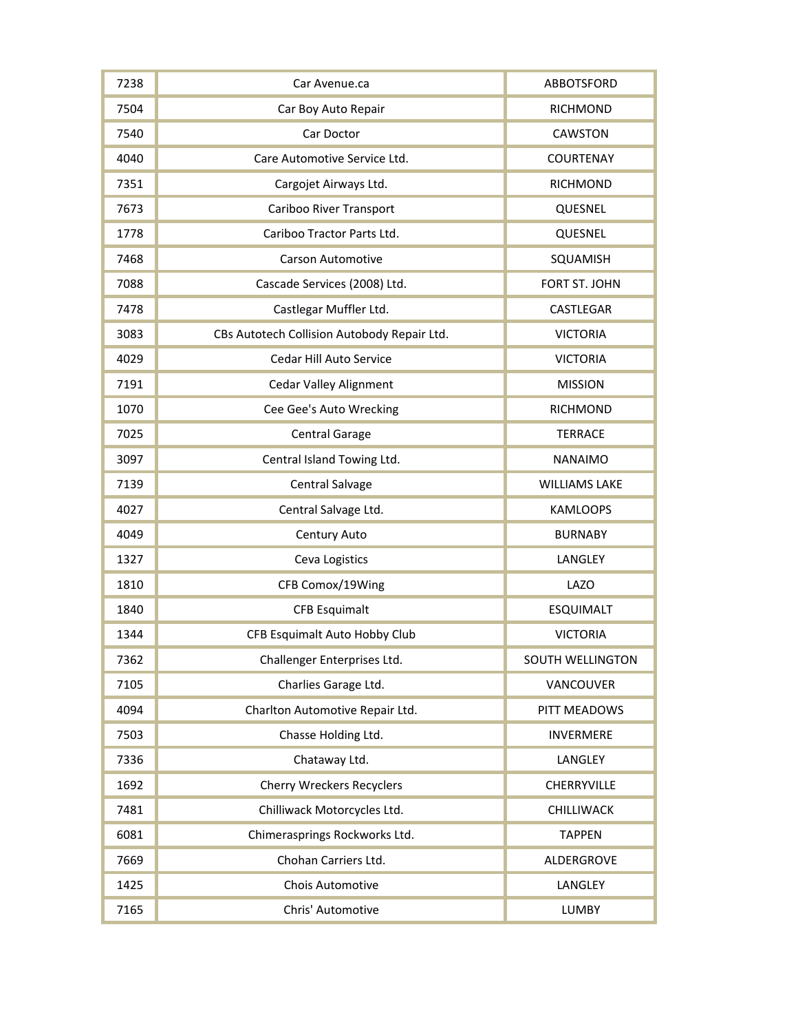| | | |
|---|---|---|
| 7238 | Car Avenue.ca | ABBOTSFORD |
| 7504 | Car Boy Auto Repair | RICHMOND |
| 7540 | Car Doctor | CAWSTON |
| 4040 | Care Automotive Service Ltd. | COURTENAY |
| 7351 | Cargojet Airways Ltd. | RICHMOND |
| 7673 | Cariboo River Transport | QUESNEL |
| 1778 | Cariboo Tractor Parts Ltd. | QUESNEL |
| 7468 | Carson Automotive | SQUAMISH |
| 7088 | Cascade Services (2008) Ltd. | FORT ST. JOHN |
| 7478 | Castlegar Muffler Ltd. | CASTLEGAR |
| 3083 | CBs Autotech Collision Autobody Repair Ltd. | VICTORIA |
| 4029 | Cedar Hill Auto Service | VICTORIA |
| 7191 | Cedar Valley Alignment | MISSION |
| 1070 | Cee Gee's Auto Wrecking | RICHMOND |
| 7025 | Central Garage | TERRACE |
| 3097 | Central Island Towing Ltd. | NANAIMO |
| 7139 | Central Salvage | WILLIAMS LAKE |
| 4027 | Central Salvage Ltd. | KAMLOOPS |
| 4049 | Century Auto | BURNABY |
| 1327 | Ceva Logistics | LANGLEY |
| 1810 | CFB Comox/19Wing | LAZO |
| 1840 | CFB Esquimalt | ESQUIMALT |
| 1344 | CFB Esquimalt Auto Hobby Club | VICTORIA |
| 7362 | Challenger Enterprises Ltd. | SOUTH WELLINGTON |
| 7105 | Charlies Garage Ltd. | VANCOUVER |
| 4094 | Charlton Automotive Repair Ltd. | PITT MEADOWS |
| 7503 | Chasse Holding Ltd. | INVERMERE |
| 7336 | Chataway Ltd. | LANGLEY |
| 1692 | Cherry Wreckers Recyclers | CHERRYVILLE |
| 7481 | Chilliwack Motorcycles Ltd. | CHILLIWACK |
| 6081 | Chimerasprings Rockworks Ltd. | TAPPEN |
| 7669 | Chohan Carriers Ltd. | ALDERGROVE |
| 1425 | Chois Automotive | LANGLEY |
| 7165 | Chris' Automotive | LUMBY |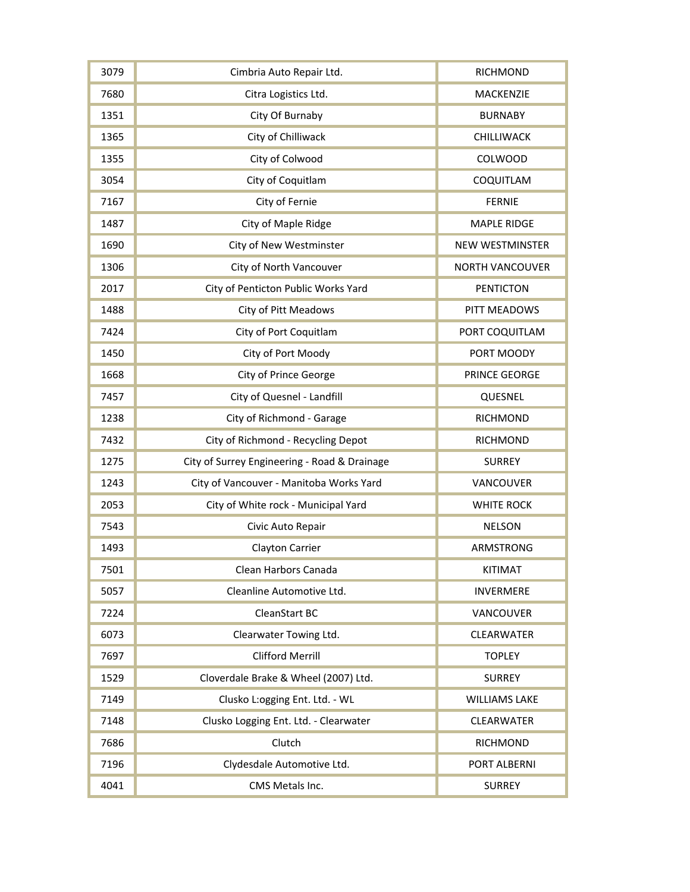| 3079 | Cimbria Auto Repair Ltd. | RICHMOND |
|---|---|---|
| 7680 | Citra Logistics Ltd. | MACKENZIE |
| 1351 | City Of Burnaby | BURNABY |
| 1365 | City of Chilliwack | CHILLIWACK |
| 1355 | City of Colwood | COLWOOD |
| 3054 | City of Coquitlam | COQUITLAM |
| 7167 | City of Fernie | FERNIE |
| 1487 | City of Maple Ridge | MAPLE RIDGE |
| 1690 | City of New Westminster | NEW WESTMINSTER |
| 1306 | City of North Vancouver | NORTH VANCOUVER |
| 2017 | City of Penticton Public Works Yard | PENTICTON |
| 1488 | City of Pitt Meadows | PITT MEADOWS |
| 7424 | City of Port Coquitlam | PORT COQUITLAM |
| 1450 | City of Port Moody | PORT MOODY |
| 1668 | City of Prince George | PRINCE GEORGE |
| 7457 | City of Quesnel - Landfill | QUESNEL |
| 1238 | City of Richmond - Garage | RICHMOND |
| 7432 | City of Richmond - Recycling Depot | RICHMOND |
| 1275 | City of Surrey Engineering - Road & Drainage | SURREY |
| 1243 | City of Vancouver - Manitoba Works Yard | VANCOUVER |
| 2053 | City of White rock - Municipal Yard | WHITE ROCK |
| 7543 | Civic Auto Repair | NELSON |
| 1493 | Clayton Carrier | ARMSTRONG |
| 7501 | Clean Harbors Canada | KITIMAT |
| 5057 | Cleanline Automotive Ltd. | INVERMERE |
| 7224 | CleanStart BC | VANCOUVER |
| 6073 | Clearwater Towing Ltd. | CLEARWATER |
| 7697 | Clifford Merrill | TOPLEY |
| 1529 | Cloverdale Brake & Wheel (2007) Ltd. | SURREY |
| 7149 | Clusko L:ogging Ent. Ltd. - WL | WILLIAMS LAKE |
| 7148 | Clusko Logging Ent. Ltd. - Clearwater | CLEARWATER |
| 7686 | Clutch | RICHMOND |
| 7196 | Clydesdale Automotive Ltd. | PORT ALBERNI |
| 4041 | CMS Metals Inc. | SURREY |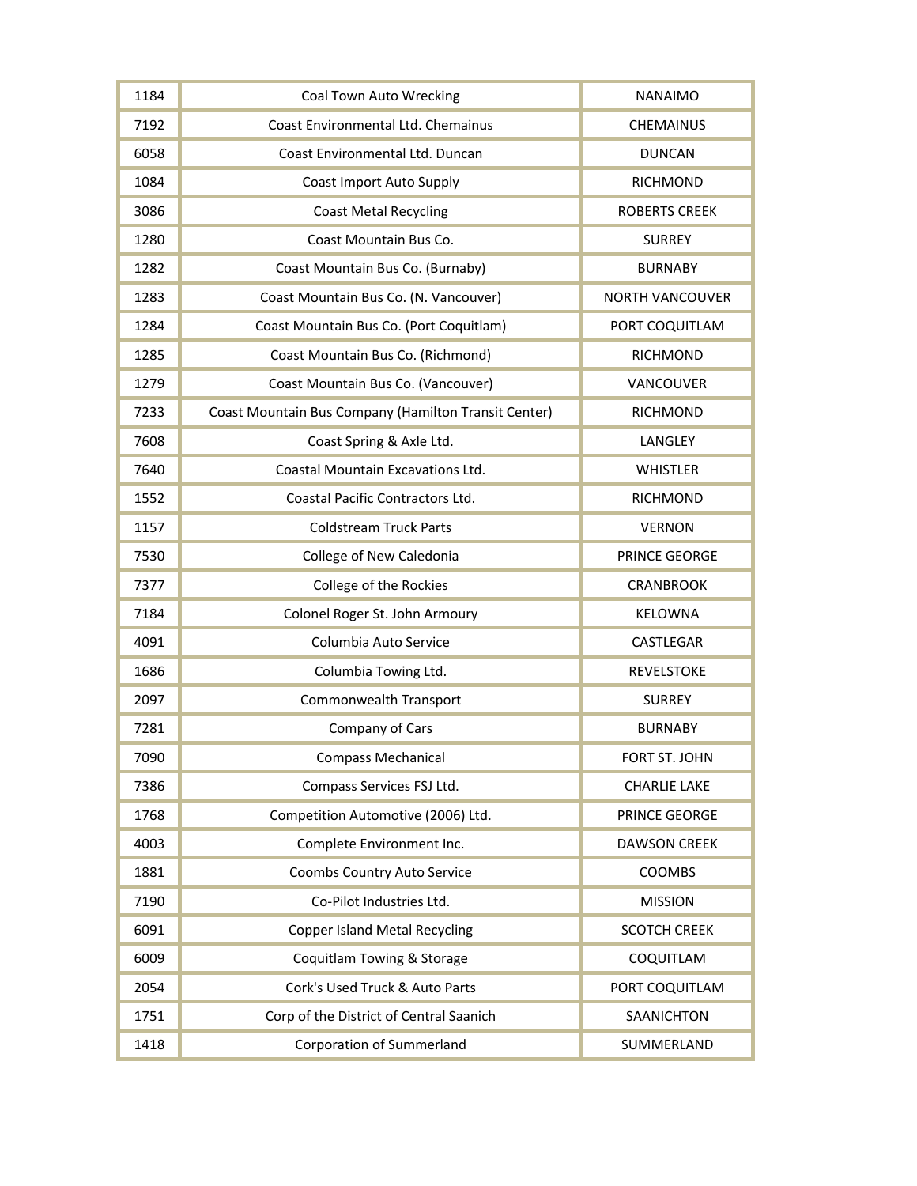| 1184 | Coal Town Auto Wrecking | NANAIMO |
|---|---|---|
| 7192 | Coast Environmental Ltd. Chemainus | CHEMAINUS |
| 6058 | Coast Environmental Ltd. Duncan | DUNCAN |
| 1084 | Coast Import Auto Supply | RICHMOND |
| 3086 | Coast Metal Recycling | ROBERTS CREEK |
| 1280 | Coast Mountain Bus Co. | SURREY |
| 1282 | Coast Mountain Bus Co. (Burnaby) | BURNABY |
| 1283 | Coast Mountain Bus Co. (N. Vancouver) | NORTH VANCOUVER |
| 1284 | Coast Mountain Bus Co. (Port Coquitlam) | PORT COQUITLAM |
| 1285 | Coast Mountain Bus Co. (Richmond) | RICHMOND |
| 1279 | Coast Mountain Bus Co. (Vancouver) | VANCOUVER |
| 7233 | Coast Mountain Bus Company (Hamilton Transit Center) | RICHMOND |
| 7608 | Coast Spring & Axle Ltd. | LANGLEY |
| 7640 | Coastal Mountain Excavations Ltd. | WHISTLER |
| 1552 | Coastal Pacific Contractors Ltd. | RICHMOND |
| 1157 | Coldstream Truck Parts | VERNON |
| 7530 | College of New Caledonia | PRINCE GEORGE |
| 7377 | College of the Rockies | CRANBROOK |
| 7184 | Colonel Roger St. John Armoury | KELOWNA |
| 4091 | Columbia Auto Service | CASTLEGAR |
| 1686 | Columbia Towing Ltd. | REVELSTOKE |
| 2097 | Commonwealth Transport | SURREY |
| 7281 | Company of Cars | BURNABY |
| 7090 | Compass Mechanical | FORT ST. JOHN |
| 7386 | Compass Services FSJ Ltd. | CHARLIE LAKE |
| 1768 | Competition Automotive (2006) Ltd. | PRINCE GEORGE |
| 4003 | Complete Environment Inc. | DAWSON CREEK |
| 1881 | Coombs Country Auto Service | COOMBS |
| 7190 | Co-Pilot Industries Ltd. | MISSION |
| 6091 | Copper Island Metal Recycling | SCOTCH CREEK |
| 6009 | Coquitlam Towing & Storage | COQUITLAM |
| 2054 | Cork's Used Truck & Auto Parts | PORT COQUITLAM |
| 1751 | Corp of the District of Central Saanich | SAANICHTON |
| 1418 | Corporation of Summerland | SUMMERLAND |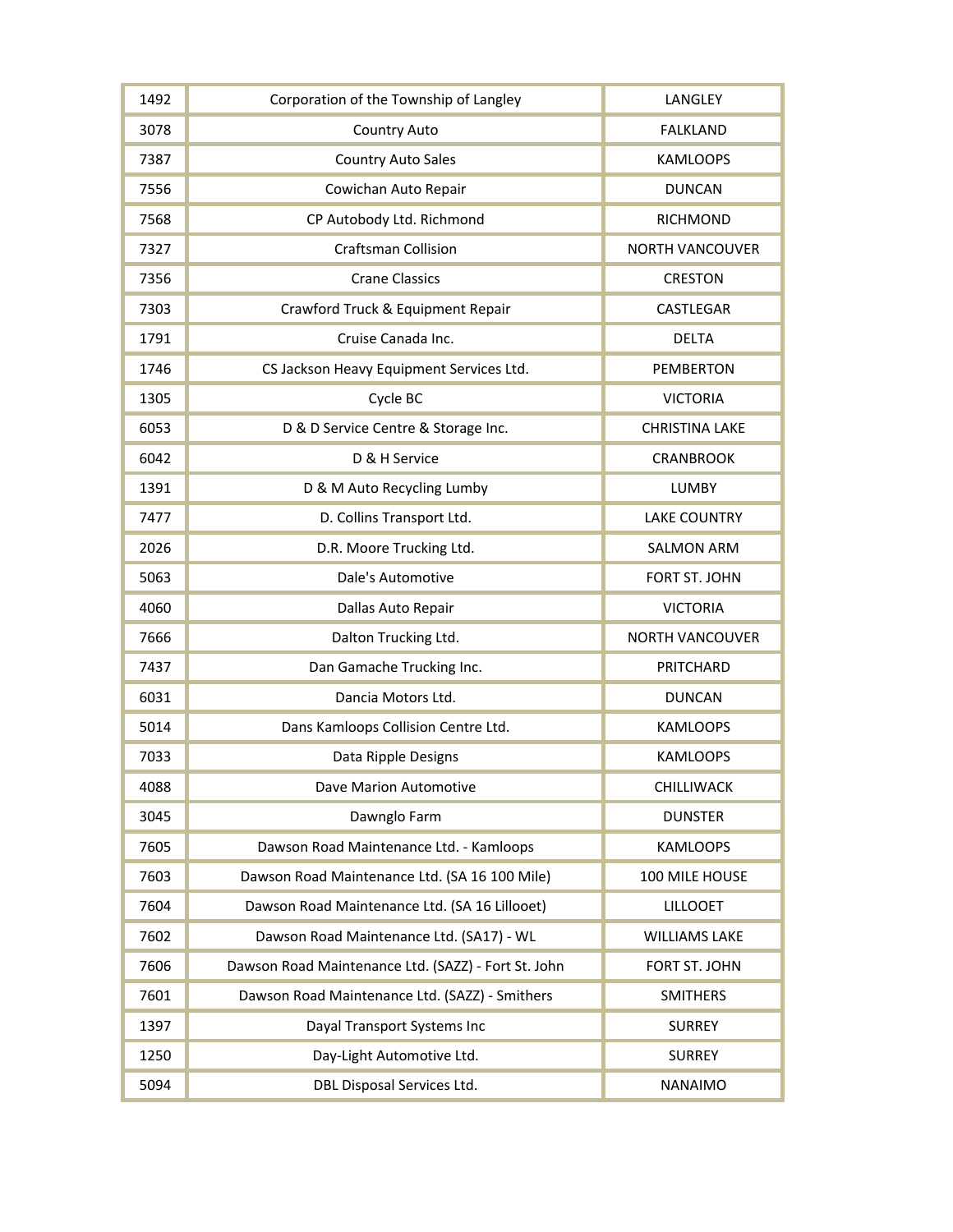| | | |
|---|---|---|
| 1492 | Corporation of the Township of Langley | LANGLEY |
| 3078 | Country Auto | FALKLAND |
| 7387 | Country Auto Sales | KAMLOOPS |
| 7556 | Cowichan Auto Repair | DUNCAN |
| 7568 | CP Autobody Ltd. Richmond | RICHMOND |
| 7327 | Craftsman Collision | NORTH VANCOUVER |
| 7356 | Crane Classics | CRESTON |
| 7303 | Crawford Truck & Equipment Repair | CASTLEGAR |
| 1791 | Cruise Canada Inc. | DELTA |
| 1746 | CS Jackson Heavy Equipment Services Ltd. | PEMBERTON |
| 1305 | Cycle BC | VICTORIA |
| 6053 | D & D Service Centre & Storage Inc. | CHRISTINA LAKE |
| 6042 | D & H Service | CRANBROOK |
| 1391 | D & M Auto Recycling Lumby | LUMBY |
| 7477 | D. Collins Transport Ltd. | LAKE COUNTRY |
| 2026 | D.R. Moore Trucking Ltd. | SALMON ARM |
| 5063 | Dale's Automotive | FORT ST. JOHN |
| 4060 | Dallas Auto Repair | VICTORIA |
| 7666 | Dalton Trucking Ltd. | NORTH VANCOUVER |
| 7437 | Dan Gamache Trucking Inc. | PRITCHARD |
| 6031 | Dancia Motors Ltd. | DUNCAN |
| 5014 | Dans Kamloops Collision Centre Ltd. | KAMLOOPS |
| 7033 | Data Ripple Designs | KAMLOOPS |
| 4088 | Dave Marion Automotive | CHILLIWACK |
| 3045 | Dawnglo Farm | DUNSTER |
| 7605 | Dawson Road Maintenance Ltd. - Kamloops | KAMLOOPS |
| 7603 | Dawson Road Maintenance Ltd. (SA 16 100 Mile) | 100 MILE HOUSE |
| 7604 | Dawson Road Maintenance Ltd. (SA 16 Lillooet) | LILLOOET |
| 7602 | Dawson Road Maintenance Ltd. (SA17) - WL | WILLIAMS LAKE |
| 7606 | Dawson Road Maintenance Ltd. (SAZZ) - Fort St. John | FORT ST. JOHN |
| 7601 | Dawson Road Maintenance Ltd. (SAZZ) - Smithers | SMITHERS |
| 1397 | Dayal Transport Systems Inc | SURREY |
| 1250 | Day-Light Automotive Ltd. | SURREY |
| 5094 | DBL Disposal Services Ltd. | NANAIMO |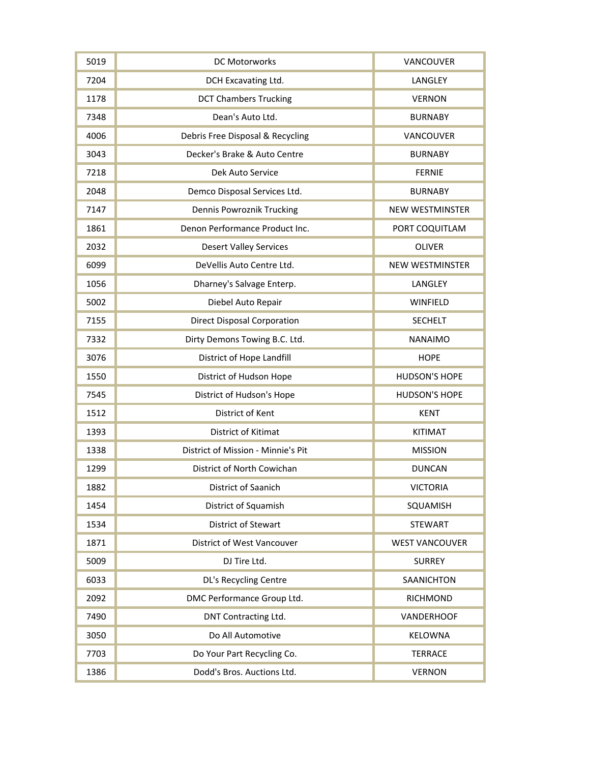| 5019 | DC Motorworks | VANCOUVER |
|---|---|---|
| 7204 | DCH Excavating Ltd. | LANGLEY |
| 1178 | DCT Chambers Trucking | VERNON |
| 7348 | Dean's Auto Ltd. | BURNABY |
| 4006 | Debris Free Disposal & Recycling | VANCOUVER |
| 3043 | Decker's Brake & Auto Centre | BURNABY |
| 7218 | Dek Auto Service | FERNIE |
| 2048 | Demco Disposal Services Ltd. | BURNABY |
| 7147 | Dennis Powroznik Trucking | NEW WESTMINSTER |
| 1861 | Denon Performance Product Inc. | PORT COQUITLAM |
| 2032 | Desert Valley Services | OLIVER |
| 6099 | DeVellis Auto Centre Ltd. | NEW WESTMINSTER |
| 1056 | Dharney's Salvage Enterp. | LANGLEY |
| 5002 | Diebel Auto Repair | WINFIELD |
| 7155 | Direct Disposal Corporation | SECHELT |
| 7332 | Dirty Demons Towing B.C. Ltd. | NANAIMO |
| 3076 | District of Hope Landfill | HOPE |
| 1550 | District of Hudson Hope | HUDSON'S HOPE |
| 7545 | District of Hudson's Hope | HUDSON'S HOPE |
| 1512 | District of Kent | KENT |
| 1393 | District of Kitimat | KITIMAT |
| 1338 | District of Mission - Minnie's Pit | MISSION |
| 1299 | District of North Cowichan | DUNCAN |
| 1882 | District of Saanich | VICTORIA |
| 1454 | District of Squamish | SQUAMISH |
| 1534 | District of Stewart | STEWART |
| 1871 | District of West Vancouver | WEST VANCOUVER |
| 5009 | DJ Tire Ltd. | SURREY |
| 6033 | DL's Recycling Centre | SAANICHTON |
| 2092 | DMC Performance Group Ltd. | RICHMOND |
| 7490 | DNT Contracting Ltd. | VANDERHOOF |
| 3050 | Do All Automotive | KELOWNA |
| 7703 | Do Your Part Recycling Co. | TERRACE |
| 1386 | Dodd's Bros. Auctions Ltd. | VERNON |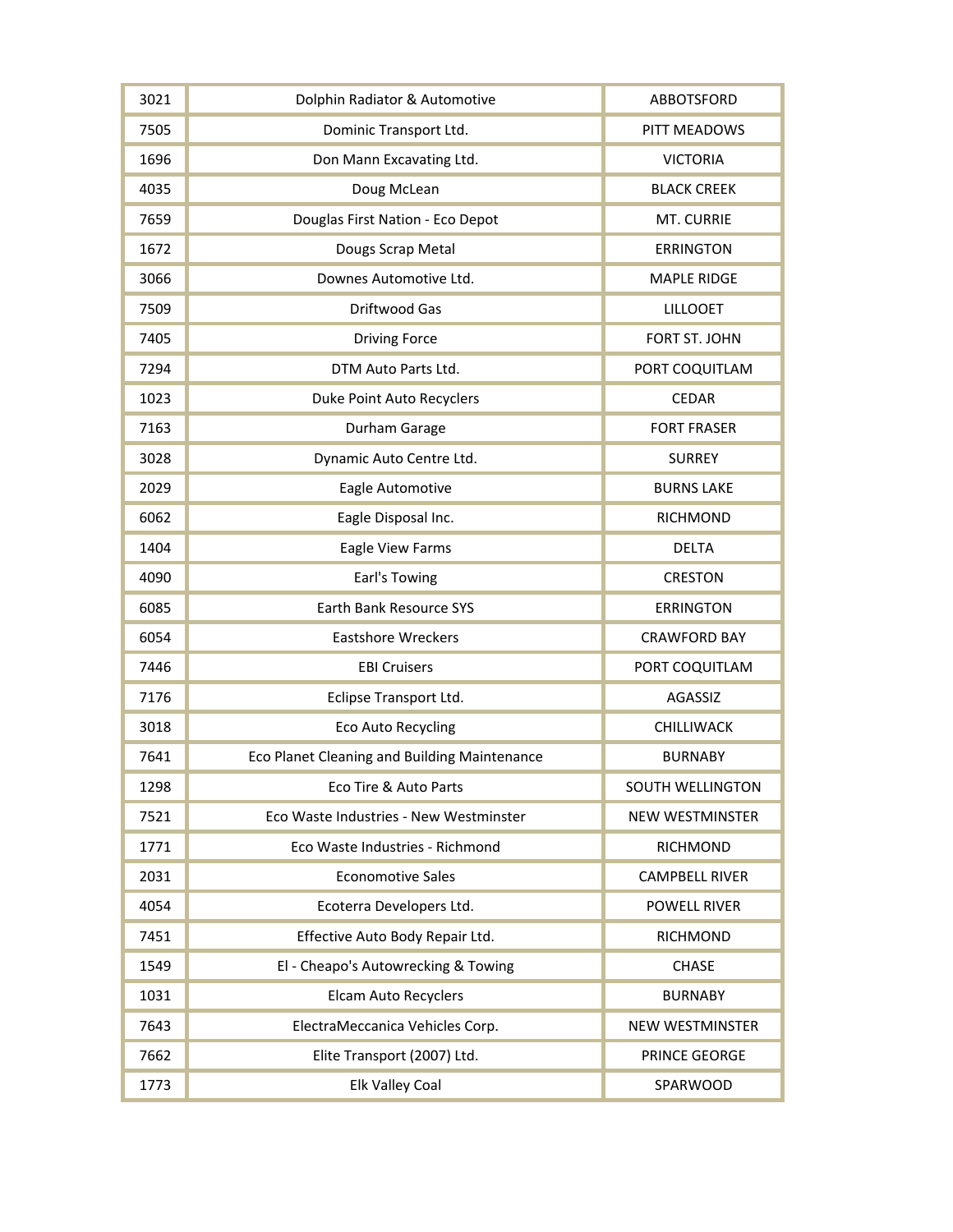| | | |
|---|---|---|
| 3021 | Dolphin Radiator & Automotive | ABBOTSFORD |
| 7505 | Dominic Transport Ltd. | PITT MEADOWS |
| 1696 | Don Mann Excavating Ltd. | VICTORIA |
| 4035 | Doug McLean | BLACK CREEK |
| 7659 | Douglas First Nation - Eco Depot | MT. CURRIE |
| 1672 | Dougs Scrap Metal | ERRINGTON |
| 3066 | Downes Automotive Ltd. | MAPLE RIDGE |
| 7509 | Driftwood Gas | LILLOOET |
| 7405 | Driving Force | FORT ST. JOHN |
| 7294 | DTM Auto Parts Ltd. | PORT COQUITLAM |
| 1023 | Duke Point Auto Recyclers | CEDAR |
| 7163 | Durham Garage | FORT FRASER |
| 3028 | Dynamic Auto Centre Ltd. | SURREY |
| 2029 | Eagle Automotive | BURNS LAKE |
| 6062 | Eagle Disposal Inc. | RICHMOND |
| 1404 | Eagle View Farms | DELTA |
| 4090 | Earl's Towing | CRESTON |
| 6085 | Earth Bank Resource SYS | ERRINGTON |
| 6054 | Eastshore Wreckers | CRAWFORD BAY |
| 7446 | EBI Cruisers | PORT COQUITLAM |
| 7176 | Eclipse Transport Ltd. | AGASSIZ |
| 3018 | Eco Auto Recycling | CHILLIWACK |
| 7641 | Eco Planet Cleaning and Building Maintenance | BURNABY |
| 1298 | Eco Tire & Auto Parts | SOUTH WELLINGTON |
| 7521 | Eco Waste Industries - New Westminster | NEW WESTMINSTER |
| 1771 | Eco Waste Industries - Richmond | RICHMOND |
| 2031 | Economotive Sales | CAMPBELL RIVER |
| 4054 | Ecoterra Developers Ltd. | POWELL RIVER |
| 7451 | Effective Auto Body Repair Ltd. | RICHMOND |
| 1549 | El - Cheapo's Autowrecking & Towing | CHASE |
| 1031 | Elcam Auto Recyclers | BURNABY |
| 7643 | ElectraMeccanica Vehicles Corp. | NEW WESTMINSTER |
| 7662 | Elite Transport (2007) Ltd. | PRINCE GEORGE |
| 1773 | Elk Valley Coal | SPARWOOD |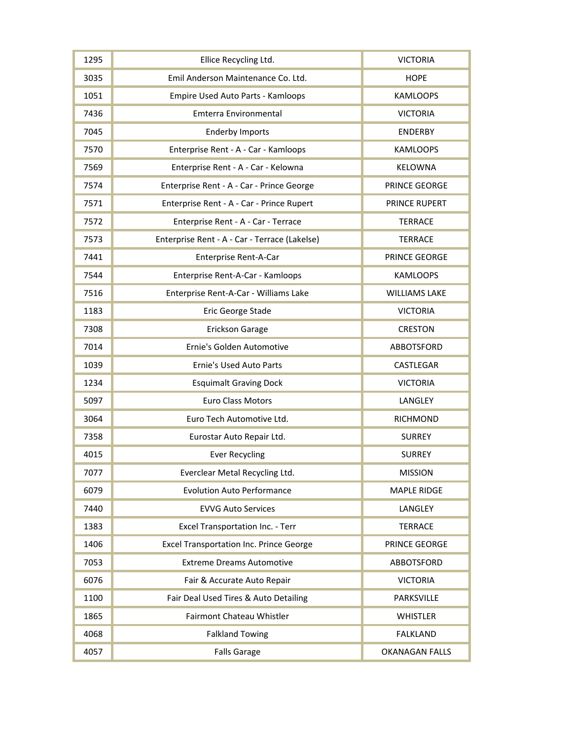| | | |
|---|---|---|
| 1295 | Ellice Recycling Ltd. | VICTORIA |
| 3035 | Emil Anderson Maintenance Co. Ltd. | HOPE |
| 1051 | Empire Used Auto Parts - Kamloops | KAMLOOPS |
| 7436 | Emterra Environmental | VICTORIA |
| 7045 | Enderby Imports | ENDERBY |
| 7570 | Enterprise Rent - A - Car - Kamloops | KAMLOOPS |
| 7569 | Enterprise Rent - A - Car - Kelowna | KELOWNA |
| 7574 | Enterprise Rent - A - Car - Prince George | PRINCE GEORGE |
| 7571 | Enterprise Rent - A - Car - Prince Rupert | PRINCE RUPERT |
| 7572 | Enterprise Rent - A - Car - Terrace | TERRACE |
| 7573 | Enterprise Rent - A - Car - Terrace (Lakelse) | TERRACE |
| 7441 | Enterprise Rent-A-Car | PRINCE GEORGE |
| 7544 | Enterprise Rent-A-Car - Kamloops | KAMLOOPS |
| 7516 | Enterprise Rent-A-Car - Williams Lake | WILLIAMS LAKE |
| 1183 | Eric George Stade | VICTORIA |
| 7308 | Erickson Garage | CRESTON |
| 7014 | Ernie's Golden Automotive | ABBOTSFORD |
| 1039 | Ernie's Used Auto Parts | CASTLEGAR |
| 1234 | Esquimalt Graving Dock | VICTORIA |
| 5097 | Euro Class Motors | LANGLEY |
| 3064 | Euro Tech Automotive Ltd. | RICHMOND |
| 7358 | Eurostar Auto Repair Ltd. | SURREY |
| 4015 | Ever Recycling | SURREY |
| 7077 | Everclear Metal Recycling Ltd. | MISSION |
| 6079 | Evolution Auto Performance | MAPLE RIDGE |
| 7440 | EVVG Auto Services | LANGLEY |
| 1383 | Excel Transportation Inc. - Terr | TERRACE |
| 1406 | Excel Transportation Inc. Prince George | PRINCE GEORGE |
| 7053 | Extreme Dreams Automotive | ABBOTSFORD |
| 6076 | Fair & Accurate Auto Repair | VICTORIA |
| 1100 | Fair Deal Used Tires & Auto Detailing | PARKSVILLE |
| 1865 | Fairmont Chateau Whistler | WHISTLER |
| 4068 | Falkland Towing | FALKLAND |
| 4057 | Falls Garage | OKANAGAN FALLS |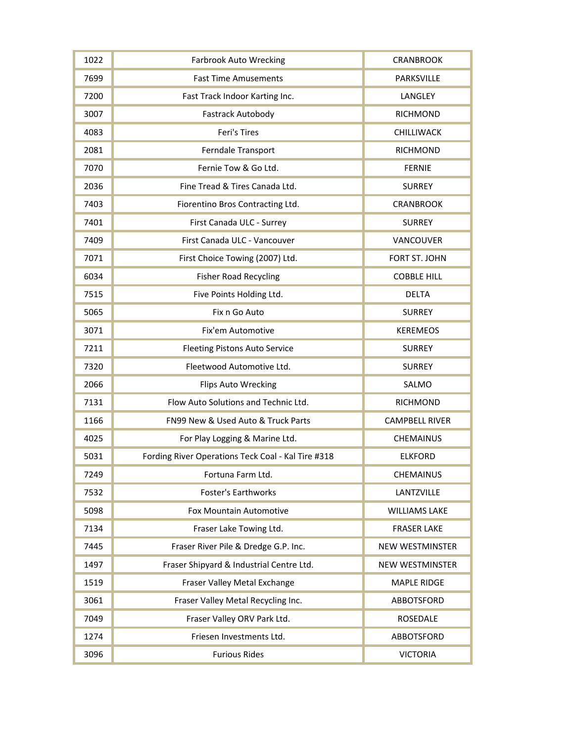| | | |
|---|---|---|
| 1022 | Farbrook Auto Wrecking | CRANBROOK |
| 7699 | Fast Time Amusements | PARKSVILLE |
| 7200 | Fast Track Indoor Karting Inc. | LANGLEY |
| 3007 | Fastrack Autobody | RICHMOND |
| 4083 | Feri's Tires | CHILLIWACK |
| 2081 | Ferndale Transport | RICHMOND |
| 7070 | Fernie Tow & Go Ltd. | FERNIE |
| 2036 | Fine Tread & Tires Canada Ltd. | SURREY |
| 7403 | Fiorentino Bros Contracting Ltd. | CRANBROOK |
| 7401 | First Canada ULC - Surrey | SURREY |
| 7409 | First Canada ULC - Vancouver | VANCOUVER |
| 7071 | First Choice Towing (2007) Ltd. | FORT ST. JOHN |
| 6034 | Fisher Road Recycling | COBBLE HILL |
| 7515 | Five Points Holding Ltd. | DELTA |
| 5065 | Fix n Go Auto | SURREY |
| 3071 | Fix'em Automotive | KEREMEOS |
| 7211 | Fleeting Pistons Auto Service | SURREY |
| 7320 | Fleetwood Automotive Ltd. | SURREY |
| 2066 | Flips Auto Wrecking | SALMO |
| 7131 | Flow Auto Solutions and Technic Ltd. | RICHMOND |
| 1166 | FN99 New & Used Auto & Truck Parts | CAMPBELL RIVER |
| 4025 | For Play Logging & Marine Ltd. | CHEMAINUS |
| 5031 | Fording River Operations Teck Coal - Kal Tire #318 | ELKFORD |
| 7249 | Fortuna Farm Ltd. | CHEMAINUS |
| 7532 | Foster's Earthworks | LANTZVILLE |
| 5098 | Fox Mountain Automotive | WILLIAMS LAKE |
| 7134 | Fraser Lake Towing Ltd. | FRASER LAKE |
| 7445 | Fraser River Pile & Dredge G.P. Inc. | NEW WESTMINSTER |
| 1497 | Fraser Shipyard & Industrial Centre Ltd. | NEW WESTMINSTER |
| 1519 | Fraser Valley Metal Exchange | MAPLE RIDGE |
| 3061 | Fraser Valley Metal Recycling Inc. | ABBOTSFORD |
| 7049 | Fraser Valley ORV Park Ltd. | ROSEDALE |
| 1274 | Friesen Investments Ltd. | ABBOTSFORD |
| 3096 | Furious Rides | VICTORIA |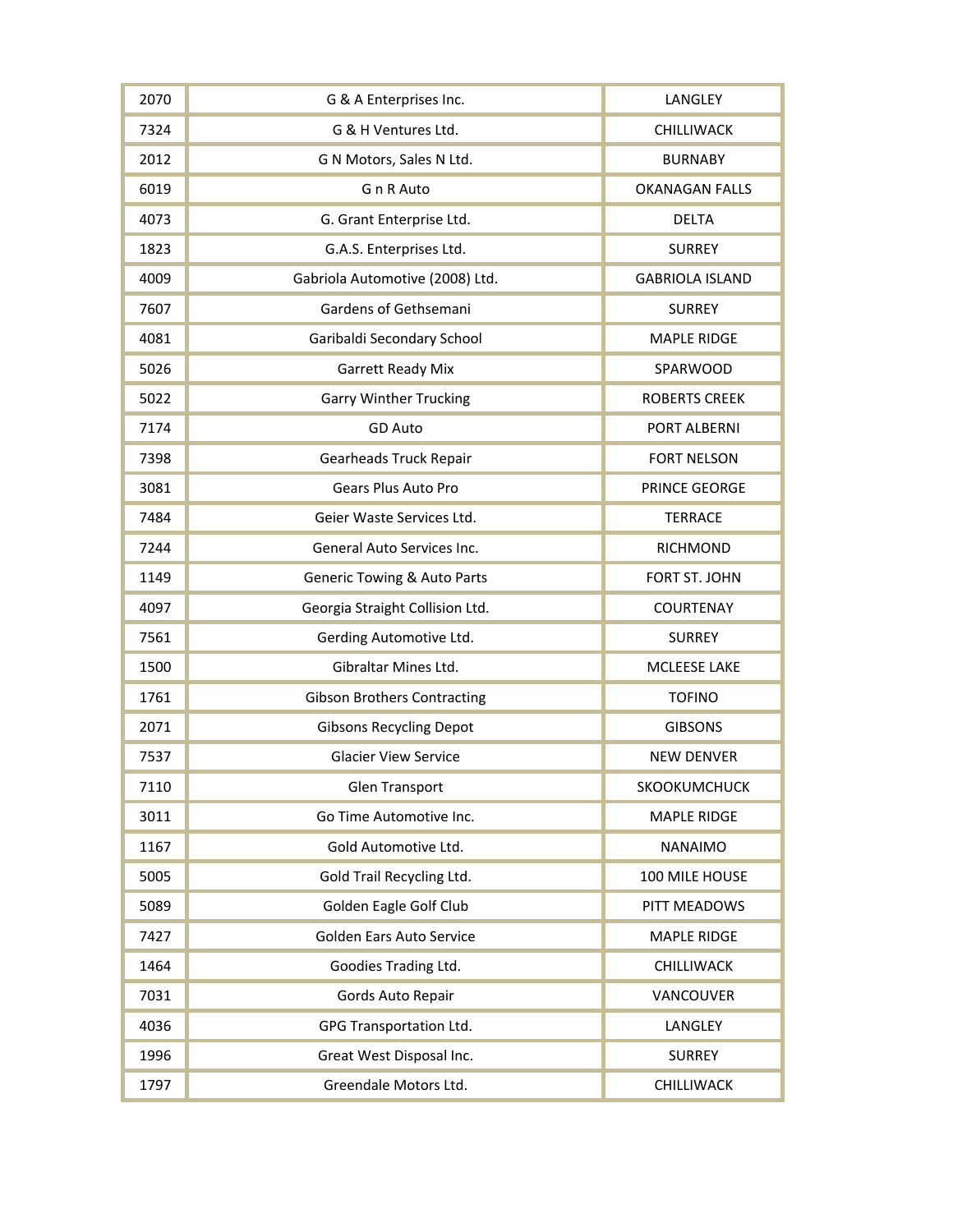| 2070 | G & A Enterprises Inc. | LANGLEY |
|---|---|---|
| 7324 | G & H Ventures Ltd. | CHILLIWACK |
| 2012 | G N Motors, Sales N Ltd. | BURNABY |
| 6019 | G n R Auto | OKANAGAN FALLS |
| 4073 | G. Grant Enterprise Ltd. | DELTA |
| 1823 | G.A.S. Enterprises Ltd. | SURREY |
| 4009 | Gabriola Automotive (2008) Ltd. | GABRIOLA ISLAND |
| 7607 | Gardens of Gethsemani | SURREY |
| 4081 | Garibaldi Secondary School | MAPLE RIDGE |
| 5026 | Garrett Ready Mix | SPARWOOD |
| 5022 | Garry Winther Trucking | ROBERTS CREEK |
| 7174 | GD Auto | PORT ALBERNI |
| 7398 | Gearheads Truck Repair | FORT NELSON |
| 3081 | Gears Plus Auto Pro | PRINCE GEORGE |
| 7484 | Geier Waste Services Ltd. | TERRACE |
| 7244 | General Auto Services Inc. | RICHMOND |
| 1149 | Generic Towing & Auto Parts | FORT ST. JOHN |
| 4097 | Georgia Straight Collision Ltd. | COURTENAY |
| 7561 | Gerding Automotive Ltd. | SURREY |
| 1500 | Gibraltar Mines Ltd. | MCLEESE LAKE |
| 1761 | Gibson Brothers Contracting | TOFINO |
| 2071 | Gibsons Recycling Depot | GIBSONS |
| 7537 | Glacier View Service | NEW DENVER |
| 7110 | Glen Transport | SKOOKUMCHUCK |
| 3011 | Go Time Automotive Inc. | MAPLE RIDGE |
| 1167 | Gold Automotive Ltd. | NANAIMO |
| 5005 | Gold Trail Recycling Ltd. | 100 MILE HOUSE |
| 5089 | Golden Eagle Golf Club | PITT MEADOWS |
| 7427 | Golden Ears Auto Service | MAPLE RIDGE |
| 1464 | Goodies Trading Ltd. | CHILLIWACK |
| 7031 | Gords Auto Repair | VANCOUVER |
| 4036 | GPG Transportation Ltd. | LANGLEY |
| 1996 | Great West Disposal Inc. | SURREY |
| 1797 | Greendale Motors Ltd. | CHILLIWACK |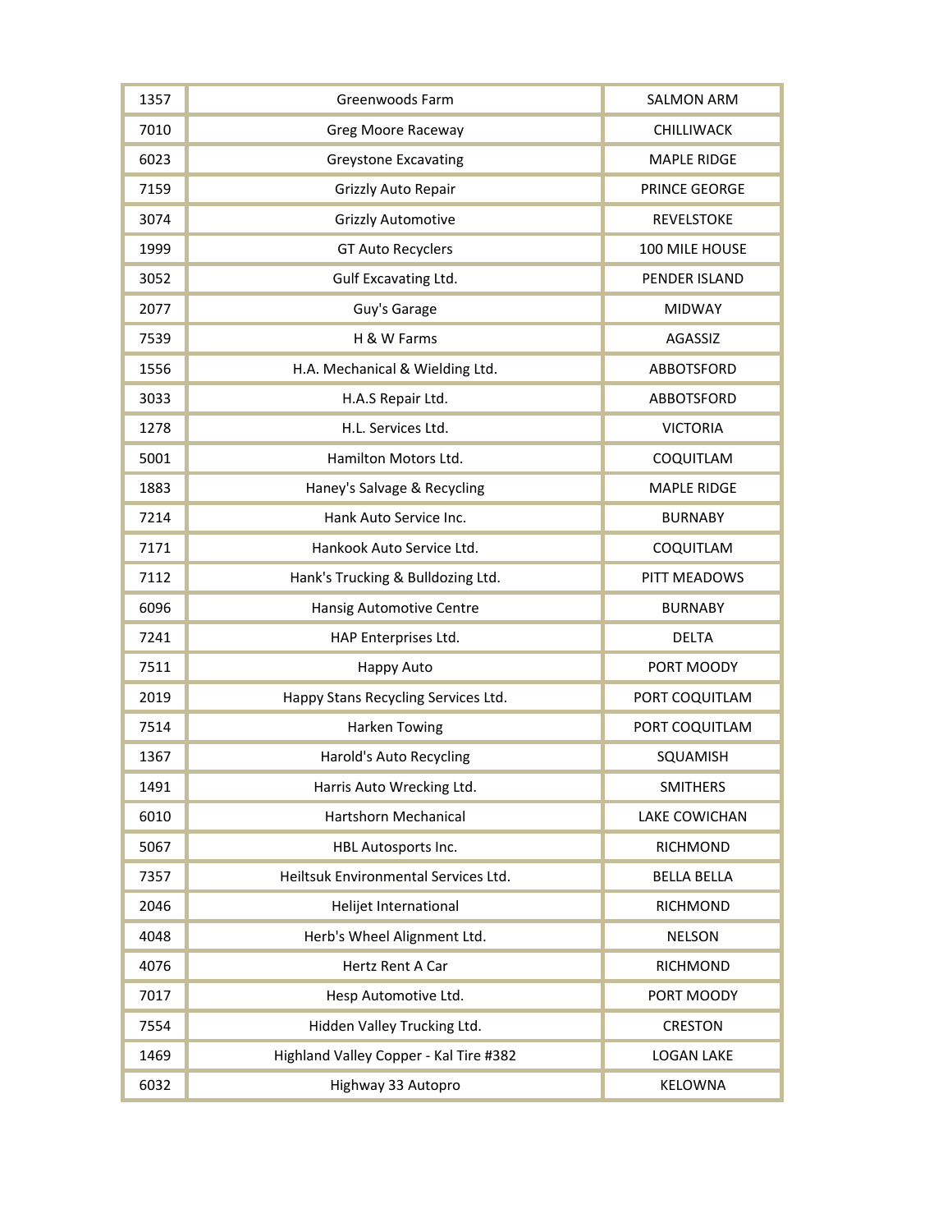| | | |
|---|---|---|
| 1357 | Greenwoods Farm | SALMON ARM |
| 7010 | Greg Moore Raceway | CHILLIWACK |
| 6023 | Greystone Excavating | MAPLE RIDGE |
| 7159 | Grizzly Auto Repair | PRINCE GEORGE |
| 3074 | Grizzly Automotive | REVELSTOKE |
| 1999 | GT Auto Recyclers | 100 MILE HOUSE |
| 3052 | Gulf Excavating Ltd. | PENDER ISLAND |
| 2077 | Guy's Garage | MIDWAY |
| 7539 | H & W Farms | AGASSIZ |
| 1556 | H.A. Mechanical & Wielding Ltd. | ABBOTSFORD |
| 3033 | H.A.S Repair Ltd. | ABBOTSFORD |
| 1278 | H.L. Services Ltd. | VICTORIA |
| 5001 | Hamilton Motors Ltd. | COQUITLAM |
| 1883 | Haney's Salvage & Recycling | MAPLE RIDGE |
| 7214 | Hank Auto Service Inc. | BURNABY |
| 7171 | Hankook Auto Service Ltd. | COQUITLAM |
| 7112 | Hank's Trucking & Bulldozing Ltd. | PITT MEADOWS |
| 6096 | Hansig Automotive Centre | BURNABY |
| 7241 | HAP Enterprises Ltd. | DELTA |
| 7511 | Happy Auto | PORT MOODY |
| 2019 | Happy Stans Recycling Services Ltd. | PORT COQUITLAM |
| 7514 | Harken Towing | PORT COQUITLAM |
| 1367 | Harold's Auto Recycling | SQUAMISH |
| 1491 | Harris Auto Wrecking Ltd. | SMITHERS |
| 6010 | Hartshorn Mechanical | LAKE COWICHAN |
| 5067 | HBL Autosports Inc. | RICHMOND |
| 7357 | Heiltsuk Environmental Services Ltd. | BELLA BELLA |
| 2046 | Helijet International | RICHMOND |
| 4048 | Herb's Wheel Alignment Ltd. | NELSON |
| 4076 | Hertz Rent A Car | RICHMOND |
| 7017 | Hesp Automotive Ltd. | PORT MOODY |
| 7554 | Hidden Valley Trucking Ltd. | CRESTON |
| 1469 | Highland Valley Copper - Kal Tire #382 | LOGAN LAKE |
| 6032 | Highway 33 Autopro | KELOWNA |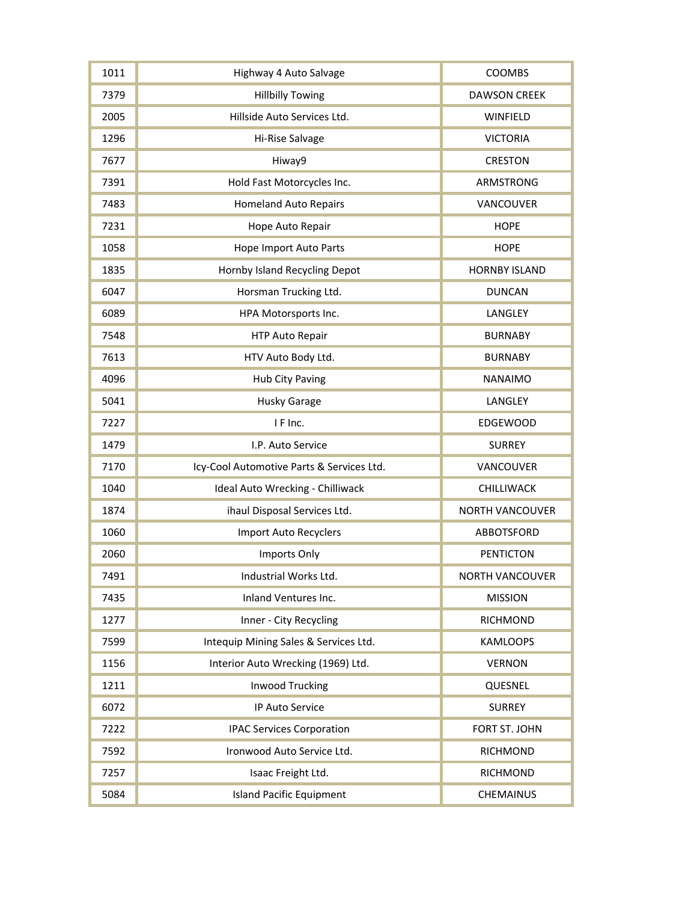| 1011 | Highway 4 Auto Salvage | COOMBS |
|---|---|---|
| 7379 | Hillbilly Towing | DAWSON CREEK |
| 2005 | Hillside Auto Services Ltd. | WINFIELD |
| 1296 | Hi-Rise Salvage | VICTORIA |
| 7677 | Hiway9 | CRESTON |
| 7391 | Hold Fast Motorcycles Inc. | ARMSTRONG |
| 7483 | Homeland Auto Repairs | VANCOUVER |
| 7231 | Hope Auto Repair | HOPE |
| 1058 | Hope Import Auto Parts | HOPE |
| 1835 | Hornby Island Recycling Depot | HORNBY ISLAND |
| 6047 | Horsman Trucking Ltd. | DUNCAN |
| 6089 | HPA Motorsports Inc. | LANGLEY |
| 7548 | HTP Auto Repair | BURNABY |
| 7613 | HTV Auto Body Ltd. | BURNABY |
| 4096 | Hub City Paving | NANAIMO |
| 5041 | Husky Garage | LANGLEY |
| 7227 | I F Inc. | EDGEWOOD |
| 1479 | I.P. Auto Service | SURREY |
| 7170 | Icy-Cool Automotive Parts & Services Ltd. | VANCOUVER |
| 1040 | Ideal Auto Wrecking - Chilliwack | CHILLIWACK |
| 1874 | ihaul Disposal Services Ltd. | NORTH VANCOUVER |
| 1060 | Import Auto Recyclers | ABBOTSFORD |
| 2060 | Imports Only | PENTICTON |
| 7491 | Industrial Works Ltd. | NORTH VANCOUVER |
| 7435 | Inland Ventures Inc. | MISSION |
| 1277 | Inner - City Recycling | RICHMOND |
| 7599 | Intequip Mining Sales & Services Ltd. | KAMLOOPS |
| 1156 | Interior Auto Wrecking (1969) Ltd. | VERNON |
| 1211 | Inwood Trucking | QUESNEL |
| 6072 | IP Auto Service | SURREY |
| 7222 | IPAC Services Corporation | FORT ST. JOHN |
| 7592 | Ironwood Auto Service Ltd. | RICHMOND |
| 7257 | Isaac Freight Ltd. | RICHMOND |
| 5084 | Island Pacific Equipment | CHEMAINUS |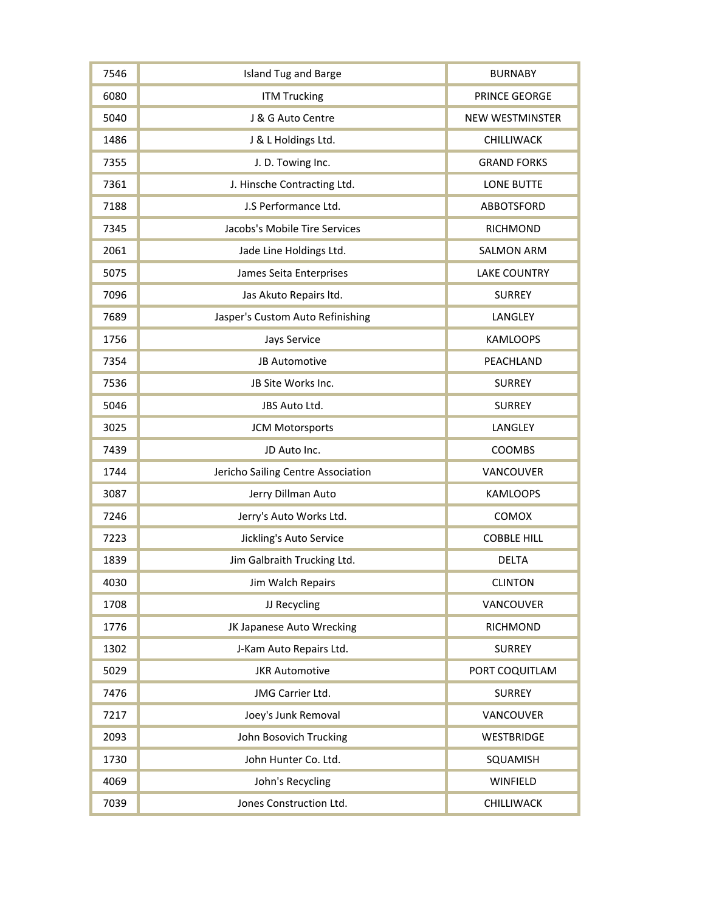| | | |
|---|---|---|
| 7546 | Island Tug and Barge | BURNABY |
| 6080 | ITM Trucking | PRINCE GEORGE |
| 5040 | J & G Auto Centre | NEW WESTMINSTER |
| 1486 | J & L Holdings Ltd. | CHILLIWACK |
| 7355 | J. D. Towing Inc. | GRAND FORKS |
| 7361 | J. Hinsche Contracting Ltd. | LONE BUTTE |
| 7188 | J.S Performance Ltd. | ABBOTSFORD |
| 7345 | Jacobs's Mobile Tire Services | RICHMOND |
| 2061 | Jade Line Holdings Ltd. | SALMON ARM |
| 5075 | James Seita Enterprises | LAKE COUNTRY |
| 7096 | Jas Akuto Repairs ltd. | SURREY |
| 7689 | Jasper's Custom Auto Refinishing | LANGLEY |
| 1756 | Jays Service | KAMLOOPS |
| 7354 | JB Automotive | PEACHLAND |
| 7536 | JB Site Works Inc. | SURREY |
| 5046 | JBS Auto Ltd. | SURREY |
| 3025 | JCM Motorsports | LANGLEY |
| 7439 | JD Auto Inc. | COOMBS |
| 1744 | Jericho Sailing Centre Association | VANCOUVER |
| 3087 | Jerry Dillman Auto | KAMLOOPS |
| 7246 | Jerry's Auto Works Ltd. | COMOX |
| 7223 | Jickling's Auto Service | COBBLE HILL |
| 1839 | Jim Galbraith Trucking Ltd. | DELTA |
| 4030 | Jim Walch Repairs | CLINTON |
| 1708 | JJ Recycling | VANCOUVER |
| 1776 | JK Japanese Auto Wrecking | RICHMOND |
| 1302 | J-Kam Auto Repairs Ltd. | SURREY |
| 5029 | JKR Automotive | PORT COQUITLAM |
| 7476 | JMG Carrier Ltd. | SURREY |
| 7217 | Joey's Junk Removal | VANCOUVER |
| 2093 | John Bosovich Trucking | WESTBRIDGE |
| 1730 | John Hunter Co. Ltd. | SQUAMISH |
| 4069 | John's Recycling | WINFIELD |
| 7039 | Jones Construction Ltd. | CHILLIWACK |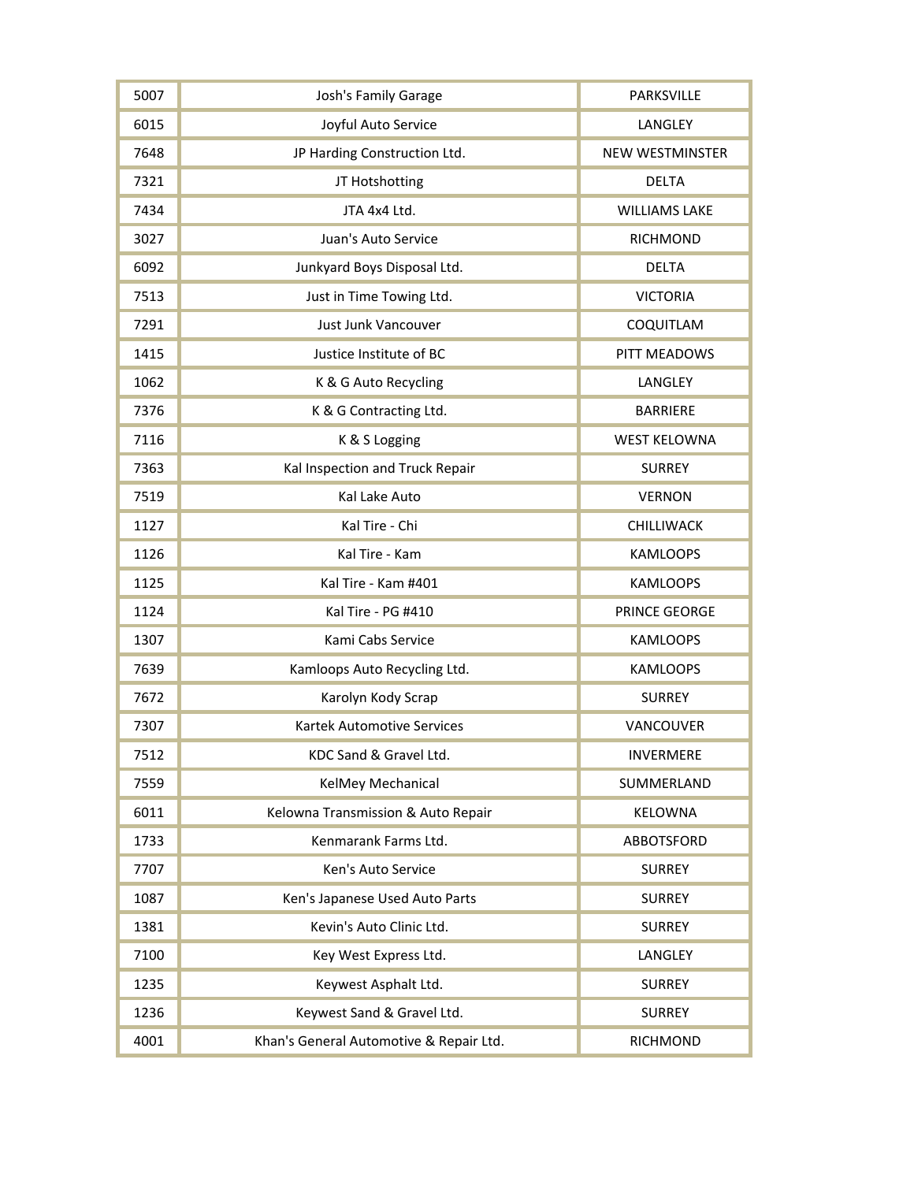| 5007 | Josh's Family Garage | PARKSVILLE |
|---|---|---|
| 6015 | Joyful Auto Service | LANGLEY |
| 7648 | JP Harding Construction Ltd. | NEW WESTMINSTER |
| 7321 | JT Hotshotting | DELTA |
| 7434 | JTA 4x4 Ltd. | WILLIAMS LAKE |
| 3027 | Juan's Auto Service | RICHMOND |
| 6092 | Junkyard Boys Disposal Ltd. | DELTA |
| 7513 | Just in Time Towing Ltd. | VICTORIA |
| 7291 | Just Junk Vancouver | COQUITLAM |
| 1415 | Justice Institute of BC | PITT MEADOWS |
| 1062 | K & G Auto Recycling | LANGLEY |
| 7376 | K & G Contracting Ltd. | BARRIERE |
| 7116 | K & S Logging | WEST KELOWNA |
| 7363 | Kal Inspection and Truck Repair | SURREY |
| 7519 | Kal Lake Auto | VERNON |
| 1127 | Kal Tire - Chi | CHILLIWACK |
| 1126 | Kal Tire - Kam | KAMLOOPS |
| 1125 | Kal Tire - Kam #401 | KAMLOOPS |
| 1124 | Kal Tire - PG #410 | PRINCE GEORGE |
| 1307 | Kami Cabs Service | KAMLOOPS |
| 7639 | Kamloops Auto Recycling Ltd. | KAMLOOPS |
| 7672 | Karolyn Kody Scrap | SURREY |
| 7307 | Kartek Automotive Services | VANCOUVER |
| 7512 | KDC Sand & Gravel Ltd. | INVERMERE |
| 7559 | KelMey Mechanical | SUMMERLAND |
| 6011 | Kelowna Transmission & Auto Repair | KELOWNA |
| 1733 | Kenmarank Farms Ltd. | ABBOTSFORD |
| 7707 | Ken's Auto Service | SURREY |
| 1087 | Ken's Japanese Used Auto Parts | SURREY |
| 1381 | Kevin's Auto Clinic Ltd. | SURREY |
| 7100 | Key West Express Ltd. | LANGLEY |
| 1235 | Keywest Asphalt Ltd. | SURREY |
| 1236 | Keywest Sand & Gravel Ltd. | SURREY |
| 4001 | Khan's General Automotive & Repair Ltd. | RICHMOND |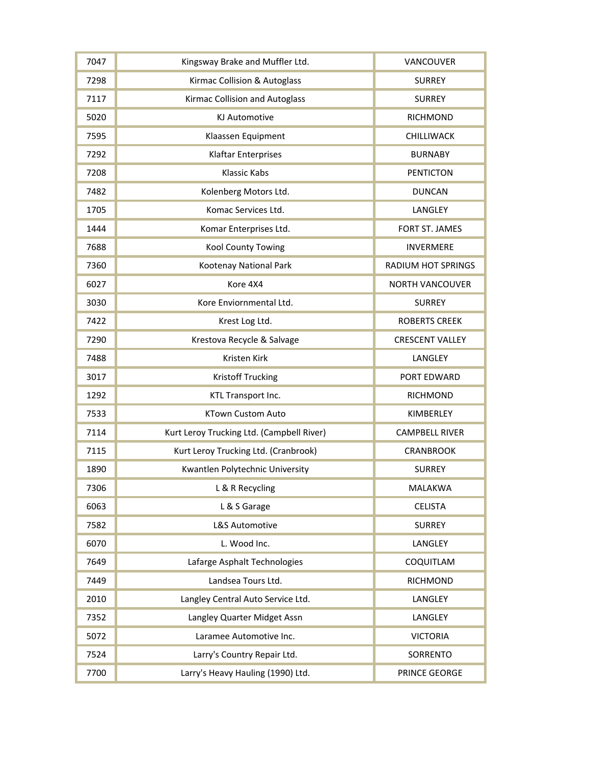| | | |
|---|---|---|
| 7047 | Kingsway Brake and Muffler Ltd. | VANCOUVER |
| 7298 | Kirmac Collision & Autoglass | SURREY |
| 7117 | Kirmac Collision and Autoglass | SURREY |
| 5020 | KJ Automotive | RICHMOND |
| 7595 | Klaassen Equipment | CHILLIWACK |
| 7292 | Klaftar Enterprises | BURNABY |
| 7208 | Klassic Kabs | PENTICTON |
| 7482 | Kolenberg Motors Ltd. | DUNCAN |
| 1705 | Komac Services Ltd. | LANGLEY |
| 1444 | Komar Enterprises Ltd. | FORT ST. JAMES |
| 7688 | Kool County Towing | INVERMERE |
| 7360 | Kootenay National Park | RADIUM HOT SPRINGS |
| 6027 | Kore 4X4 | NORTH VANCOUVER |
| 3030 | Kore Enviornmental Ltd. | SURREY |
| 7422 | Krest Log Ltd. | ROBERTS CREEK |
| 7290 | Krestova Recycle & Salvage | CRESCENT VALLEY |
| 7488 | Kristen Kirk | LANGLEY |
| 3017 | Kristoff Trucking | PORT EDWARD |
| 1292 | KTL Transport Inc. | RICHMOND |
| 7533 | KTown Custom Auto | KIMBERLEY |
| 7114 | Kurt Leroy Trucking Ltd. (Campbell River) | CAMPBELL RIVER |
| 7115 | Kurt Leroy Trucking Ltd. (Cranbrook) | CRANBROOK |
| 1890 | Kwantlen Polytechnic University | SURREY |
| 7306 | L & R Recycling | MALAKWA |
| 6063 | L & S Garage | CELISTA |
| 7582 | L&S Automotive | SURREY |
| 6070 | L. Wood Inc. | LANGLEY |
| 7649 | Lafarge Asphalt Technologies | COQUITLAM |
| 7449 | Landsea Tours Ltd. | RICHMOND |
| 2010 | Langley Central Auto Service Ltd. | LANGLEY |
| 7352 | Langley Quarter Midget Assn | LANGLEY |
| 5072 | Laramee Automotive Inc. | VICTORIA |
| 7524 | Larry's Country Repair Ltd. | SORRENTO |
| 7700 | Larry's Heavy Hauling (1990) Ltd. | PRINCE GEORGE |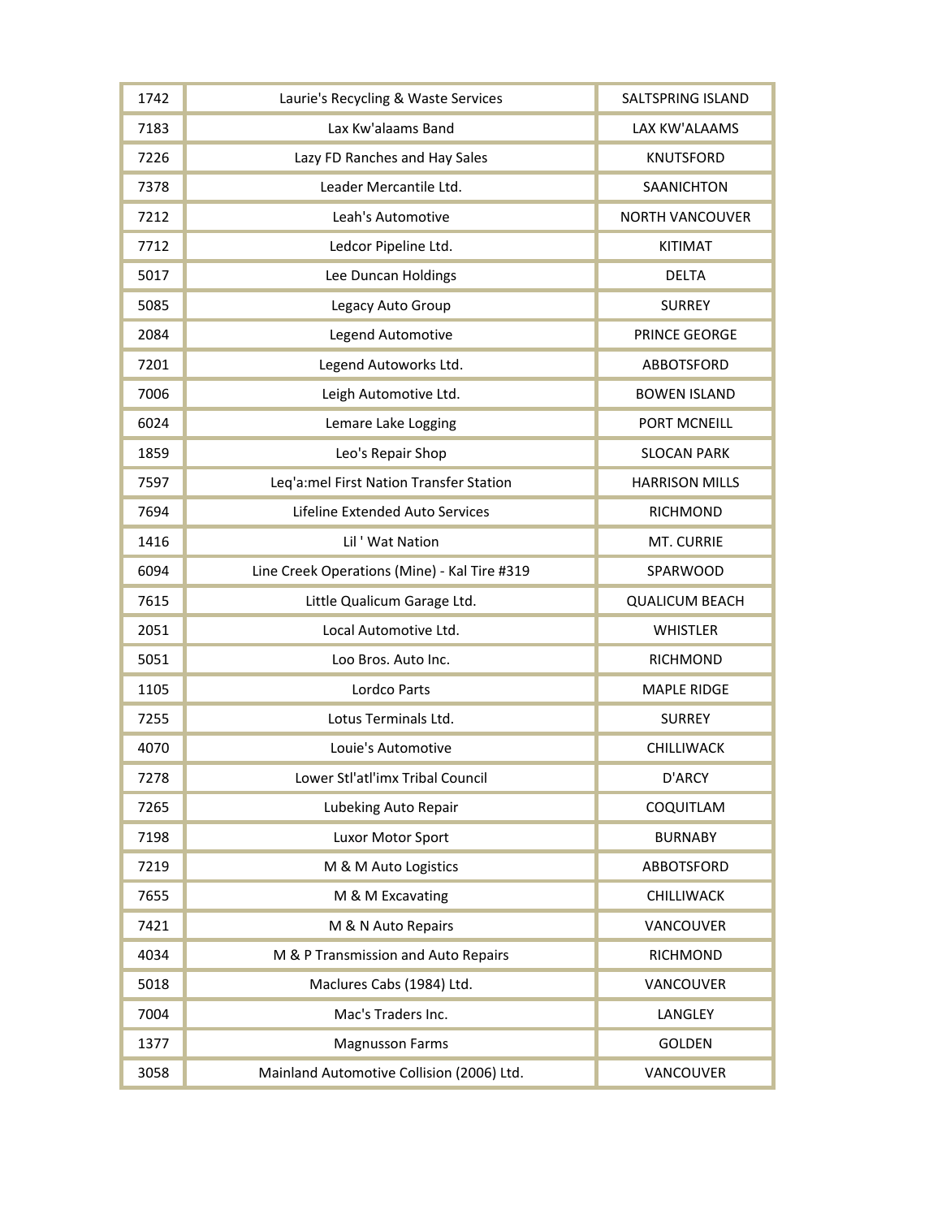| | | |
|---|---|---|
| 1742 | Laurie's Recycling & Waste Services | SALTSPRING ISLAND |
| 7183 | Lax Kw'alaams Band | LAX KW'ALAAMS |
| 7226 | Lazy FD Ranches and Hay Sales | KNUTSFORD |
| 7378 | Leader Mercantile Ltd. | SAANICHTON |
| 7212 | Leah's Automotive | NORTH VANCOUVER |
| 7712 | Ledcor Pipeline Ltd. | KITIMAT |
| 5017 | Lee Duncan Holdings | DELTA |
| 5085 | Legacy Auto Group | SURREY |
| 2084 | Legend Automotive | PRINCE GEORGE |
| 7201 | Legend Autoworks Ltd. | ABBOTSFORD |
| 7006 | Leigh Automotive Ltd. | BOWEN ISLAND |
| 6024 | Lemare Lake Logging | PORT MCNEILL |
| 1859 | Leo's Repair Shop | SLOCAN PARK |
| 7597 | Leq'a:mel First Nation Transfer Station | HARRISON MILLS |
| 7694 | Lifeline Extended Auto Services | RICHMOND |
| 1416 | Lil ' Wat Nation | MT. CURRIE |
| 6094 | Line Creek Operations (Mine) - Kal Tire #319 | SPARWOOD |
| 7615 | Little Qualicum Garage Ltd. | QUALICUM BEACH |
| 2051 | Local Automotive Ltd. | WHISTLER |
| 5051 | Loo Bros. Auto Inc. | RICHMOND |
| 1105 | Lordco Parts | MAPLE RIDGE |
| 7255 | Lotus Terminals Ltd. | SURREY |
| 4070 | Louie's Automotive | CHILLIWACK |
| 7278 | Lower Stl'atl'imx Tribal Council | D'ARCY |
| 7265 | Lubeking Auto Repair | COQUITLAM |
| 7198 | Luxor Motor Sport | BURNABY |
| 7219 | M & M Auto Logistics | ABBOTSFORD |
| 7655 | M & M Excavating | CHILLIWACK |
| 7421 | M & N Auto Repairs | VANCOUVER |
| 4034 | M & P Transmission and Auto Repairs | RICHMOND |
| 5018 | Maclures Cabs (1984) Ltd. | VANCOUVER |
| 7004 | Mac's Traders Inc. | LANGLEY |
| 1377 | Magnusson Farms | GOLDEN |
| 3058 | Mainland Automotive Collision (2006) Ltd. | VANCOUVER |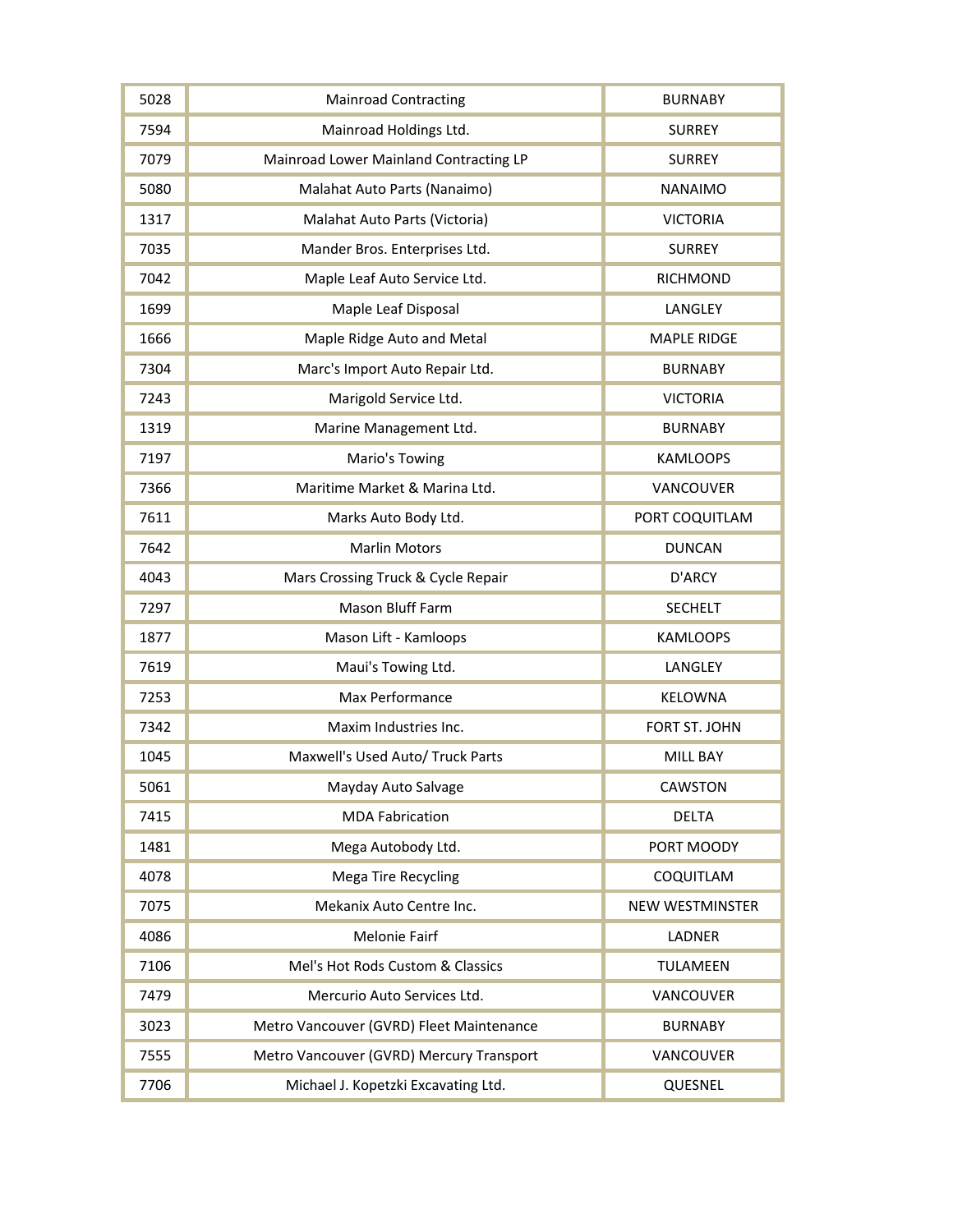| | | |
|---|---|---|
| 5028 | Mainroad Contracting | BURNABY |
| 7594 | Mainroad Holdings Ltd. | SURREY |
| 7079 | Mainroad Lower Mainland Contracting LP | SURREY |
| 5080 | Malahat Auto Parts (Nanaimo) | NANAIMO |
| 1317 | Malahat Auto Parts (Victoria) | VICTORIA |
| 7035 | Mander Bros. Enterprises Ltd. | SURREY |
| 7042 | Maple Leaf Auto Service Ltd. | RICHMOND |
| 1699 | Maple Leaf Disposal | LANGLEY |
| 1666 | Maple Ridge Auto and Metal | MAPLE RIDGE |
| 7304 | Marc's Import Auto Repair Ltd. | BURNABY |
| 7243 | Marigold Service Ltd. | VICTORIA |
| 1319 | Marine Management Ltd. | BURNABY |
| 7197 | Mario's Towing | KAMLOOPS |
| 7366 | Maritime Market & Marina Ltd. | VANCOUVER |
| 7611 | Marks Auto Body Ltd. | PORT COQUITLAM |
| 7642 | Marlin Motors | DUNCAN |
| 4043 | Mars Crossing Truck & Cycle Repair | D'ARCY |
| 7297 | Mason Bluff Farm | SECHELT |
| 1877 | Mason Lift - Kamloops | KAMLOOPS |
| 7619 | Maui's Towing Ltd. | LANGLEY |
| 7253 | Max Performance | KELOWNA |
| 7342 | Maxim Industries Inc. | FORT ST. JOHN |
| 1045 | Maxwell's Used Auto/ Truck Parts | MILL BAY |
| 5061 | Mayday Auto Salvage | CAWSTON |
| 7415 | MDA Fabrication | DELTA |
| 1481 | Mega Autobody Ltd. | PORT MOODY |
| 4078 | Mega Tire Recycling | COQUITLAM |
| 7075 | Mekanix Auto Centre Inc. | NEW WESTMINSTER |
| 4086 | Melonie Fairf | LADNER |
| 7106 | Mel's Hot Rods Custom & Classics | TULAMEEN |
| 7479 | Mercurio Auto Services Ltd. | VANCOUVER |
| 3023 | Metro Vancouver (GVRD) Fleet Maintenance | BURNABY |
| 7555 | Metro Vancouver (GVRD) Mercury Transport | VANCOUVER |
| 7706 | Michael J. Kopetzki Excavating Ltd. | QUESNEL |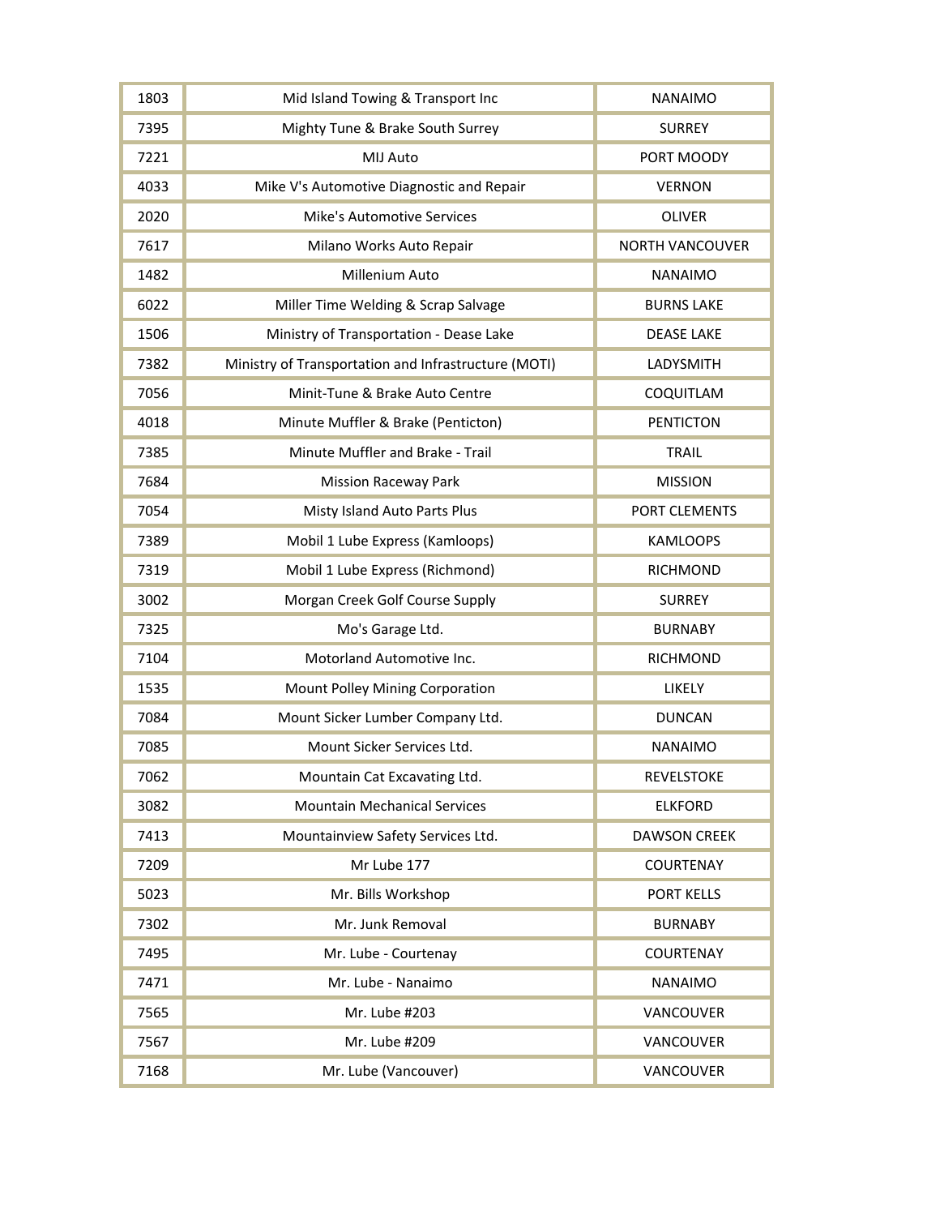| 1803 | Mid Island Towing & Transport Inc | NANAIMO |
|---|---|---|
| 7395 | Mighty Tune & Brake South Surrey | SURREY |
| 7221 | MIJ Auto | PORT MOODY |
| 4033 | Mike V's Automotive Diagnostic and Repair | VERNON |
| 2020 | Mike's Automotive Services | OLIVER |
| 7617 | Milano Works Auto Repair | NORTH VANCOUVER |
| 1482 | Millenium Auto | NANAIMO |
| 6022 | Miller Time Welding & Scrap Salvage | BURNS LAKE |
| 1506 | Ministry of Transportation - Dease Lake | DEASE LAKE |
| 7382 | Ministry of Transportation and Infrastructure (MOTI) | LADYSMITH |
| 7056 | Minit-Tune & Brake Auto Centre | COQUITLAM |
| 4018 | Minute Muffler & Brake (Penticton) | PENTICTON |
| 7385 | Minute Muffler and Brake - Trail | TRAIL |
| 7684 | Mission Raceway Park | MISSION |
| 7054 | Misty Island Auto Parts Plus | PORT CLEMENTS |
| 7389 | Mobil 1 Lube Express (Kamloops) | KAMLOOPS |
| 7319 | Mobil 1 Lube Express (Richmond) | RICHMOND |
| 3002 | Morgan Creek Golf Course Supply | SURREY |
| 7325 | Mo's Garage Ltd. | BURNABY |
| 7104 | Motorland Automotive Inc. | RICHMOND |
| 1535 | Mount Polley Mining Corporation | LIKELY |
| 7084 | Mount Sicker Lumber Company Ltd. | DUNCAN |
| 7085 | Mount Sicker Services Ltd. | NANAIMO |
| 7062 | Mountain Cat Excavating Ltd. | REVELSTOKE |
| 3082 | Mountain Mechanical Services | ELKFORD |
| 7413 | Mountainview Safety Services Ltd. | DAWSON CREEK |
| 7209 | Mr Lube 177 | COURTENAY |
| 5023 | Mr. Bills Workshop | PORT KELLS |
| 7302 | Mr. Junk Removal | BURNABY |
| 7495 | Mr. Lube - Courtenay | COURTENAY |
| 7471 | Mr. Lube - Nanaimo | NANAIMO |
| 7565 | Mr. Lube #203 | VANCOUVER |
| 7567 | Mr. Lube #209 | VANCOUVER |
| 7168 | Mr. Lube (Vancouver) | VANCOUVER |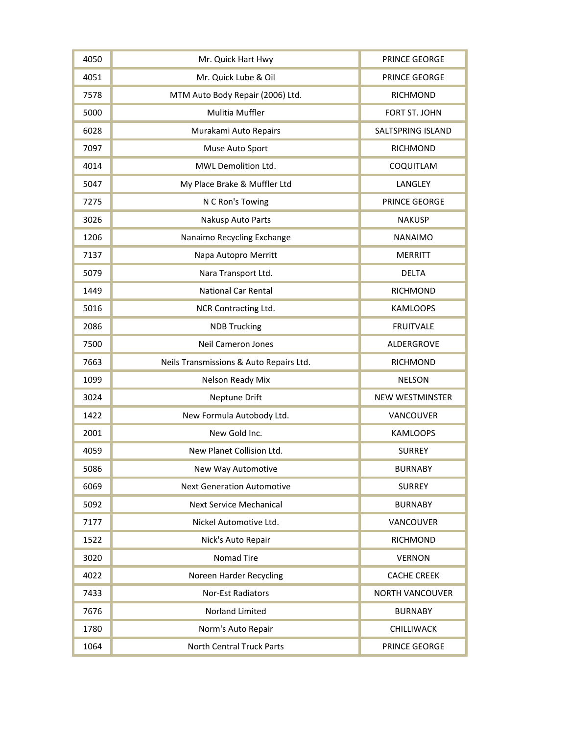| 4050 | Mr. Quick Hart Hwy | PRINCE GEORGE |
|---|---|---|
| 4051 | Mr. Quick Lube & Oil | PRINCE GEORGE |
| 7578 | MTM Auto Body Repair (2006) Ltd. | RICHMOND |
| 5000 | Mulitia Muffler | FORT ST. JOHN |
| 6028 | Murakami Auto Repairs | SALTSPRING ISLAND |
| 7097 | Muse Auto Sport | RICHMOND |
| 4014 | MWL Demolition Ltd. | COQUITLAM |
| 5047 | My Place Brake & Muffler Ltd | LANGLEY |
| 7275 | N C Ron's Towing | PRINCE GEORGE |
| 3026 | Nakusp Auto Parts | NAKUSP |
| 1206 | Nanaimo Recycling Exchange | NANAIMO |
| 7137 | Napa Autopro Merritt | MERRITT |
| 5079 | Nara Transport Ltd. | DELTA |
| 1449 | National Car Rental | RICHMOND |
| 5016 | NCR Contracting Ltd. | KAMLOOPS |
| 2086 | NDB Trucking | FRUITVALE |
| 7500 | Neil Cameron Jones | ALDERGROVE |
| 7663 | Neils Transmissions & Auto Repairs Ltd. | RICHMOND |
| 1099 | Nelson Ready Mix | NELSON |
| 3024 | Neptune Drift | NEW WESTMINSTER |
| 1422 | New Formula Autobody Ltd. | VANCOUVER |
| 2001 | New Gold Inc. | KAMLOOPS |
| 4059 | New Planet Collision Ltd. | SURREY |
| 5086 | New Way Automotive | BURNABY |
| 6069 | Next Generation Automotive | SURREY |
| 5092 | Next Service Mechanical | BURNABY |
| 7177 | Nickel Automotive Ltd. | VANCOUVER |
| 1522 | Nick's Auto Repair | RICHMOND |
| 3020 | Nomad Tire | VERNON |
| 4022 | Noreen Harder Recycling | CACHE CREEK |
| 7433 | Nor-Est Radiators | NORTH VANCOUVER |
| 7676 | Norland Limited | BURNABY |
| 1780 | Norm's Auto Repair | CHILLIWACK |
| 1064 | North Central Truck Parts | PRINCE GEORGE |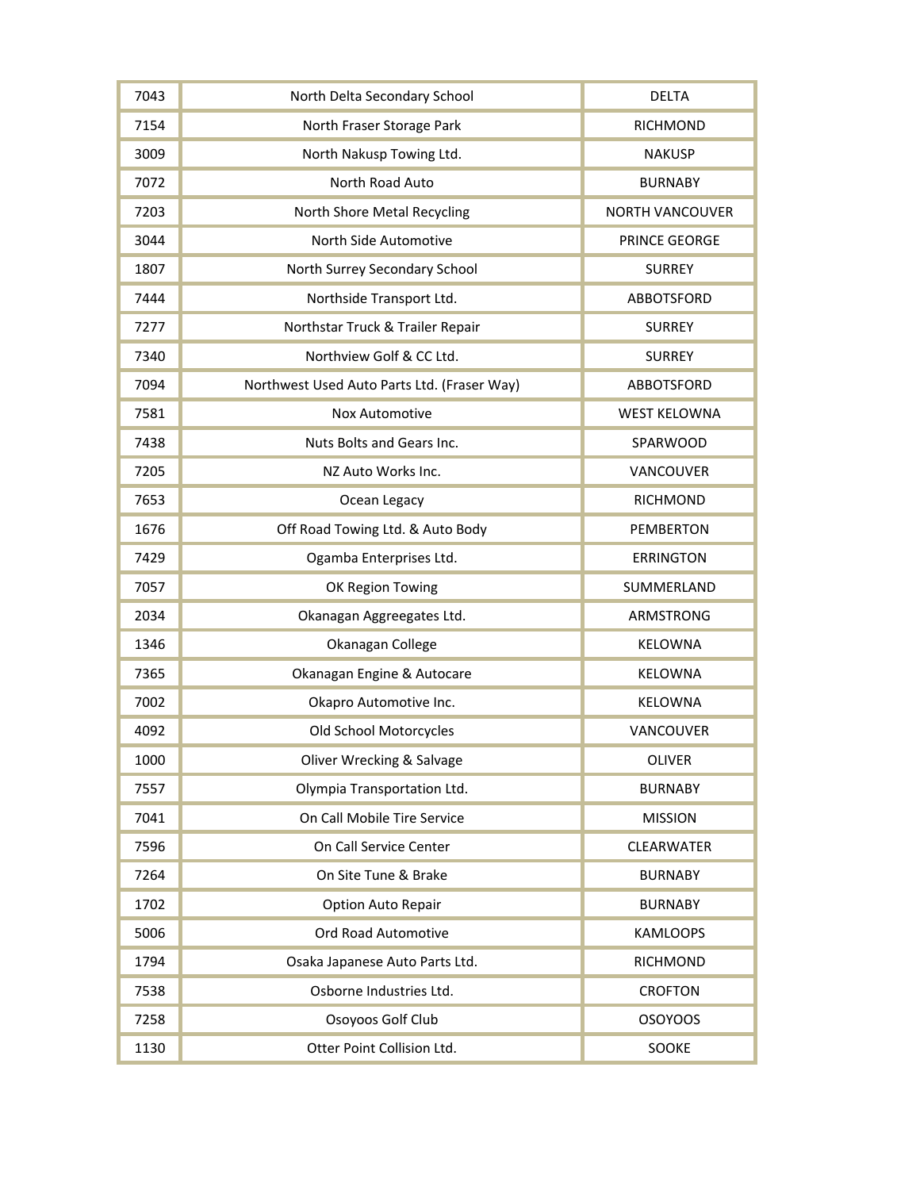| 7043 | North Delta Secondary School | DELTA |
|---|---|---|
| 7154 | North Fraser Storage Park | RICHMOND |
| 3009 | North Nakusp Towing Ltd. | NAKUSP |
| 7072 | North Road Auto | BURNABY |
| 7203 | North Shore Metal Recycling | NORTH VANCOUVER |
| 3044 | North Side Automotive | PRINCE GEORGE |
| 1807 | North Surrey Secondary School | SURREY |
| 7444 | Northside Transport Ltd. | ABBOTSFORD |
| 7277 | Northstar Truck & Trailer Repair | SURREY |
| 7340 | Northview Golf & CC Ltd. | SURREY |
| 7094 | Northwest Used Auto Parts Ltd. (Fraser Way) | ABBOTSFORD |
| 7581 | Nox Automotive | WEST KELOWNA |
| 7438 | Nuts Bolts and Gears Inc. | SPARWOOD |
| 7205 | NZ Auto Works Inc. | VANCOUVER |
| 7653 | Ocean Legacy | RICHMOND |
| 1676 | Off Road Towing Ltd. & Auto Body | PEMBERTON |
| 7429 | Ogamba Enterprises Ltd. | ERRINGTON |
| 7057 | OK Region Towing | SUMMERLAND |
| 2034 | Okanagan Aggreegates Ltd. | ARMSTRONG |
| 1346 | Okanagan College | KELOWNA |
| 7365 | Okanagan Engine & Autocare | KELOWNA |
| 7002 | Okapro Automotive Inc. | KELOWNA |
| 4092 | Old School Motorcycles | VANCOUVER |
| 1000 | Oliver Wrecking & Salvage | OLIVER |
| 7557 | Olympia Transportation Ltd. | BURNABY |
| 7041 | On Call Mobile Tire Service | MISSION |
| 7596 | On Call Service Center | CLEARWATER |
| 7264 | On Site Tune & Brake | BURNABY |
| 1702 | Option Auto Repair | BURNABY |
| 5006 | Ord Road Automotive | KAMLOOPS |
| 1794 | Osaka Japanese Auto Parts Ltd. | RICHMOND |
| 7538 | Osborne Industries Ltd. | CROFTON |
| 7258 | Osoyoos Golf Club | OSOYOOS |
| 1130 | Otter Point Collision Ltd. | SOOKE |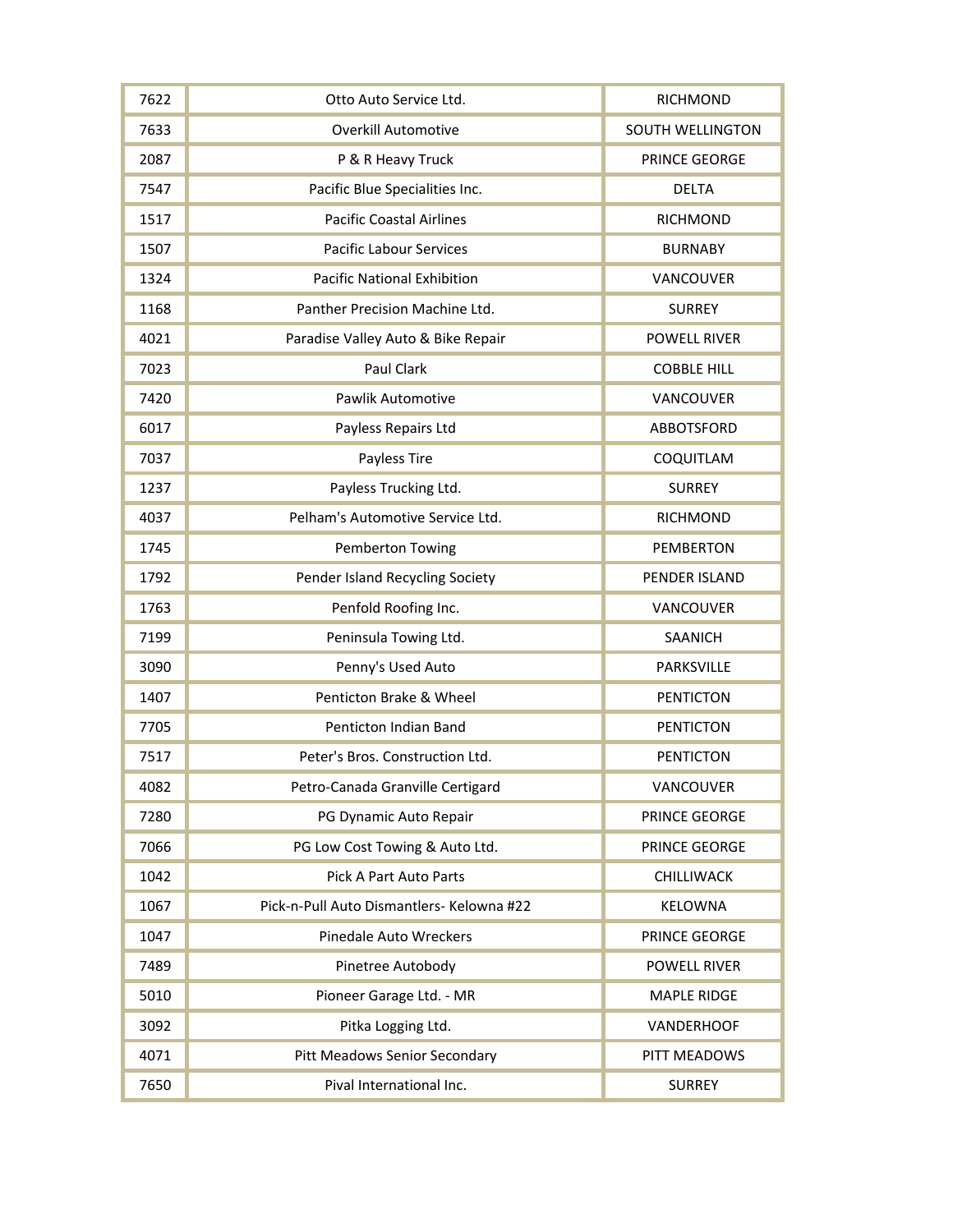| | | |
|---|---|---|
| 7622 | Otto Auto Service Ltd. | RICHMOND |
| 7633 | Overkill Automotive | SOUTH WELLINGTON |
| 2087 | P & R Heavy Truck | PRINCE GEORGE |
| 7547 | Pacific Blue Specialities Inc. | DELTA |
| 1517 | Pacific Coastal Airlines | RICHMOND |
| 1507 | Pacific Labour Services | BURNABY |
| 1324 | Pacific National Exhibition | VANCOUVER |
| 1168 | Panther Precision Machine Ltd. | SURREY |
| 4021 | Paradise Valley Auto & Bike Repair | POWELL RIVER |
| 7023 | Paul Clark | COBBLE HILL |
| 7420 | Pawlik Automotive | VANCOUVER |
| 6017 | Payless Repairs Ltd | ABBOTSFORD |
| 7037 | Payless Tire | COQUITLAM |
| 1237 | Payless Trucking Ltd. | SURREY |
| 4037 | Pelham's Automotive Service Ltd. | RICHMOND |
| 1745 | Pemberton Towing | PEMBERTON |
| 1792 | Pender Island Recycling Society | PENDER ISLAND |
| 1763 | Penfold Roofing Inc. | VANCOUVER |
| 7199 | Peninsula Towing Ltd. | SAANICH |
| 3090 | Penny's Used Auto | PARKSVILLE |
| 1407 | Penticton Brake & Wheel | PENTICTON |
| 7705 | Penticton Indian Band | PENTICTON |
| 7517 | Peter's Bros. Construction Ltd. | PENTICTON |
| 4082 | Petro-Canada Granville Certigard | VANCOUVER |
| 7280 | PG Dynamic Auto Repair | PRINCE GEORGE |
| 7066 | PG Low Cost Towing & Auto Ltd. | PRINCE GEORGE |
| 1042 | Pick A Part Auto Parts | CHILLIWACK |
| 1067 | Pick-n-Pull Auto Dismantlers- Kelowna #22 | KELOWNA |
| 1047 | Pinedale Auto Wreckers | PRINCE GEORGE |
| 7489 | Pinetree Autobody | POWELL RIVER |
| 5010 | Pioneer Garage Ltd. - MR | MAPLE RIDGE |
| 3092 | Pitka Logging Ltd. | VANDERHOOF |
| 4071 | Pitt Meadows Senior Secondary | PITT MEADOWS |
| 7650 | Pival International Inc. | SURREY |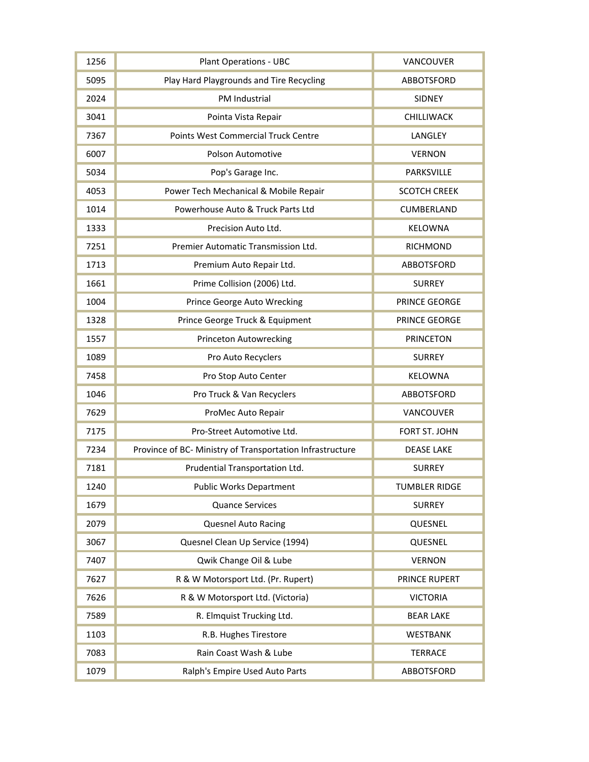| | | |
|---|---|---|
| 1256 | Plant Operations - UBC | VANCOUVER |
| 5095 | Play Hard Playgrounds and Tire Recycling | ABBOTSFORD |
| 2024 | PM Industrial | SIDNEY |
| 3041 | Pointa Vista Repair | CHILLIWACK |
| 7367 | Points West Commercial Truck Centre | LANGLEY |
| 6007 | Polson Automotive | VERNON |
| 5034 | Pop's Garage Inc. | PARKSVILLE |
| 4053 | Power Tech Mechanical & Mobile Repair | SCOTCH CREEK |
| 1014 | Powerhouse Auto & Truck Parts Ltd | CUMBERLAND |
| 1333 | Precision Auto Ltd. | KELOWNA |
| 7251 | Premier Automatic Transmission Ltd. | RICHMOND |
| 1713 | Premium Auto Repair Ltd. | ABBOTSFORD |
| 1661 | Prime Collision (2006) Ltd. | SURREY |
| 1004 | Prince George Auto Wrecking | PRINCE GEORGE |
| 1328 | Prince George Truck & Equipment | PRINCE GEORGE |
| 1557 | Princeton Autowrecking | PRINCETON |
| 1089 | Pro Auto Recyclers | SURREY |
| 7458 | Pro Stop Auto Center | KELOWNA |
| 1046 | Pro Truck & Van Recyclers | ABBOTSFORD |
| 7629 | ProMec Auto Repair | VANCOUVER |
| 7175 | Pro-Street Automotive Ltd. | FORT ST. JOHN |
| 7234 | Province of BC- Ministry of Transportation Infrastructure | DEASE LAKE |
| 7181 | Prudential Transportation Ltd. | SURREY |
| 1240 | Public Works Department | TUMBLER RIDGE |
| 1679 | Quance Services | SURREY |
| 2079 | Quesnel Auto Racing | QUESNEL |
| 3067 | Quesnel Clean Up Service (1994) | QUESNEL |
| 7407 | Qwik Change Oil & Lube | VERNON |
| 7627 | R & W Motorsport Ltd. (Pr. Rupert) | PRINCE RUPERT |
| 7626 | R & W Motorsport Ltd. (Victoria) | VICTORIA |
| 7589 | R. Elmquist Trucking Ltd. | BEAR LAKE |
| 1103 | R.B. Hughes Tirestore | WESTBANK |
| 7083 | Rain Coast Wash & Lube | TERRACE |
| 1079 | Ralph's Empire Used Auto Parts | ABBOTSFORD |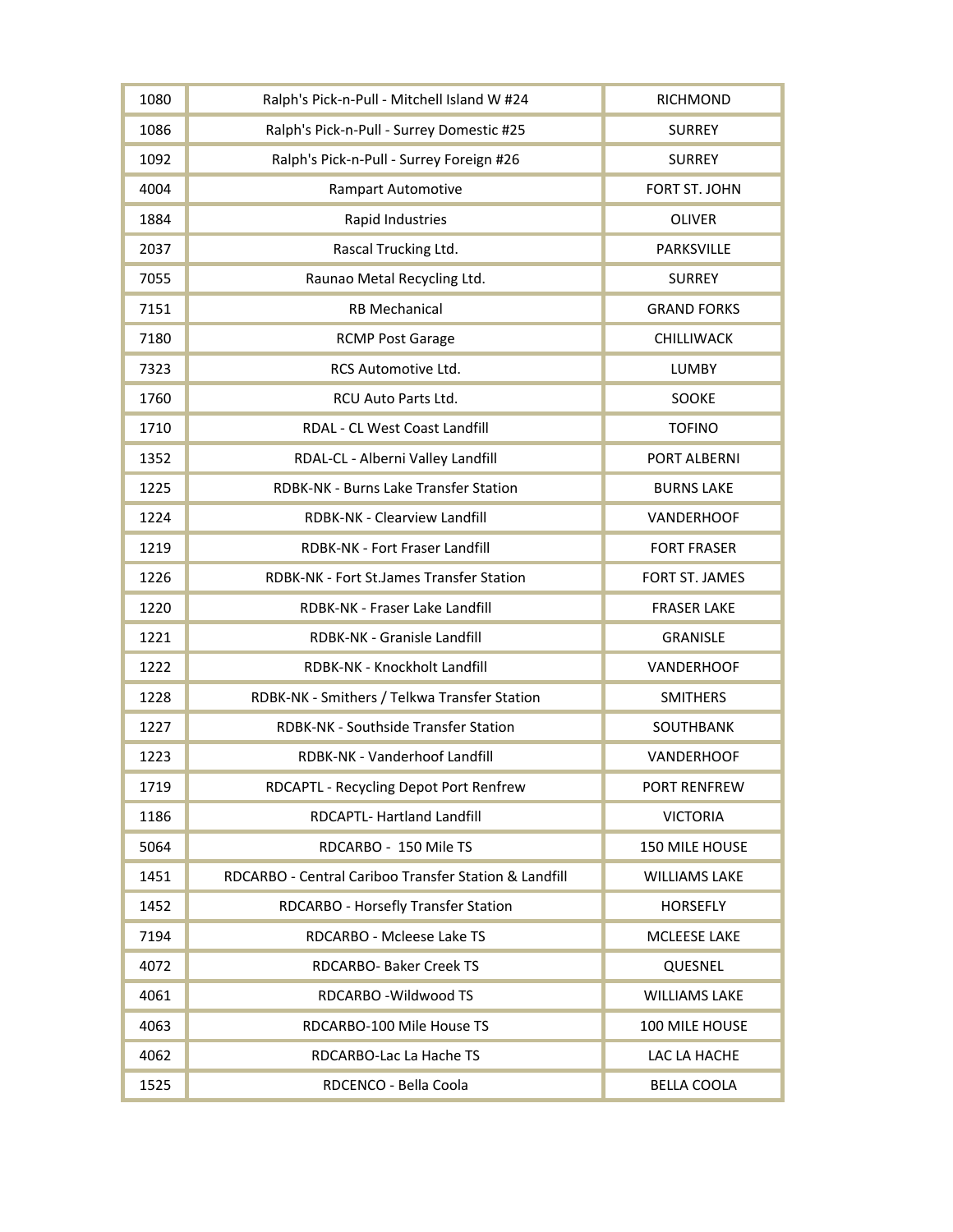| | | |
|---|---|---|
| 1080 | Ralph's Pick-n-Pull - Mitchell Island W #24 | RICHMOND |
| 1086 | Ralph's Pick-n-Pull - Surrey Domestic #25 | SURREY |
| 1092 | Ralph's Pick-n-Pull - Surrey Foreign #26 | SURREY |
| 4004 | Rampart Automotive | FORT ST. JOHN |
| 1884 | Rapid Industries | OLIVER |
| 2037 | Rascal Trucking Ltd. | PARKSVILLE |
| 7055 | Raunao Metal Recycling Ltd. | SURREY |
| 7151 | RB Mechanical | GRAND FORKS |
| 7180 | RCMP Post Garage | CHILLIWACK |
| 7323 | RCS Automotive Ltd. | LUMBY |
| 1760 | RCU Auto Parts Ltd. | SOOKE |
| 1710 | RDAL - CL West Coast Landfill | TOFINO |
| 1352 | RDAL-CL - Alberni Valley Landfill | PORT ALBERNI |
| 1225 | RDBK-NK - Burns Lake Transfer Station | BURNS LAKE |
| 1224 | RDBK-NK - Clearview Landfill | VANDERHOOF |
| 1219 | RDBK-NK - Fort Fraser Landfill | FORT FRASER |
| 1226 | RDBK-NK - Fort St.James Transfer Station | FORT ST. JAMES |
| 1220 | RDBK-NK - Fraser Lake Landfill | FRASER LAKE |
| 1221 | RDBK-NK - Granisle Landfill | GRANISLE |
| 1222 | RDBK-NK - Knockholt Landfill | VANDERHOOF |
| 1228 | RDBK-NK - Smithers / Telkwa Transfer Station | SMITHERS |
| 1227 | RDBK-NK - Southside Transfer Station | SOUTHBANK |
| 1223 | RDBK-NK - Vanderhoof Landfill | VANDERHOOF |
| 1719 | RDCAPTL - Recycling Depot Port Renfrew | PORT RENFREW |
| 1186 | RDCAPTL- Hartland Landfill | VICTORIA |
| 5064 | RDCARBO - 150 Mile TS | 150 MILE HOUSE |
| 1451 | RDCARBO - Central Cariboo Transfer Station & Landfill | WILLIAMS LAKE |
| 1452 | RDCARBO - Horsefly Transfer Station | HORSEFLY |
| 7194 | RDCARBO - Mcleese Lake TS | MCLEESE LAKE |
| 4072 | RDCARBO- Baker Creek TS | QUESNEL |
| 4061 | RDCARBO -Wildwood TS | WILLIAMS LAKE |
| 4063 | RDCARBO-100 Mile House TS | 100 MILE HOUSE |
| 4062 | RDCARBO-Lac La Hache TS | LAC LA HACHE |
| 1525 | RDCENCO - Bella Coola | BELLA COOLA |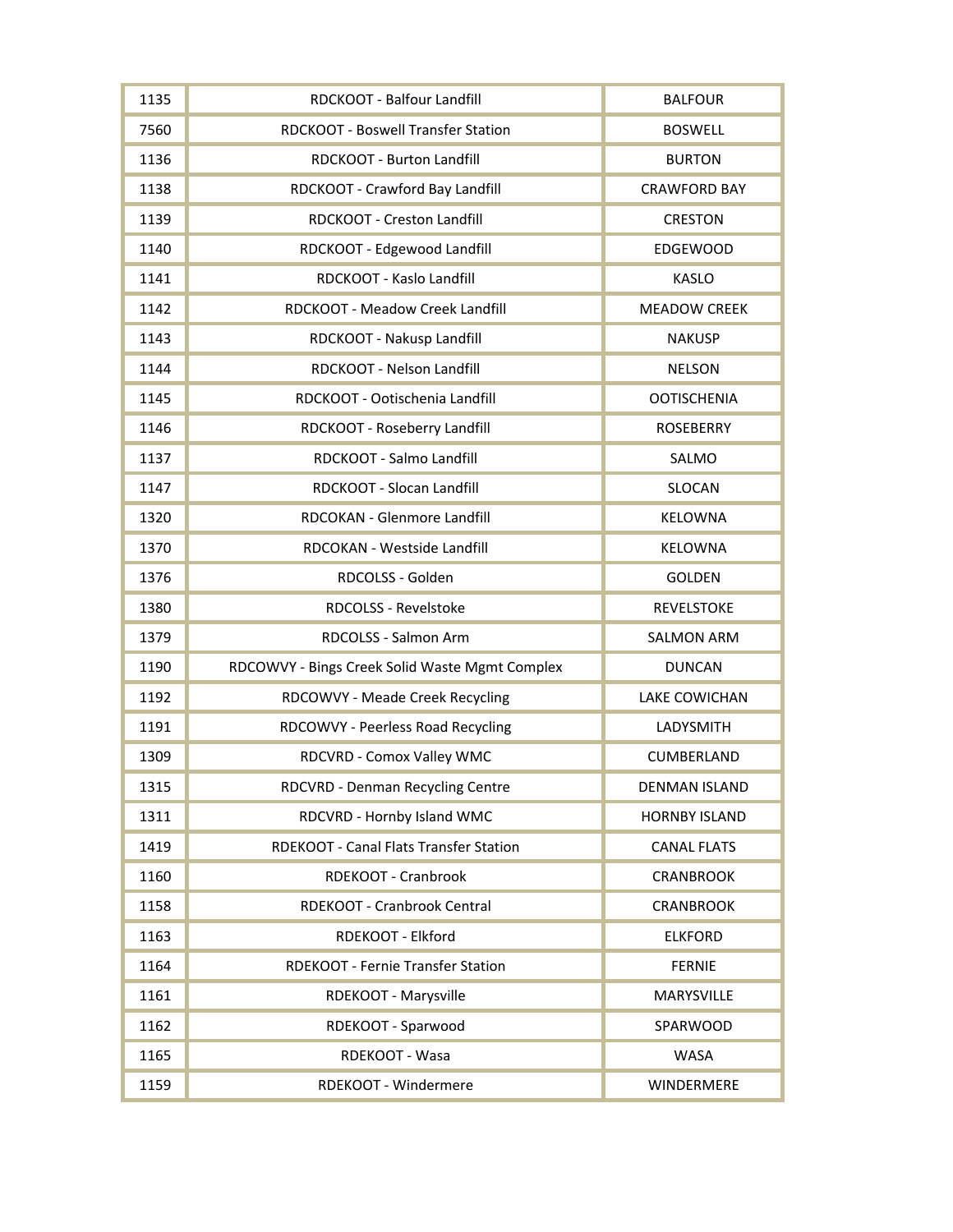| 1135 | RDCKOOT - Balfour Landfill | BALFOUR |
|---|---|---|
| 7560 | RDCKOOT - Boswell Transfer Station | BOSWELL |
| 1136 | RDCKOOT - Burton Landfill | BURTON |
| 1138 | RDCKOOT - Crawford Bay Landfill | CRAWFORD BAY |
| 1139 | RDCKOOT - Creston Landfill | CRESTON |
| 1140 | RDCKOOT - Edgewood Landfill | EDGEWOOD |
| 1141 | RDCKOOT - Kaslo Landfill | KASLO |
| 1142 | RDCKOOT - Meadow Creek Landfill | MEADOW CREEK |
| 1143 | RDCKOOT - Nakusp Landfill | NAKUSP |
| 1144 | RDCKOOT - Nelson Landfill | NELSON |
| 1145 | RDCKOOT - Ootischenia Landfill | OOTISCHENIA |
| 1146 | RDCKOOT - Roseberry Landfill | ROSEBERRY |
| 1137 | RDCKOOT - Salmo Landfill | SALMO |
| 1147 | RDCKOOT - Slocan Landfill | SLOCAN |
| 1320 | RDCOKAN - Glenmore Landfill | KELOWNA |
| 1370 | RDCOKAN - Westside Landfill | KELOWNA |
| 1376 | RDCOLSS - Golden | GOLDEN |
| 1380 | RDCOLSS - Revelstoke | REVELSTOKE |
| 1379 | RDCOLSS - Salmon Arm | SALMON ARM |
| 1190 | RDCOWVY - Bings Creek Solid Waste Mgmt Complex | DUNCAN |
| 1192 | RDCOWVY - Meade Creek Recycling | LAKE COWICHAN |
| 1191 | RDCOWVY - Peerless Road Recycling | LADYSMITH |
| 1309 | RDCVRD - Comox Valley WMC | CUMBERLAND |
| 1315 | RDCVRD - Denman Recycling Centre | DENMAN ISLAND |
| 1311 | RDCVRD - Hornby Island WMC | HORNBY ISLAND |
| 1419 | RDEKOOT - Canal Flats Transfer Station | CANAL FLATS |
| 1160 | RDEKOOT - Cranbrook | CRANBROOK |
| 1158 | RDEKOOT - Cranbrook Central | CRANBROOK |
| 1163 | RDEKOOT - Elkford | ELKFORD |
| 1164 | RDEKOOT - Fernie Transfer Station | FERNIE |
| 1161 | RDEKOOT - Marysville | MARYSVILLE |
| 1162 | RDEKOOT - Sparwood | SPARWOOD |
| 1165 | RDEKOOT - Wasa | WASA |
| 1159 | RDEKOOT - Windermere | WINDERMERE |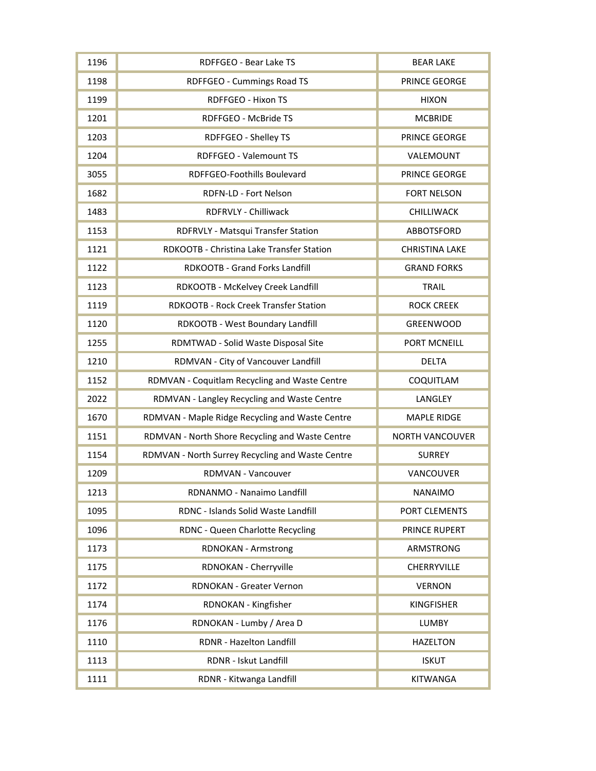| | | |
|---|---|---|
| 1196 | RDFFGEO - Bear Lake TS | BEAR LAKE |
| 1198 | RDFFGEO - Cummings Road TS | PRINCE GEORGE |
| 1199 | RDFFGEO - Hixon TS | HIXON |
| 1201 | RDFFGEO - McBride TS | MCBRIDE |
| 1203 | RDFFGEO - Shelley TS | PRINCE GEORGE |
| 1204 | RDFFGEO - Valemount TS | VALEMOUNT |
| 3055 | RDFFGEO-Foothills Boulevard | PRINCE GEORGE |
| 1682 | RDFN-LD - Fort Nelson | FORT NELSON |
| 1483 | RDFRVLY - Chilliwack | CHILLIWACK |
| 1153 | RDFRVLY - Matsqui Transfer Station | ABBOTSFORD |
| 1121 | RDKOOTB - Christina Lake Transfer Station | CHRISTINA LAKE |
| 1122 | RDKOOTB - Grand Forks Landfill | GRAND FORKS |
| 1123 | RDKOOTB - McKelvey Creek Landfill | TRAIL |
| 1119 | RDKOOTB - Rock Creek Transfer Station | ROCK CREEK |
| 1120 | RDKOOTB - West Boundary Landfill | GREENWOOD |
| 1255 | RDMTWAD - Solid Waste Disposal Site | PORT MCNEILL |
| 1210 | RDMVAN - City of Vancouver Landfill | DELTA |
| 1152 | RDMVAN - Coquitlam Recycling and Waste Centre | COQUITLAM |
| 2022 | RDMVAN - Langley Recycling and Waste Centre | LANGLEY |
| 1670 | RDMVAN - Maple Ridge Recycling and Waste Centre | MAPLE RIDGE |
| 1151 | RDMVAN - North Shore Recycling and Waste Centre | NORTH VANCOUVER |
| 1154 | RDMVAN - North Surrey Recycling and Waste Centre | SURREY |
| 1209 | RDMVAN - Vancouver | VANCOUVER |
| 1213 | RDNANMO - Nanaimo Landfill | NANAIMO |
| 1095 | RDNC - Islands Solid Waste Landfill | PORT CLEMENTS |
| 1096 | RDNC - Queen Charlotte Recycling | PRINCE RUPERT |
| 1173 | RDNOKAN - Armstrong | ARMSTRONG |
| 1175 | RDNOKAN - Cherryville | CHERRYVILLE |
| 1172 | RDNOKAN - Greater Vernon | VERNON |
| 1174 | RDNOKAN - Kingfisher | KINGFISHER |
| 1176 | RDNOKAN - Lumby / Area D | LUMBY |
| 1110 | RDNR - Hazelton Landfill | HAZELTON |
| 1113 | RDNR - Iskut Landfill | ISKUT |
| 1111 | RDNR - Kitwanga Landfill | KITWANGA |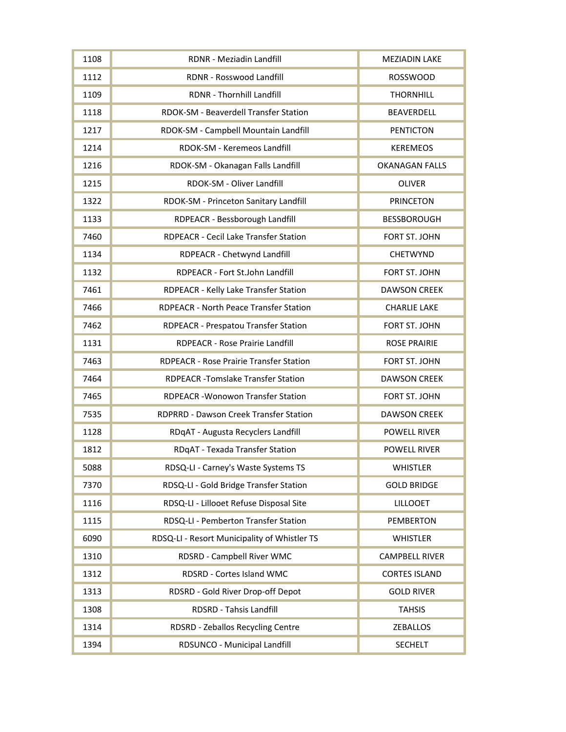| 1108 | RDNR - Meziadin Landfill | MEZIADIN LAKE |
|---|---|---|
| 1112 | RDNR - Rosswood Landfill | ROSSWOOD |
| 1109 | RDNR - Thornhill Landfill | THORNHILL |
| 1118 | RDOK-SM - Beaverdell Transfer Station | BEAVERDELL |
| 1217 | RDOK-SM - Campbell Mountain Landfill | PENTICTON |
| 1214 | RDOK-SM - Keremeos Landfill | KEREMEOS |
| 1216 | RDOK-SM - Okanagan Falls Landfill | OKANAGAN FALLS |
| 1215 | RDOK-SM - Oliver Landfill | OLIVER |
| 1322 | RDOK-SM - Princeton Sanitary Landfill | PRINCETON |
| 1133 | RDPEACR - Bessborough Landfill | BESSBOROUGH |
| 7460 | RDPEACR - Cecil Lake Transfer Station | FORT ST. JOHN |
| 1134 | RDPEACR - Chetwynd Landfill | CHETWYND |
| 1132 | RDPEACR - Fort St.John Landfill | FORT ST. JOHN |
| 7461 | RDPEACR - Kelly Lake Transfer Station | DAWSON CREEK |
| 7466 | RDPEACR - North Peace Transfer Station | CHARLIE LAKE |
| 7462 | RDPEACR - Prespatou Transfer Station | FORT ST. JOHN |
| 1131 | RDPEACR - Rose Prairie Landfill | ROSE PRAIRIE |
| 7463 | RDPEACR - Rose Prairie Transfer Station | FORT ST. JOHN |
| 7464 | RDPEACR -Tomslake Transfer Station | DAWSON CREEK |
| 7465 | RDPEACR -Wonowon Transfer Station | FORT ST. JOHN |
| 7535 | RDPRRD - Dawson Creek Transfer Station | DAWSON CREEK |
| 1128 | RDqAT - Augusta Recyclers Landfill | POWELL RIVER |
| 1812 | RDqAT - Texada Transfer Station | POWELL RIVER |
| 5088 | RDSQ-LI - Carney's Waste Systems TS | WHISTLER |
| 7370 | RDSQ-LI - Gold Bridge Transfer Station | GOLD BRIDGE |
| 1116 | RDSQ-LI - Lillooet Refuse Disposal Site | LILLOOET |
| 1115 | RDSQ-LI - Pemberton Transfer Station | PEMBERTON |
| 6090 | RDSQ-LI - Resort Municipality of Whistler TS | WHISTLER |
| 1310 | RDSRD - Campbell River WMC | CAMPBELL RIVER |
| 1312 | RDSRD - Cortes Island WMC | CORTES ISLAND |
| 1313 | RDSRD - Gold River Drop-off Depot | GOLD RIVER |
| 1308 | RDSRD - Tahsis Landfill | TAHSIS |
| 1314 | RDSRD - Zeballos Recycling Centre | ZEBALLOS |
| 1394 | RDSUNCO - Municipal Landfill | SECHELT |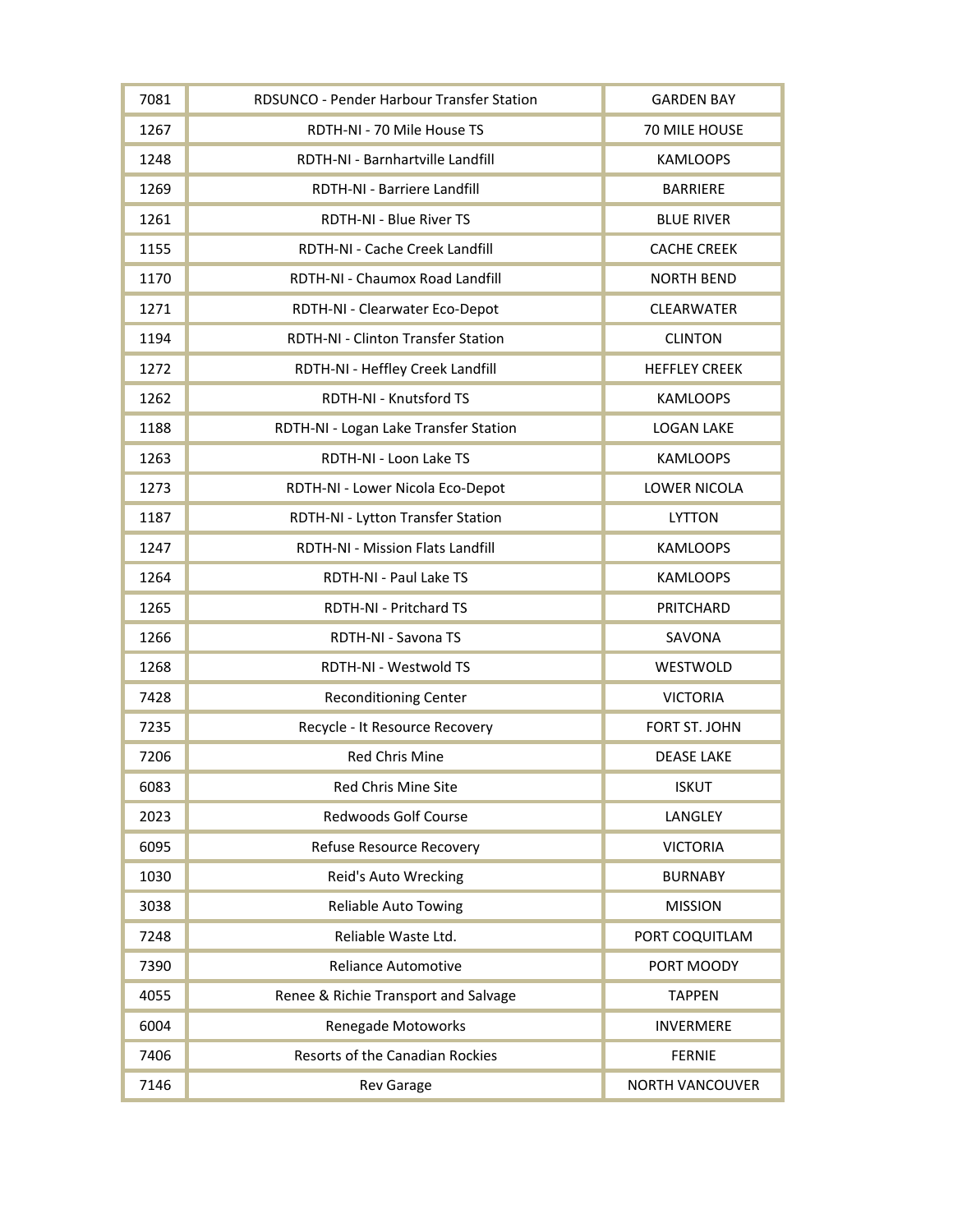| | | |
|---|---|---|
| 7081 | RDSUNCO - Pender Harbour Transfer Station | GARDEN BAY |
| 1267 | RDTH-NI - 70 Mile House TS | 70 MILE HOUSE |
| 1248 | RDTH-NI - Barnhartville Landfill | KAMLOOPS |
| 1269 | RDTH-NI - Barriere Landfill | BARRIERE |
| 1261 | RDTH-NI - Blue River TS | BLUE RIVER |
| 1155 | RDTH-NI - Cache Creek Landfill | CACHE CREEK |
| 1170 | RDTH-NI - Chaumox Road Landfill | NORTH BEND |
| 1271 | RDTH-NI - Clearwater Eco-Depot | CLEARWATER |
| 1194 | RDTH-NI - Clinton Transfer Station | CLINTON |
| 1272 | RDTH-NI - Heffley Creek Landfill | HEFFLEY CREEK |
| 1262 | RDTH-NI - Knutsford TS | KAMLOOPS |
| 1188 | RDTH-NI - Logan Lake Transfer Station | LOGAN LAKE |
| 1263 | RDTH-NI - Loon Lake TS | KAMLOOPS |
| 1273 | RDTH-NI - Lower Nicola Eco-Depot | LOWER NICOLA |
| 1187 | RDTH-NI - Lytton Transfer Station | LYTTON |
| 1247 | RDTH-NI - Mission Flats Landfill | KAMLOOPS |
| 1264 | RDTH-NI - Paul Lake TS | KAMLOOPS |
| 1265 | RDTH-NI - Pritchard TS | PRITCHARD |
| 1266 | RDTH-NI - Savona TS | SAVONA |
| 1268 | RDTH-NI - Westwold TS | WESTWOLD |
| 7428 | Reconditioning Center | VICTORIA |
| 7235 | Recycle - It Resource Recovery | FORT ST. JOHN |
| 7206 | Red Chris Mine | DEASE LAKE |
| 6083 | Red Chris Mine Site | ISKUT |
| 2023 | Redwoods Golf Course | LANGLEY |
| 6095 | Refuse Resource Recovery | VICTORIA |
| 1030 | Reid's Auto Wrecking | BURNABY |
| 3038 | Reliable Auto Towing | MISSION |
| 7248 | Reliable Waste Ltd. | PORT COQUITLAM |
| 7390 | Reliance Automotive | PORT MOODY |
| 4055 | Renee & Richie Transport and Salvage | TAPPEN |
| 6004 | Renegade Motoworks | INVERMERE |
| 7406 | Resorts of the Canadian Rockies | FERNIE |
| 7146 | Rev Garage | NORTH VANCOUVER |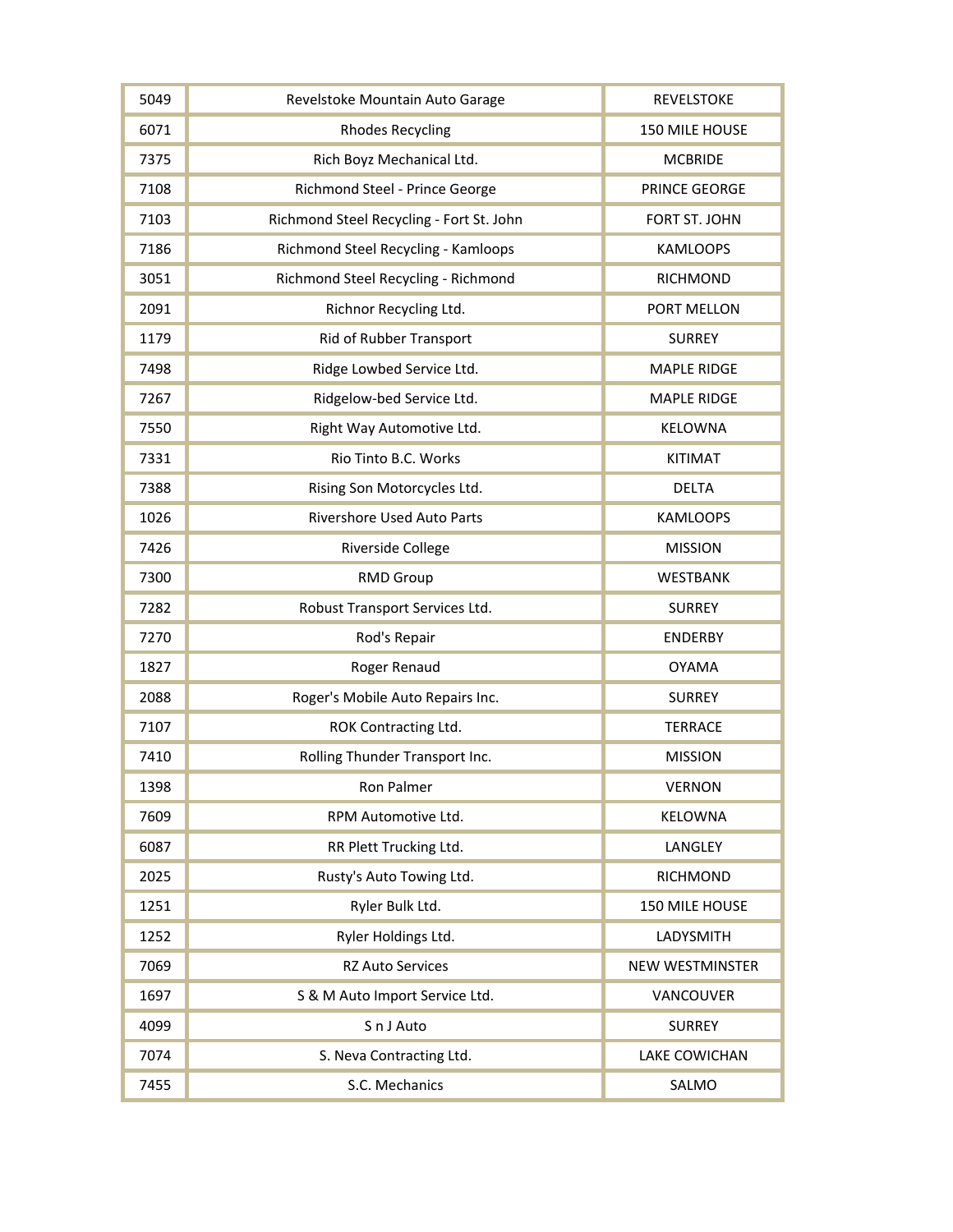| | | |
|---|---|---|
| 5049 | Revelstoke Mountain Auto Garage | REVELSTOKE |
| 6071 | Rhodes Recycling | 150 MILE HOUSE |
| 7375 | Rich Boyz Mechanical Ltd. | MCBRIDE |
| 7108 | Richmond Steel - Prince George | PRINCE GEORGE |
| 7103 | Richmond Steel Recycling - Fort St. John | FORT ST. JOHN |
| 7186 | Richmond Steel Recycling - Kamloops | KAMLOOPS |
| 3051 | Richmond Steel Recycling - Richmond | RICHMOND |
| 2091 | Richnor Recycling Ltd. | PORT MELLON |
| 1179 | Rid of Rubber Transport | SURREY |
| 7498 | Ridge Lowbed Service Ltd. | MAPLE RIDGE |
| 7267 | Ridgelow-bed Service Ltd. | MAPLE RIDGE |
| 7550 | Right Way Automotive Ltd. | KELOWNA |
| 7331 | Rio Tinto B.C. Works | KITIMAT |
| 7388 | Rising Son Motorcycles Ltd. | DELTA |
| 1026 | Rivershore Used Auto Parts | KAMLOOPS |
| 7426 | Riverside College | MISSION |
| 7300 | RMD Group | WESTBANK |
| 7282 | Robust Transport Services Ltd. | SURREY |
| 7270 | Rod's Repair | ENDERBY |
| 1827 | Roger Renaud | OYAMA |
| 2088 | Roger's Mobile Auto Repairs Inc. | SURREY |
| 7107 | ROK Contracting Ltd. | TERRACE |
| 7410 | Rolling Thunder Transport Inc. | MISSION |
| 1398 | Ron Palmer | VERNON |
| 7609 | RPM Automotive Ltd. | KELOWNA |
| 6087 | RR Plett Trucking Ltd. | LANGLEY |
| 2025 | Rusty's Auto Towing Ltd. | RICHMOND |
| 1251 | Ryler Bulk Ltd. | 150 MILE HOUSE |
| 1252 | Ryler Holdings Ltd. | LADYSMITH |
| 7069 | RZ Auto Services | NEW WESTMINSTER |
| 1697 | S & M Auto Import Service Ltd. | VANCOUVER |
| 4099 | S n J Auto | SURREY |
| 7074 | S. Neva Contracting Ltd. | LAKE COWICHAN |
| 7455 | S.C. Mechanics | SALMO |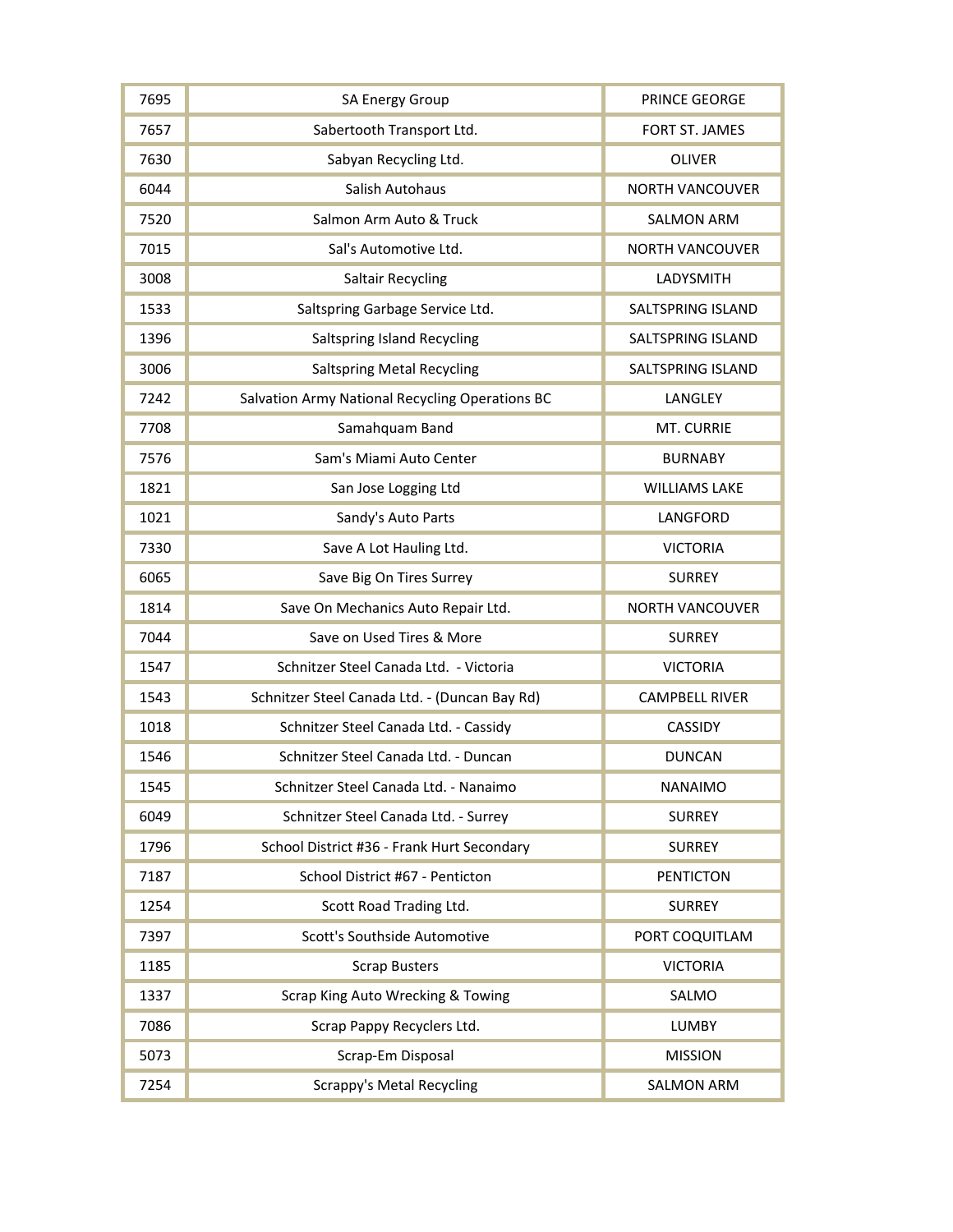| 7695 | SA Energy Group | PRINCE GEORGE |
|---|---|---|
| 7657 | Sabertooth Transport Ltd. | FORT ST. JAMES |
| 7630 | Sabyan Recycling Ltd. | OLIVER |
| 6044 | Salish Autohaus | NORTH VANCOUVER |
| 7520 | Salmon Arm Auto & Truck | SALMON ARM |
| 7015 | Sal's Automotive Ltd. | NORTH VANCOUVER |
| 3008 | Saltair Recycling | LADYSMITH |
| 1533 | Saltspring Garbage Service Ltd. | SALTSPRING ISLAND |
| 1396 | Saltspring Island Recycling | SALTSPRING ISLAND |
| 3006 | Saltspring Metal Recycling | SALTSPRING ISLAND |
| 7242 | Salvation Army National Recycling Operations BC | LANGLEY |
| 7708 | Samahquam Band | MT. CURRIE |
| 7576 | Sam's Miami Auto Center | BURNABY |
| 1821 | San Jose Logging Ltd | WILLIAMS LAKE |
| 1021 | Sandy's Auto Parts | LANGFORD |
| 7330 | Save A Lot Hauling Ltd. | VICTORIA |
| 6065 | Save Big On Tires Surrey | SURREY |
| 1814 | Save On Mechanics Auto Repair Ltd. | NORTH VANCOUVER |
| 7044 | Save on Used Tires & More | SURREY |
| 1547 | Schnitzer Steel Canada Ltd. - Victoria | VICTORIA |
| 1543 | Schnitzer Steel Canada Ltd. - (Duncan Bay Rd) | CAMPBELL RIVER |
| 1018 | Schnitzer Steel Canada Ltd. - Cassidy | CASSIDY |
| 1546 | Schnitzer Steel Canada Ltd. - Duncan | DUNCAN |
| 1545 | Schnitzer Steel Canada Ltd. - Nanaimo | NANAIMO |
| 6049 | Schnitzer Steel Canada Ltd. - Surrey | SURREY |
| 1796 | School District #36 - Frank Hurt Secondary | SURREY |
| 7187 | School District #67 - Penticton | PENTICTON |
| 1254 | Scott Road Trading Ltd. | SURREY |
| 7397 | Scott's Southside Automotive | PORT COQUITLAM |
| 1185 | Scrap Busters | VICTORIA |
| 1337 | Scrap King Auto Wrecking & Towing | SALMO |
| 7086 | Scrap Pappy Recyclers Ltd. | LUMBY |
| 5073 | Scrap-Em Disposal | MISSION |
| 7254 | Scrappy's Metal Recycling | SALMON ARM |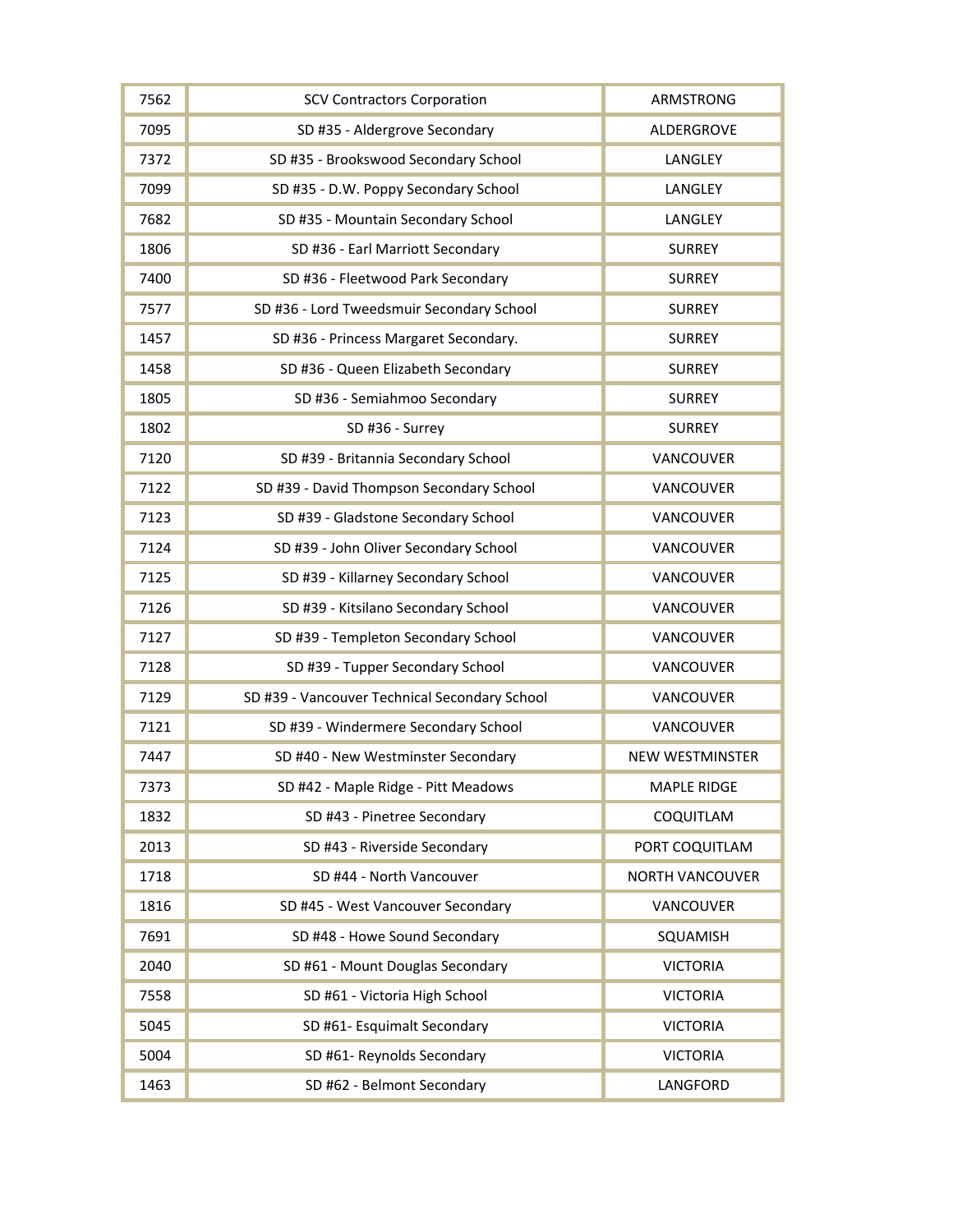| | | |
|---|---|---|
| 7562 | SCV Contractors Corporation | ARMSTRONG |
| 7095 | SD #35 - Aldergrove Secondary | ALDERGROVE |
| 7372 | SD #35 - Brookswood Secondary School | LANGLEY |
| 7099 | SD #35 - D.W. Poppy Secondary School | LANGLEY |
| 7682 | SD #35 - Mountain Secondary School | LANGLEY |
| 1806 | SD #36 - Earl Marriott Secondary | SURREY |
| 7400 | SD #36 - Fleetwood Park Secondary | SURREY |
| 7577 | SD #36 - Lord Tweedsmuir Secondary School | SURREY |
| 1457 | SD #36 - Princess Margaret Secondary. | SURREY |
| 1458 | SD #36 - Queen Elizabeth Secondary | SURREY |
| 1805 | SD #36 - Semiahmoo Secondary | SURREY |
| 1802 | SD #36 - Surrey | SURREY |
| 7120 | SD #39 - Britannia Secondary School | VANCOUVER |
| 7122 | SD #39 - David Thompson Secondary School | VANCOUVER |
| 7123 | SD #39 - Gladstone Secondary School | VANCOUVER |
| 7124 | SD #39 - John Oliver Secondary School | VANCOUVER |
| 7125 | SD #39 - Killarney Secondary School | VANCOUVER |
| 7126 | SD #39 - Kitsilano Secondary School | VANCOUVER |
| 7127 | SD #39 - Templeton Secondary School | VANCOUVER |
| 7128 | SD #39 - Tupper Secondary School | VANCOUVER |
| 7129 | SD #39 - Vancouver Technical Secondary School | VANCOUVER |
| 7121 | SD #39 - Windermere Secondary School | VANCOUVER |
| 7447 | SD #40 - New Westminster Secondary | NEW WESTMINSTER |
| 7373 | SD #42 - Maple Ridge - Pitt Meadows | MAPLE RIDGE |
| 1832 | SD #43 - Pinetree Secondary | COQUITLAM |
| 2013 | SD #43 - Riverside Secondary | PORT COQUITLAM |
| 1718 | SD #44 - North Vancouver | NORTH VANCOUVER |
| 1816 | SD #45 - West Vancouver Secondary | VANCOUVER |
| 7691 | SD #48 - Howe Sound Secondary | SQUAMISH |
| 2040 | SD #61 - Mount Douglas Secondary | VICTORIA |
| 7558 | SD #61 - Victoria High School | VICTORIA |
| 5045 | SD #61- Esquimalt Secondary | VICTORIA |
| 5004 | SD #61- Reynolds Secondary | VICTORIA |
| 1463 | SD #62 - Belmont Secondary | LANGFORD |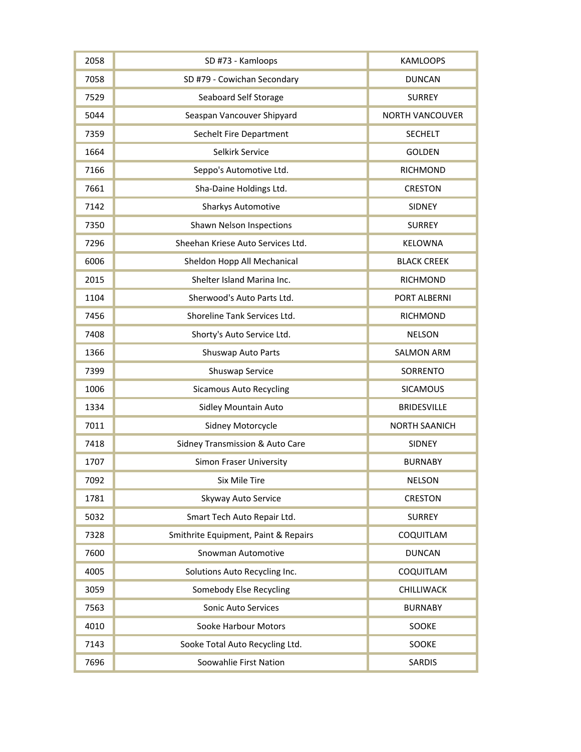| | | |
|---|---|---|
| 2058 | SD #73 - Kamloops | KAMLOOPS |
| 7058 | SD #79 - Cowichan Secondary | DUNCAN |
| 7529 | Seaboard Self Storage | SURREY |
| 5044 | Seaspan Vancouver Shipyard | NORTH VANCOUVER |
| 7359 | Sechelt Fire Department | SECHELT |
| 1664 | Selkirk Service | GOLDEN |
| 7166 | Seppo's Automotive Ltd. | RICHMOND |
| 7661 | Sha-Daine Holdings Ltd. | CRESTON |
| 7142 | Sharkys Automotive | SIDNEY |
| 7350 | Shawn Nelson Inspections | SURREY |
| 7296 | Sheehan Kriese Auto Services Ltd. | KELOWNA |
| 6006 | Sheldon Hopp All Mechanical | BLACK CREEK |
| 2015 | Shelter Island Marina Inc. | RICHMOND |
| 1104 | Sherwood's Auto Parts Ltd. | PORT ALBERNI |
| 7456 | Shoreline Tank Services Ltd. | RICHMOND |
| 7408 | Shorty's Auto Service Ltd. | NELSON |
| 1366 | Shuswap Auto Parts | SALMON ARM |
| 7399 | Shuswap Service | SORRENTO |
| 1006 | Sicamous Auto Recycling | SICAMOUS |
| 1334 | Sidley Mountain Auto | BRIDESVILLE |
| 7011 | Sidney Motorcycle | NORTH SAANICH |
| 7418 | Sidney Transmission & Auto Care | SIDNEY |
| 1707 | Simon Fraser University | BURNABY |
| 7092 | Six Mile Tire | NELSON |
| 1781 | Skyway Auto Service | CRESTON |
| 5032 | Smart Tech Auto Repair Ltd. | SURREY |
| 7328 | Smithrite Equipment, Paint & Repairs | COQUITLAM |
| 7600 | Snowman Automotive | DUNCAN |
| 4005 | Solutions Auto Recycling Inc. | COQUITLAM |
| 3059 | Somebody Else Recycling | CHILLIWACK |
| 7563 | Sonic Auto Services | BURNABY |
| 4010 | Sooke Harbour Motors | SOOKE |
| 7143 | Sooke Total Auto Recycling Ltd. | SOOKE |
| 7696 | Soowahlie First Nation | SARDIS |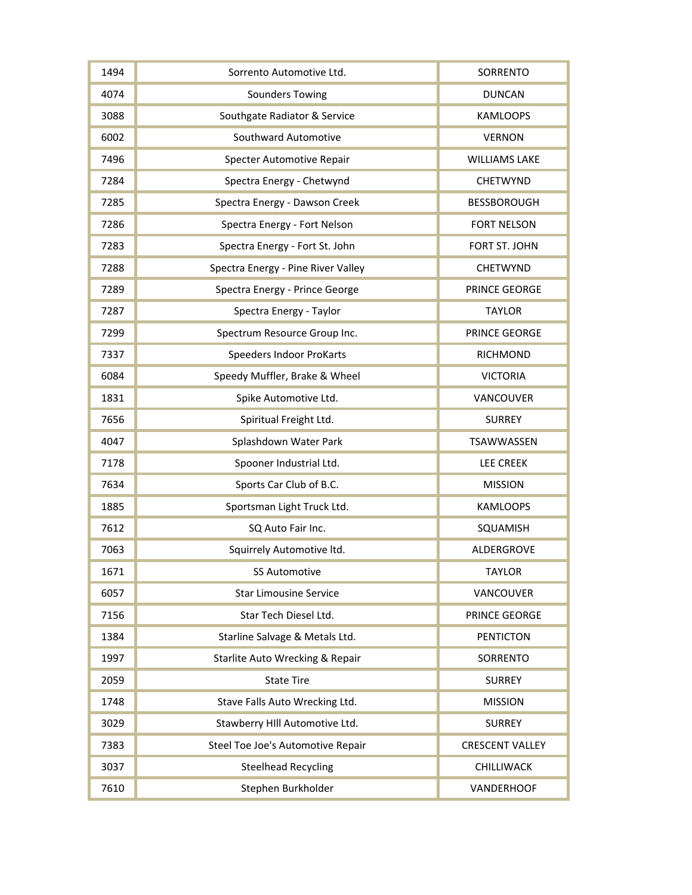| 1494 | Sorrento Automotive Ltd. | SORRENTO |
|---|---|---|
| 4074 | Sounders Towing | DUNCAN |
| 3088 | Southgate Radiator & Service | KAMLOOPS |
| 6002 | Southward Automotive | VERNON |
| 7496 | Specter Automotive Repair | WILLIAMS LAKE |
| 7284 | Spectra Energy - Chetwynd | CHETWYND |
| 7285 | Spectra Energy - Dawson Creek | BESSBOROUGH |
| 7286 | Spectra Energy - Fort Nelson | FORT NELSON |
| 7283 | Spectra Energy - Fort St. John | FORT ST. JOHN |
| 7288 | Spectra Energy - Pine River Valley | CHETWYND |
| 7289 | Spectra Energy - Prince George | PRINCE GEORGE |
| 7287 | Spectra Energy - Taylor | TAYLOR |
| 7299 | Spectrum Resource Group Inc. | PRINCE GEORGE |
| 7337 | Speeders Indoor ProKarts | RICHMOND |
| 6084 | Speedy Muffler, Brake & Wheel | VICTORIA |
| 1831 | Spike Automotive Ltd. | VANCOUVER |
| 7656 | Spiritual Freight Ltd. | SURREY |
| 4047 | Splashdown Water Park | TSAWWASSEN |
| 7178 | Spooner Industrial Ltd. | LEE CREEK |
| 7634 | Sports Car Club of B.C. | MISSION |
| 1885 | Sportsman Light Truck Ltd. | KAMLOOPS |
| 7612 | SQ Auto Fair Inc. | SQUAMISH |
| 7063 | Squirrely Automotive ltd. | ALDERGROVE |
| 1671 | SS Automotive | TAYLOR |
| 6057 | Star Limousine Service | VANCOUVER |
| 7156 | Star Tech Diesel Ltd. | PRINCE GEORGE |
| 1384 | Starline Salvage & Metals Ltd. | PENTICTON |
| 1997 | Starlite Auto Wrecking & Repair | SORRENTO |
| 2059 | State Tire | SURREY |
| 1748 | Stave Falls Auto Wrecking Ltd. | MISSION |
| 3029 | Stawberry HIll Automotive Ltd. | SURREY |
| 7383 | Steel Toe Joe's Automotive Repair | CRESCENT VALLEY |
| 3037 | Steelhead Recycling | CHILLIWACK |
| 7610 | Stephen Burkholder | VANDERHOOF |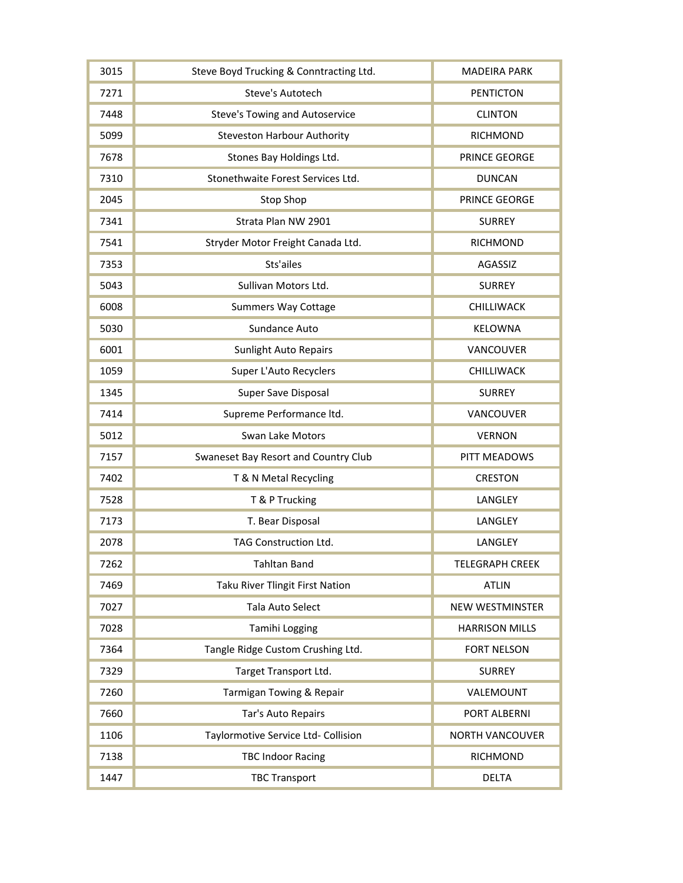| 3015 | Steve Boyd Trucking & Conntracting Ltd. | MADEIRA PARK |
|---|---|---|
| 7271 | Steve's Autotech | PENTICTON |
| 7448 | Steve's Towing and Autoservice | CLINTON |
| 5099 | Steveston Harbour Authority | RICHMOND |
| 7678 | Stones Bay Holdings Ltd. | PRINCE GEORGE |
| 7310 | Stonethwaite Forest Services Ltd. | DUNCAN |
| 2045 | Stop Shop | PRINCE GEORGE |
| 7341 | Strata Plan NW 2901 | SURREY |
| 7541 | Stryder Motor Freight Canada Ltd. | RICHMOND |
| 7353 | Sts'ailes | AGASSIZ |
| 5043 | Sullivan Motors Ltd. | SURREY |
| 6008 | Summers Way Cottage | CHILLIWACK |
| 5030 | Sundance Auto | KELOWNA |
| 6001 | Sunlight Auto Repairs | VANCOUVER |
| 1059 | Super L'Auto Recyclers | CHILLIWACK |
| 1345 | Super Save Disposal | SURREY |
| 7414 | Supreme Performance ltd. | VANCOUVER |
| 5012 | Swan Lake Motors | VERNON |
| 7157 | Swaneset Bay Resort and Country Club | PITT MEADOWS |
| 7402 | T & N Metal Recycling | CRESTON |
| 7528 | T & P Trucking | LANGLEY |
| 7173 | T. Bear Disposal | LANGLEY |
| 2078 | TAG Construction Ltd. | LANGLEY |
| 7262 | Tahltan Band | TELEGRAPH CREEK |
| 7469 | Taku River Tlingit First Nation | ATLIN |
| 7027 | Tala Auto Select | NEW WESTMINSTER |
| 7028 | Tamihi Logging | HARRISON MILLS |
| 7364 | Tangle Ridge Custom Crushing Ltd. | FORT NELSON |
| 7329 | Target Transport Ltd. | SURREY |
| 7260 | Tarmigan Towing & Repair | VALEMOUNT |
| 7660 | Tar's Auto Repairs | PORT ALBERNI |
| 1106 | Taylormotive Service Ltd- Collision | NORTH VANCOUVER |
| 7138 | TBC Indoor Racing | RICHMOND |
| 1447 | TBC Transport | DELTA |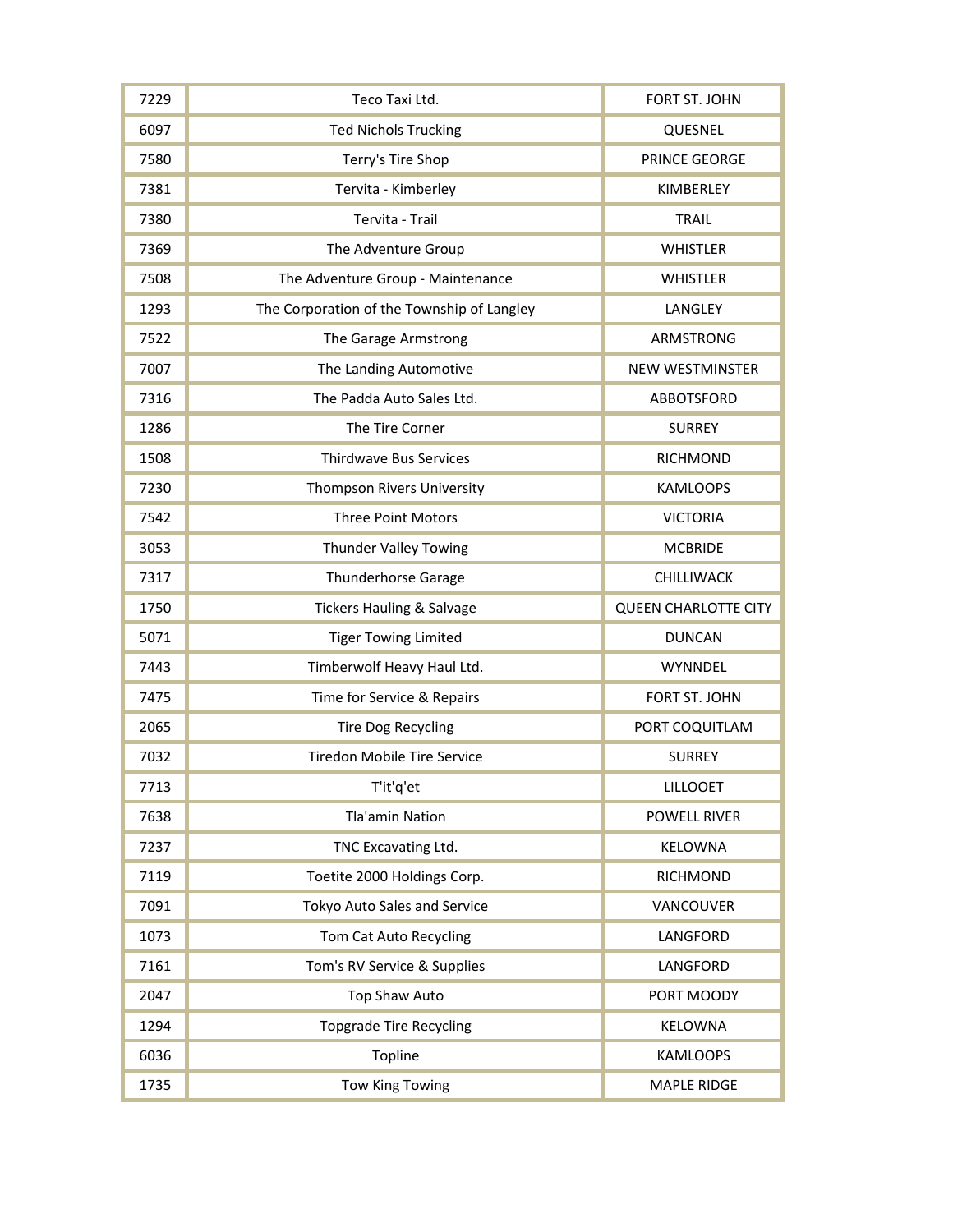| | | |
|---|---|---|
| 7229 | Teco Taxi Ltd. | FORT ST. JOHN |
| 6097 | Ted Nichols Trucking | QUESNEL |
| 7580 | Terry's Tire Shop | PRINCE GEORGE |
| 7381 | Tervita - Kimberley | KIMBERLEY |
| 7380 | Tervita - Trail | TRAIL |
| 7369 | The Adventure Group | WHISTLER |
| 7508 | The Adventure Group - Maintenance | WHISTLER |
| 1293 | The Corporation of the Township of Langley | LANGLEY |
| 7522 | The Garage Armstrong | ARMSTRONG |
| 7007 | The Landing Automotive | NEW WESTMINSTER |
| 7316 | The Padda Auto Sales Ltd. | ABBOTSFORD |
| 1286 | The Tire Corner | SURREY |
| 1508 | Thirdwave Bus Services | RICHMOND |
| 7230 | Thompson Rivers University | KAMLOOPS |
| 7542 | Three Point Motors | VICTORIA |
| 3053 | Thunder Valley Towing | MCBRIDE |
| 7317 | Thunderhorse Garage | CHILLIWACK |
| 1750 | Tickers Hauling & Salvage | QUEEN CHARLOTTE CITY |
| 5071 | Tiger Towing Limited | DUNCAN |
| 7443 | Timberwolf Heavy Haul Ltd. | WYNNDEL |
| 7475 | Time for Service & Repairs | FORT ST. JOHN |
| 2065 | Tire Dog Recycling | PORT COQUITLAM |
| 7032 | Tiredon Mobile Tire Service | SURREY |
| 7713 | T'it'q'et | LILLOOET |
| 7638 | Tla'amin Nation | POWELL RIVER |
| 7237 | TNC Excavating Ltd. | KELOWNA |
| 7119 | Toetite 2000 Holdings Corp. | RICHMOND |
| 7091 | Tokyo Auto Sales and Service | VANCOUVER |
| 1073 | Tom Cat Auto Recycling | LANGFORD |
| 7161 | Tom's RV Service & Supplies | LANGFORD |
| 2047 | Top Shaw Auto | PORT MOODY |
| 1294 | Topgrade Tire Recycling | KELOWNA |
| 6036 | Topline | KAMLOOPS |
| 1735 | Tow King Towing | MAPLE RIDGE |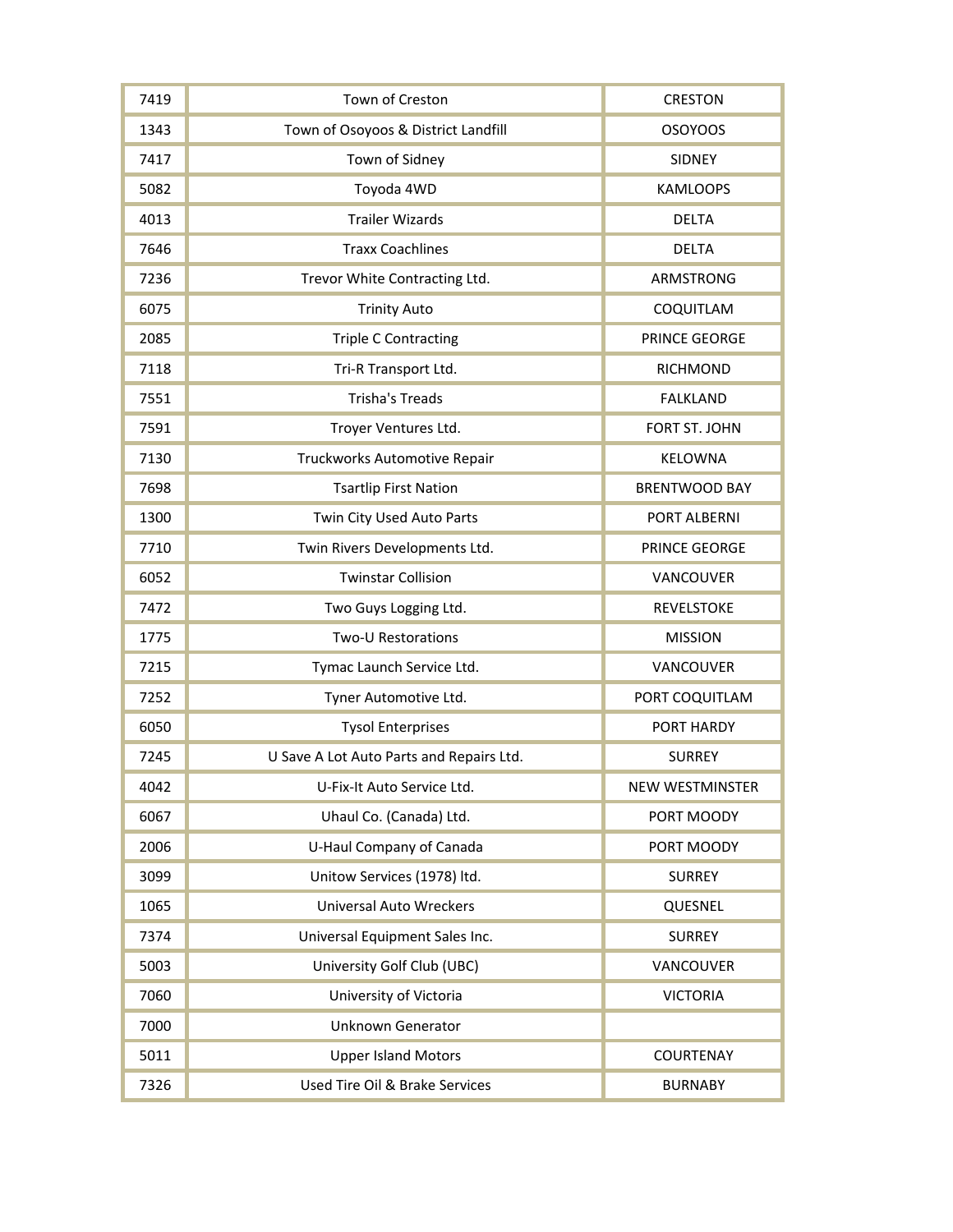| | | |
|---|---|---|
| 7419 | Town of Creston | CRESTON |
| 1343 | Town of Osoyoos & District Landfill | OSOYOOS |
| 7417 | Town of Sidney | SIDNEY |
| 5082 | Toyoda 4WD | KAMLOOPS |
| 4013 | Trailer Wizards | DELTA |
| 7646 | Traxx Coachlines | DELTA |
| 7236 | Trevor White Contracting Ltd. | ARMSTRONG |
| 6075 | Trinity Auto | COQUITLAM |
| 2085 | Triple C Contracting | PRINCE GEORGE |
| 7118 | Tri-R Transport Ltd. | RICHMOND |
| 7551 | Trisha's Treads | FALKLAND |
| 7591 | Troyer Ventures Ltd. | FORT ST. JOHN |
| 7130 | Truckworks Automotive Repair | KELOWNA |
| 7698 | Tsartlip First Nation | BRENTWOOD BAY |
| 1300 | Twin City Used Auto Parts | PORT ALBERNI |
| 7710 | Twin Rivers Developments Ltd. | PRINCE GEORGE |
| 6052 | Twinstar Collision | VANCOUVER |
| 7472 | Two Guys Logging Ltd. | REVELSTOKE |
| 1775 | Two-U Restorations | MISSION |
| 7215 | Tymac Launch Service Ltd. | VANCOUVER |
| 7252 | Tyner Automotive Ltd. | PORT COQUITLAM |
| 6050 | Tysol Enterprises | PORT HARDY |
| 7245 | U Save A Lot Auto Parts and Repairs Ltd. | SURREY |
| 4042 | U-Fix-It Auto Service Ltd. | NEW WESTMINSTER |
| 6067 | Uhaul Co. (Canada) Ltd. | PORT MOODY |
| 2006 | U-Haul Company of Canada | PORT MOODY |
| 3099 | Unitow Services (1978) ltd. | SURREY |
| 1065 | Universal Auto Wreckers | QUESNEL |
| 7374 | Universal Equipment Sales Inc. | SURREY |
| 5003 | University Golf Club (UBC) | VANCOUVER |
| 7060 | University of Victoria | VICTORIA |
| 7000 | Unknown Generator | |
| 5011 | Upper Island Motors | COURTENAY |
| 7326 | Used Tire Oil & Brake Services | BURNABY |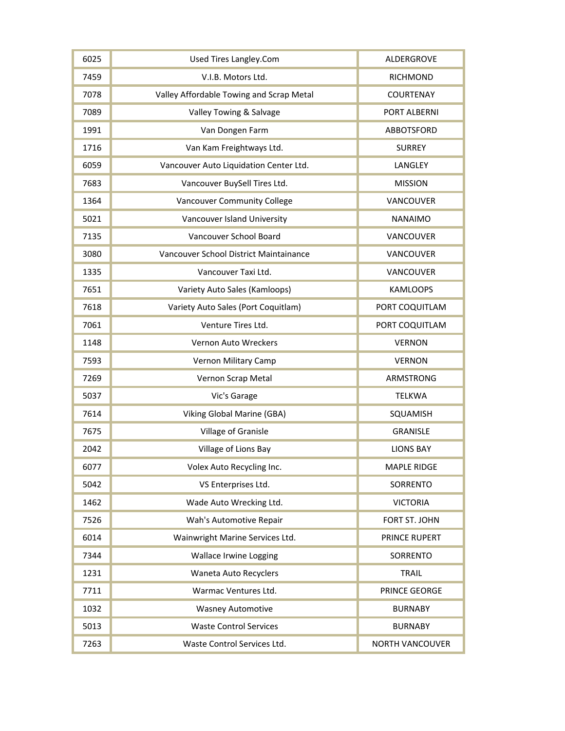| | | |
|---|---|---|
| 6025 | Used Tires Langley.Com | ALDERGROVE |
| 7459 | V.I.B. Motors Ltd. | RICHMOND |
| 7078 | Valley Affordable Towing and Scrap Metal | COURTENAY |
| 7089 | Valley Towing & Salvage | PORT ALBERNI |
| 1991 | Van Dongen Farm | ABBOTSFORD |
| 1716 | Van Kam Freightways Ltd. | SURREY |
| 6059 | Vancouver Auto Liquidation Center Ltd. | LANGLEY |
| 7683 | Vancouver BuySell Tires Ltd. | MISSION |
| 1364 | Vancouver Community College | VANCOUVER |
| 5021 | Vancouver Island University | NANAIMO |
| 7135 | Vancouver School Board | VANCOUVER |
| 3080 | Vancouver School District Maintainance | VANCOUVER |
| 1335 | Vancouver Taxi Ltd. | VANCOUVER |
| 7651 | Variety Auto Sales (Kamloops) | KAMLOOPS |
| 7618 | Variety Auto Sales (Port Coquitlam) | PORT COQUITLAM |
| 7061 | Venture Tires Ltd. | PORT COQUITLAM |
| 1148 | Vernon Auto Wreckers | VERNON |
| 7593 | Vernon Military Camp | VERNON |
| 7269 | Vernon Scrap Metal | ARMSTRONG |
| 5037 | Vic's Garage | TELKWA |
| 7614 | Viking Global Marine (GBA) | SQUAMISH |
| 7675 | Village of Granisle | GRANISLE |
| 2042 | Village of Lions Bay | LIONS BAY |
| 6077 | Volex Auto Recycling Inc. | MAPLE RIDGE |
| 5042 | VS Enterprises Ltd. | SORRENTO |
| 1462 | Wade Auto Wrecking Ltd. | VICTORIA |
| 7526 | Wah's Automotive Repair | FORT ST. JOHN |
| 6014 | Wainwright Marine Services Ltd. | PRINCE RUPERT |
| 7344 | Wallace Irwine Logging | SORRENTO |
| 1231 | Waneta Auto Recyclers | TRAIL |
| 7711 | Warmac Ventures Ltd. | PRINCE GEORGE |
| 1032 | Wasney Automotive | BURNABY |
| 5013 | Waste Control Services | BURNABY |
| 7263 | Waste Control Services Ltd. | NORTH VANCOUVER |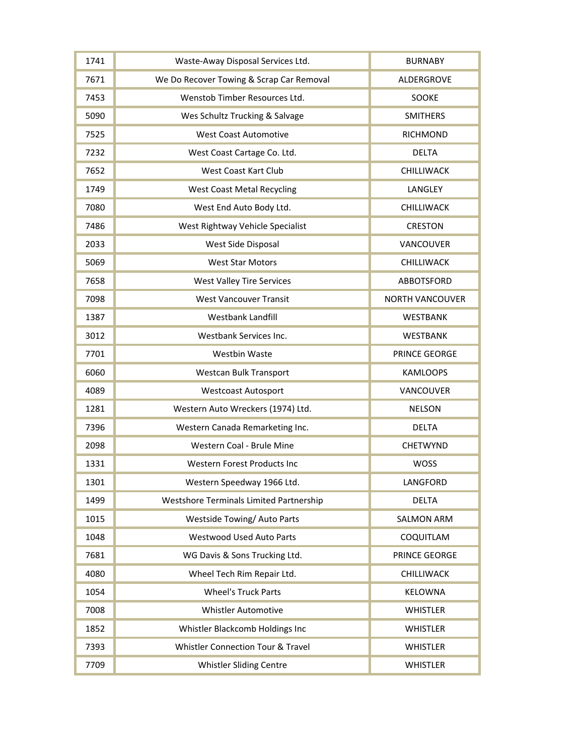| | | |
|---|---|---|
| 1741 | Waste-Away Disposal Services Ltd. | BURNABY |
| 7671 | We Do Recover Towing & Scrap Car Removal | ALDERGROVE |
| 7453 | Wenstob Timber Resources Ltd. | SOOKE |
| 5090 | Wes Schultz Trucking & Salvage | SMITHERS |
| 7525 | West Coast Automotive | RICHMOND |
| 7232 | West Coast Cartage Co. Ltd. | DELTA |
| 7652 | West Coast Kart Club | CHILLIWACK |
| 1749 | West Coast Metal Recycling | LANGLEY |
| 7080 | West End Auto Body Ltd. | CHILLIWACK |
| 7486 | West Rightway Vehicle Specialist | CRESTON |
| 2033 | West Side Disposal | VANCOUVER |
| 5069 | West Star Motors | CHILLIWACK |
| 7658 | West Valley Tire Services | ABBOTSFORD |
| 7098 | West Vancouver Transit | NORTH VANCOUVER |
| 1387 | Westbank Landfill | WESTBANK |
| 3012 | Westbank Services Inc. | WESTBANK |
| 7701 | Westbin Waste | PRINCE GEORGE |
| 6060 | Westcan Bulk Transport | KAMLOOPS |
| 4089 | Westcoast Autosport | VANCOUVER |
| 1281 | Western Auto Wreckers (1974) Ltd. | NELSON |
| 7396 | Western Canada Remarketing Inc. | DELTA |
| 2098 | Western Coal - Brule Mine | CHETWYND |
| 1331 | Western Forest Products Inc | WOSS |
| 1301 | Western Speedway 1966 Ltd. | LANGFORD |
| 1499 | Westshore Terminals Limited Partnership | DELTA |
| 1015 | Westside Towing/ Auto Parts | SALMON ARM |
| 1048 | Westwood Used Auto Parts | COQUITLAM |
| 7681 | WG Davis & Sons Trucking Ltd. | PRINCE GEORGE |
| 4080 | Wheel Tech Rim Repair Ltd. | CHILLIWACK |
| 1054 | Wheel's Truck Parts | KELOWNA |
| 7008 | Whistler Automotive | WHISTLER |
| 1852 | Whistler Blackcomb Holdings Inc | WHISTLER |
| 7393 | Whistler Connection Tour & Travel | WHISTLER |
| 7709 | Whistler Sliding Centre | WHISTLER |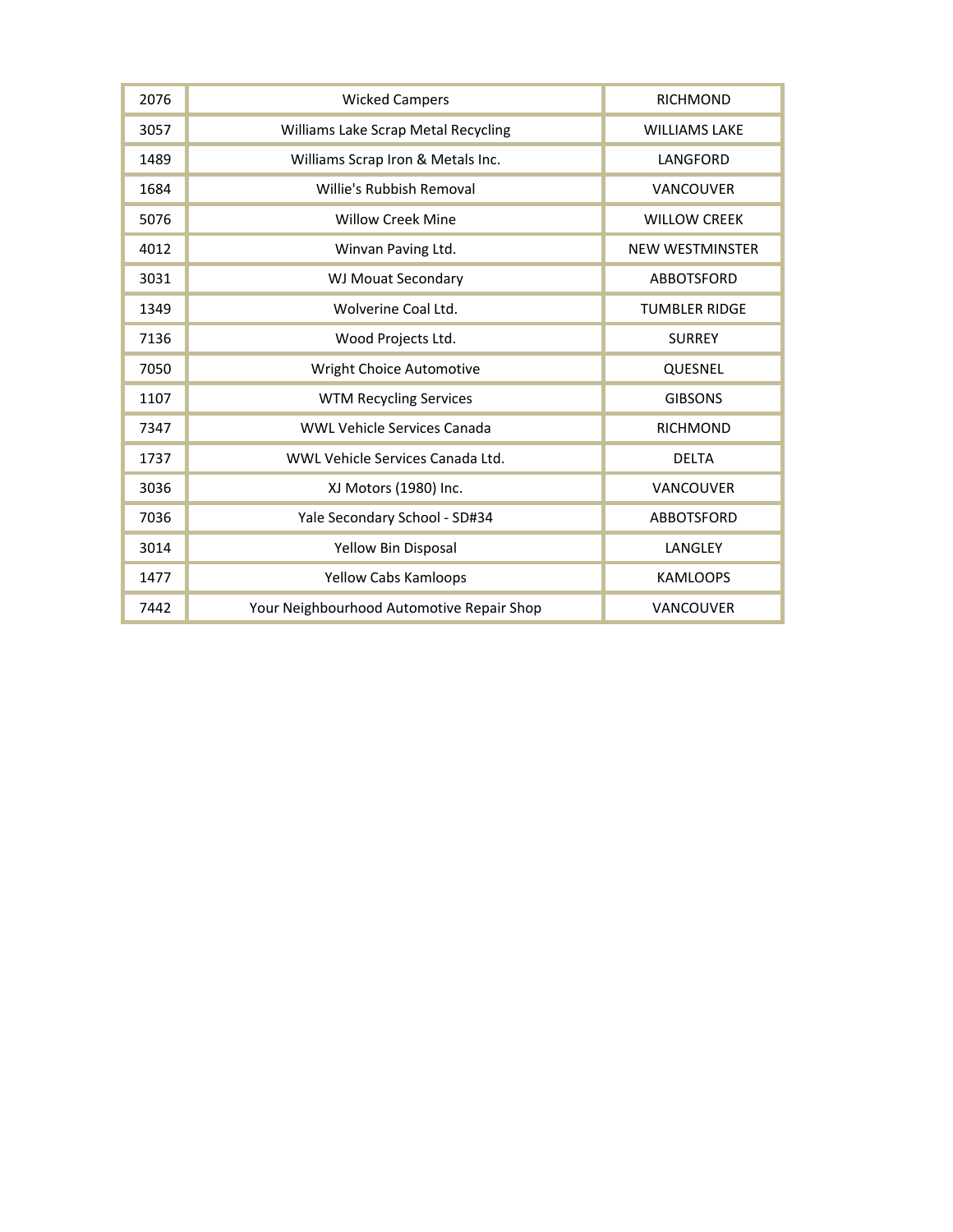| | | |
|---|---|---|
| 2076 | Wicked Campers | RICHMOND |
| 3057 | Williams Lake Scrap Metal Recycling | WILLIAMS LAKE |
| 1489 | Williams Scrap Iron & Metals Inc. | LANGFORD |
| 1684 | Willie's Rubbish Removal | VANCOUVER |
| 5076 | Willow Creek Mine | WILLOW CREEK |
| 4012 | Winvan Paving Ltd. | NEW WESTMINSTER |
| 3031 | WJ Mouat Secondary | ABBOTSFORD |
| 1349 | Wolverine Coal Ltd. | TUMBLER RIDGE |
| 7136 | Wood Projects Ltd. | SURREY |
| 7050 | Wright Choice Automotive | QUESNEL |
| 1107 | WTM Recycling Services | GIBSONS |
| 7347 | WWL Vehicle Services Canada | RICHMOND |
| 1737 | WWL Vehicle Services Canada Ltd. | DELTA |
| 3036 | XJ Motors (1980) Inc. | VANCOUVER |
| 7036 | Yale Secondary School - SD#34 | ABBOTSFORD |
| 3014 | Yellow Bin Disposal | LANGLEY |
| 1477 | Yellow Cabs Kamloops | KAMLOOPS |
| 7442 | Your Neighbourhood Automotive Repair Shop | VANCOUVER |